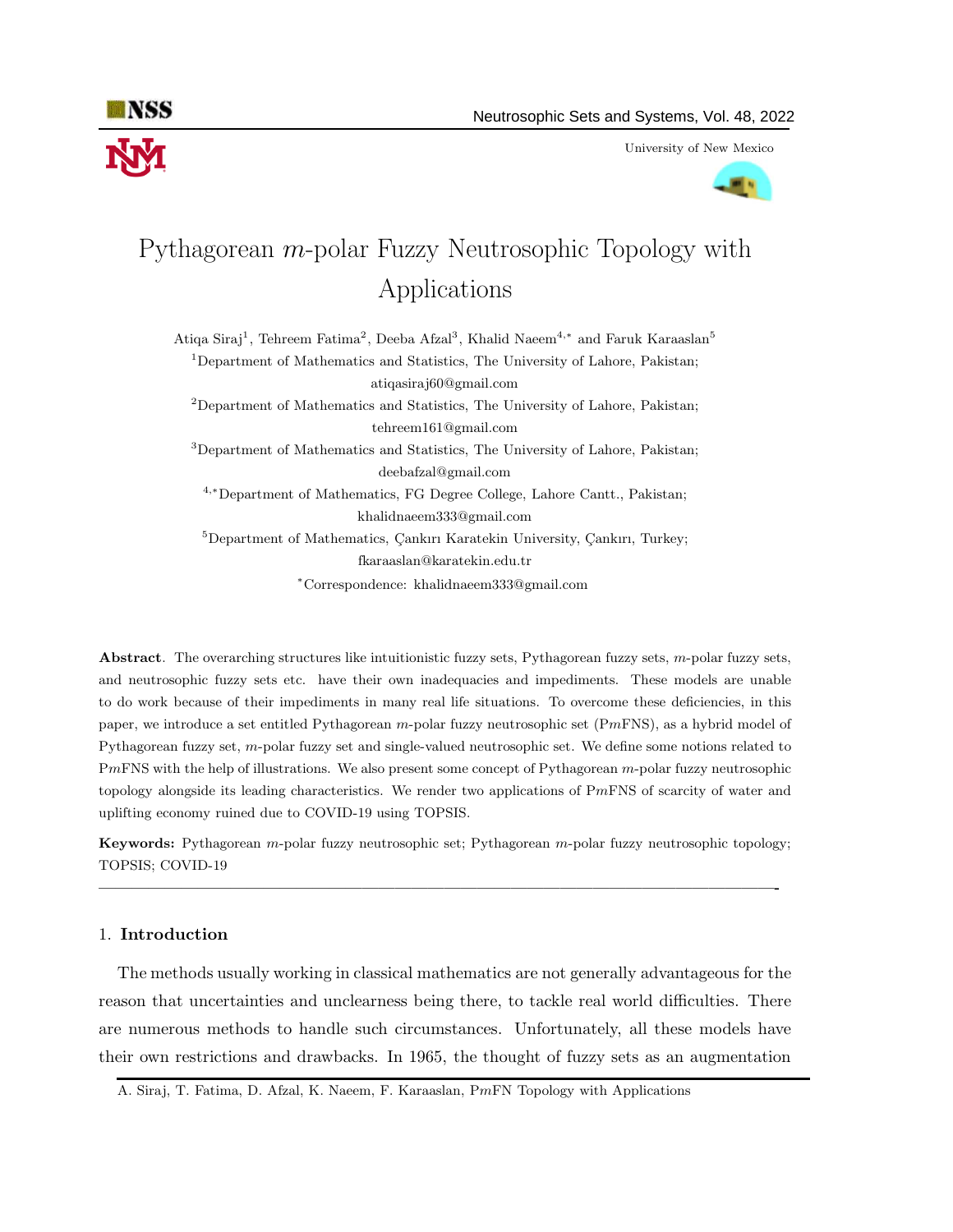# Pythagorean $m$-polar Fuzzy Neutrosophic Topology with Applications

Atiqa Siraj[1], Tehreem Fatima[2], Deeba Afzal[3], Khalid Naeem[4,*] and Faruk Karaaslan[5]

[1]Department of Mathematics and Statistics, The University of Lahore, Pakistan; atiqasiraj60@gmail.com

[2]Department of Mathematics and Statistics, The University of Lahore, Pakistan; tehreem161@gmail.com

[3]Department of Mathematics and Statistics, The University of Lahore, Pakistan; deebafzal@gmail.com

[4,*]Department of Mathematics, FG Degree College, Lahore Cantt., Pakistan; khalidnaeem333@gmail.com

[5]Department of Mathematics, Çankırı Karatekin University, Çankırı, Turkey; fkaraaslan@karatekin.edu.tr

[*]Correspondence: khalidnaeem333@gmail.com

**Abstract**. The overarching structures like intuitionistic fuzzy sets, Pythagorean fuzzy sets, $m$-polar fuzzy sets, and neutrosophic fuzzy sets etc. have their own inadequacies and impediments. These models are unable to do work because of their impediments in many real life situations. To overcome these deficiencies, in this paper, we introduce a set entitled Pythagorean $m$-polar fuzzy neutrosophic set (P$m$FNS), as a hybrid model of Pythagorean fuzzy set, $m$-polar fuzzy set and single-valued neutrosophic set. We define some notions related to P$m$FNS with the help of illustrations. We also present some concept of Pythagorean $m$-polar fuzzy neutrosophic topology alongside its leading characteristics. We render two applications of P$m$FNS of scarcity of water and uplifting economy ruined due to COVID-19 using TOPSIS.

**Keywords:** Pythagorean $m$-polar fuzzy neutrosophic set; Pythagorean $m$-polar fuzzy neutrosophic topology; TOPSIS; COVID-19

---

## 1. Introduction

The methods usually working in classical mathematics are not generally advantageous for the reason that uncertainties and unclearness being there, to tackle real world difficulties. There are numerous methods to handle such circumstances. Unfortunately, all these models have their own restrictions and drawbacks. In 1965, the thought of fuzzy sets as an augmentation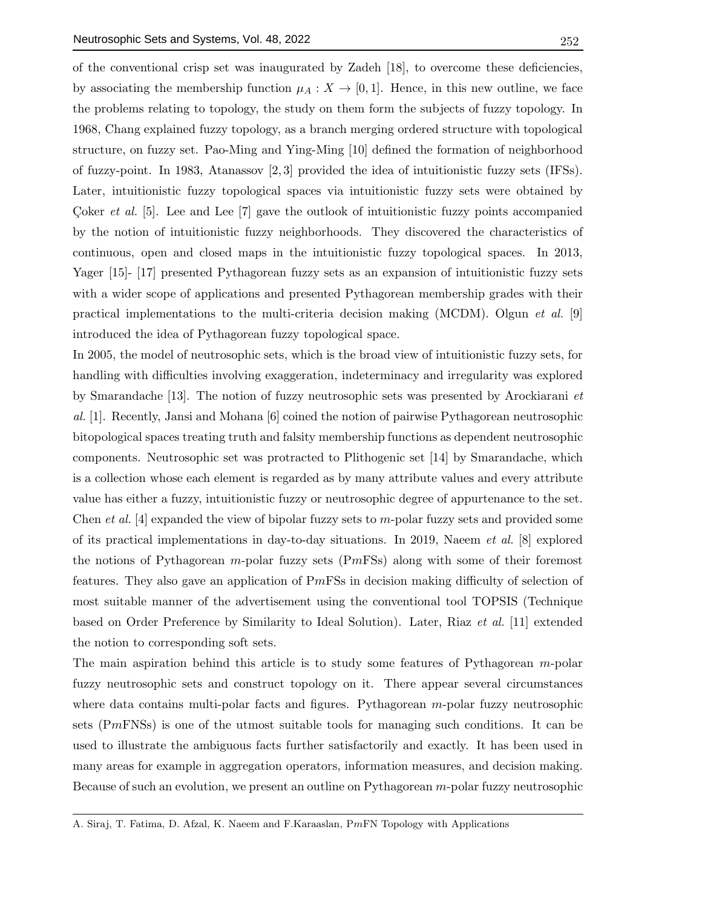of the conventional crisp set was inaugurated by Zadeh [18], to overcome these deficiencies, by associating the membership function $\mu_A : X \to [0,1]$. Hence, in this new outline, we face the problems relating to topology, the study on them form the subjects of fuzzy topology. In 1968, Chang explained fuzzy topology, as a branch merging ordered structure with topological structure, on fuzzy set. Pao-Ming and Ying-Ming [10] defined the formation of neighborhood of fuzzy-point. In 1983, Atanassov [2, 3] provided the idea of intuitionistic fuzzy sets (IFSs). Later, intuitionistic fuzzy topological spaces via intuitionistic fuzzy sets were obtained by Çoker *et al.* [5]. Lee and Lee [7] gave the outlook of intuitionistic fuzzy points accompanied by the notion of intuitionistic fuzzy neighborhoods. They discovered the characteristics of continuous, open and closed maps in the intuitionistic fuzzy topological spaces. In 2013, Yager [15]- [17] presented Pythagorean fuzzy sets as an expansion of intuitionistic fuzzy sets with a wider scope of applications and presented Pythagorean membership grades with their practical implementations to the multi-criteria decision making (MCDM). Olgun *et al.* [9] introduced the idea of Pythagorean fuzzy topological space.

In 2005, the model of neutrosophic sets, which is the broad view of intuitionistic fuzzy sets, for handling with difficulties involving exaggeration, indeterminacy and irregularity was explored by Smarandache [13]. The notion of fuzzy neutrosophic sets was presented by Arockiarani *et al.* [1]. Recently, Jansi and Mohana [6] coined the notion of pairwise Pythagorean neutrosophic bitopological spaces treating truth and falsity membership functions as dependent neutrosophic components. Neutrosophic set was protracted to Plithogenic set [14] by Smarandache, which is a collection whose each element is regarded as by many attribute values and every attribute value has either a fuzzy, intuitionistic fuzzy or neutrosophic degree of appurtenance to the set. Chen *et al.* [4] expanded the view of bipolar fuzzy sets to $m$-polar fuzzy sets and provided some of its practical implementations in day-to-day situations. In 2019, Naeem *et al.* [8] explored the notions of Pythagorean $m$-polar fuzzy sets (P$m$FSs) along with some of their foremost features. They also gave an application of P$m$FSs in decision making difficulty of selection of most suitable manner of the advertisement using the conventional tool TOPSIS (Technique based on Order Preference by Similarity to Ideal Solution). Later, Riaz *et al.* [11] extended the notion to corresponding soft sets.

The main aspiration behind this article is to study some features of Pythagorean $m$-polar fuzzy neutrosophic sets and construct topology on it. There appear several circumstances where data contains multi-polar facts and figures. Pythagorean $m$-polar fuzzy neutrosophic sets (P$m$FNSs) is one of the utmost suitable tools for managing such conditions. It can be used to illustrate the ambiguous facts further satisfactorily and exactly. It has been used in many areas for example in aggregation operators, information measures, and decision making. Because of such an evolution, we present an outline on Pythagorean $m$-polar fuzzy neutrosophic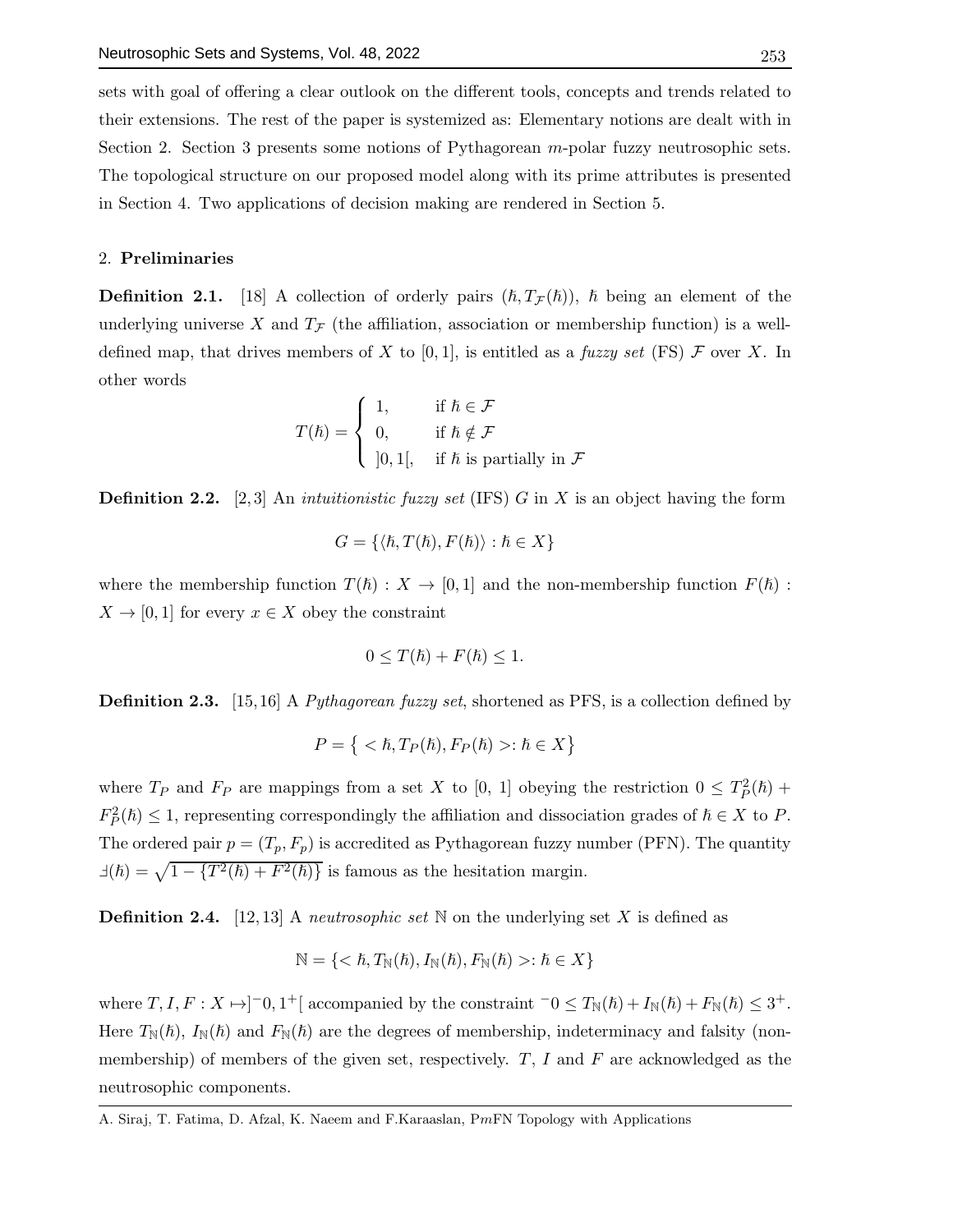sets with goal of offering a clear outlook on the different tools, concepts and trends related to their extensions. The rest of the paper is systemized as: Elementary notions are dealt with in Section 2. Section 3 presents some notions of Pythagorean $m$-polar fuzzy neutrosophic sets. The topological structure on our proposed model along with its prime attributes is presented in Section 4. Two applications of decision making are rendered in Section 5.

## 2. Preliminaries

**Definition 2.1.** [18] A collection of orderly pairs $(\hbar, T_{\mathcal{F}}(\hbar))$, $\hbar$ being an element of the underlying universe $X$ and $T_{\mathcal{F}}$ (the affiliation, association or membership function) is a well-defined map, that drives members of $X$ to $[0,1]$, is entitled as a *fuzzy set* (FS) $\mathcal{F}$ over $X$. In other words

$$T(\hbar) = \begin{cases} 1, & \text{if } \hbar \in \mathcal{F} \\ 0, & \text{if } \hbar \notin \mathcal{F} \\ ]0,1[, & \text{if } \hbar \text{ is partially in } \mathcal{F} \end{cases}$$

**Definition 2.2.** [2,3] An *intuitionistic fuzzy set* (IFS) $G$ in $X$ is an object having the form

$$G = \{\langle \hbar, T(\hbar), F(\hbar)\rangle : \hbar \in X\}$$

where the membership function $T(\hbar) : X \to [0,1]$ and the non-membership function $F(\hbar) : X \to [0,1]$ for every $x \in X$ obey the constraint

$$0 \leq T(\hbar) + F(\hbar) \leq 1.$$

**Definition 2.3.** [15,16] A *Pythagorean fuzzy set*, shortened as PFS, is a collection defined by

$$P = \big\{ < \hbar, T_P(\hbar), F_P(\hbar) >: \hbar \in X \big\}$$

where $T_P$ and $F_P$ are mappings from a set $X$ to [0, 1] obeying the restriction $0 \leq T_P^2(\hbar) + F_P^2(\hbar) \leq 1$, representing correspondingly the affiliation and dissociation grades of $\hbar \in X$ to $P$. The ordered pair $p = (T_p, F_p)$ is accredited as Pythagorean fuzzy number (PFN). The quantity $\daleth(\hbar) = \sqrt{1 - \{T^2(\hbar) + F^2(\hbar)\}}$ is famous as the hesitation margin.

**Definition 2.4.** [12,13] A *neutrosophic set* $\mathbb{N}$ on the underlying set $X$ is defined as

$$\mathbb{N} = \{< \hbar, T_{\mathbb{N}}(\hbar), I_{\mathbb{N}}(\hbar), F_{\mathbb{N}}(\hbar) >: \hbar \in X\}$$

where $T, I, F : X \mapsto ]^{-}0, 1^{+}[$ accompanied by the constraint $^{-}0 \leq T_{\mathbb{N}}(\hbar) + I_{\mathbb{N}}(\hbar) + F_{\mathbb{N}}(\hbar) \leq 3^{+}$. Here $T_{\mathbb{N}}(\hbar)$, $I_{\mathbb{N}}(\hbar)$ and $F_{\mathbb{N}}(\hbar)$ are the degrees of membership, indeterminacy and falsity (non-membership) of members of the given set, respectively. $T$, $I$ and $F$ are acknowledged as the neutrosophic components.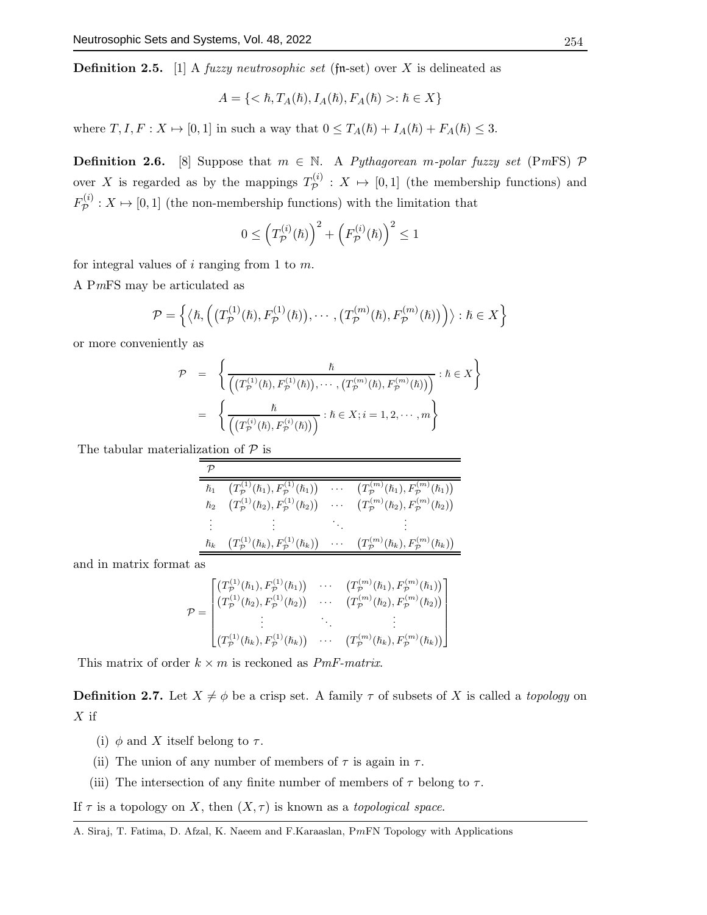**Definition 2.5.** [1] A *fuzzy neutrosophic set* ($\mathfrak{fn}$-set) over $X$ is delineated as

$$A = \{< \hbar, T_A(\hbar), I_A(\hbar), F_A(\hbar) >: \hbar \in X\}$$

where $T, I, F : X \mapsto [0,1]$ in such a way that $0 \leq T_A(\hbar) + I_A(\hbar) + F_A(\hbar) \leq 3$.

**Definition 2.6.** [8] Suppose that $m \in \mathbb{N}$. A *Pythagorean m-polar fuzzy set* (P$m$FS) $\mathcal{P}$ over $X$ is regarded as by the mappings $T_{\mathcal{P}}^{(i)} : X \mapsto [0,1]$ (the membership functions) and $F_{\mathcal{P}}^{(i)} : X \mapsto [0,1]$ (the non-membership functions) with the limitation that

$$0 \leq \left(T_{\mathcal{P}}^{(i)}(\hbar)\right)^2 + \left(F_{\mathcal{P}}^{(i)}(\hbar)\right)^2 \leq 1$$

for integral values of $i$ ranging from 1 to $m$.

A P$m$FS may be articulated as

$$\mathcal{P} = \Big\{ \big\langle \hbar, \Big( \big(T_{\mathcal{P}}^{(1)}(\hbar), F_{\mathcal{P}}^{(1)}(\hbar)\big), \cdots, \big(T_{\mathcal{P}}^{(m)}(\hbar), F_{\mathcal{P}}^{(m)}(\hbar)\big) \Big) \big\rangle : \hbar \in X \Big\}$$

or more conveniently as

$$\begin{aligned} \mathcal{P} &= \left\{ \frac{\hbar}{\Big( \big(T_{\mathcal{P}}^{(1)}(\hbar), F_{\mathcal{P}}^{(1)}(\hbar)\big), \cdots, \big(T_{\mathcal{P}}^{(m)}(\hbar), F_{\mathcal{P}}^{(m)}(\hbar)\big) \Big)} : \hbar \in X \right\} \\ &= \left\{ \frac{\hbar}{\Big( \big(T_{\mathcal{P}}^{(i)}(\hbar), F_{\mathcal{P}}^{(i)}(\hbar)\big) \Big)} : \hbar \in X; i = 1, 2, \cdots, m \right\} \end{aligned}$$

The tabular materialization of $\mathcal{P}$ is

| $\mathcal{P}$ | | | |
|---|---|---|---|
| $\hbar_1$ | $\big(T_{\mathcal{P}}^{(1)}(\hbar_1), F_{\mathcal{P}}^{(1)}(\hbar_1)\big)$ | $\cdots$ | $\big(T_{\mathcal{P}}^{(m)}(\hbar_1), F_{\mathcal{P}}^{(m)}(\hbar_1)\big)$ |
| $\hbar_2$ | $\big(T_{\mathcal{P}}^{(1)}(\hbar_2), F_{\mathcal{P}}^{(1)}(\hbar_2)\big)$ | $\cdots$ | $\big(T_{\mathcal{P}}^{(m)}(\hbar_2), F_{\mathcal{P}}^{(m)}(\hbar_2)\big)$ |
| $\vdots$ | $\vdots$ | $\ddots$ | $\vdots$ |
| $\hbar_k$ | $\big(T_{\mathcal{P}}^{(1)}(\hbar_k), F_{\mathcal{P}}^{(1)}(\hbar_k)\big)$ | $\cdots$ | $\big(T_{\mathcal{P}}^{(m)}(\hbar_k), F_{\mathcal{P}}^{(m)}(\hbar_k)\big)$ |

and in matrix format as

$$\mathcal{P} = \begin{bmatrix} \big(T_{\mathcal{P}}^{(1)}(\hbar_1), F_{\mathcal{P}}^{(1)}(\hbar_1)\big) & \cdots & \big(T_{\mathcal{P}}^{(m)}(\hbar_1), F_{\mathcal{P}}^{(m)}(\hbar_1)\big) \\ \big(T_{\mathcal{P}}^{(1)}(\hbar_2), F_{\mathcal{P}}^{(1)}(\hbar_2)\big) & \cdots & \big(T_{\mathcal{P}}^{(m)}(\hbar_2), F_{\mathcal{P}}^{(m)}(\hbar_2)\big) \\ \vdots & \ddots & \vdots \\ \big(T_{\mathcal{P}}^{(1)}(\hbar_k), F_{\mathcal{P}}^{(1)}(\hbar_k)\big) & \cdots & \big(T_{\mathcal{P}}^{(m)}(\hbar_k), F_{\mathcal{P}}^{(m)}(\hbar_k)\big) \end{bmatrix}$$

This matrix of order $k \times m$ is reckoned as *PmF-matrix*.

**Definition 2.7.** Let $X \neq \phi$ be a crisp set. A family $\tau$ of subsets of $X$ is called a *topology* on $X$ if

(i) $\phi$ and $X$ itself belong to $\tau$.

(ii) The union of any number of members of $\tau$ is again in $\tau$.

(iii) The intersection of any finite number of members of $\tau$ belong to $\tau$.

If $\tau$ is a topology on $X$, then $(X, \tau)$ is known as a *topological space*.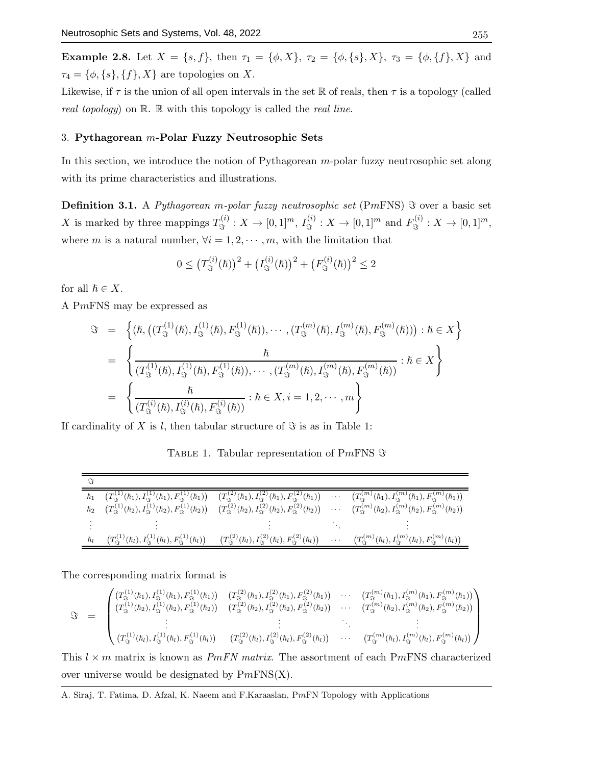**Example 2.8.** Let $X = \{s, f\}$, then $\tau_1 = \{\phi, X\}$, $\tau_2 = \{\phi, \{s\}, X\}$, $\tau_3 = \{\phi, \{f\}, X\}$ and $\tau_4 = \{\phi, \{s\}, \{f\}, X\}$ are topologies on $X$.

Likewise, if $\tau$ is the union of all open intervals in the set $\mathbb{R}$ of reals, then $\tau$ is a topology (called *real topology*) on $\mathbb{R}$. $\mathbb{R}$ with this topology is called the *real line*.

## 3. Pythagorean $m$-Polar Fuzzy Neutrosophic Sets

In this section, we introduce the notion of Pythagorean $m$-polar fuzzy neutrosophic set along with its prime characteristics and illustrations.

**Definition 3.1.** A *Pythagorean m-polar fuzzy neutrosophic set* (P$m$FNS) $\Im$ over a basic set $X$ is marked by three mappings $T^{(i)}_{\Im} : X \to [0,1]^m$, $I^{(i)}_{\Im} : X \to [0,1]^m$ and $F^{(i)}_{\Im} : X \to [0,1]^m$, where $m$ is a natural number, $\forall i = 1, 2, \cdots, m$, with the limitation that

$$0 \leq \left(T^{(i)}_{\Im}(\hbar)\right)^2 + \left(I^{(i)}_{\Im}(\hbar)\right)^2 + \left(F^{(i)}_{\Im}(\hbar)\right)^2 \leq 2$$

for all $\hbar \in X$.

A P$m$FNS may be expressed as

$$\begin{aligned}
\Im &= \left\{\left(\hbar, \left((T^{(1)}_{\Im}(\hbar), I^{(1)}_{\Im}(\hbar), F^{(1)}_{\Im}(\hbar)), \cdots, (T^{(m)}_{\Im}(\hbar), I^{(m)}_{\Im}(\hbar), F^{(m)}_{\Im}(\hbar))\right) : \hbar \in X\right\}\\
&= \left\{\frac{\hbar}{(T^{(1)}_{\Im}(\hbar), I^{(1)}_{\Im}(\hbar), F^{(1)}_{\Im}(\hbar)), \cdots, (T^{(m)}_{\Im}(\hbar), I^{(m)}_{\Im}(\hbar), F^{(m)}_{\Im}(\hbar))} : \hbar \in X\right\}\\
&= \left\{\frac{\hbar}{(T^{(i)}_{\Im}(\hbar), I^{(i)}_{\Im}(\hbar), F^{(i)}_{\Im}(\hbar))} : \hbar \in X, i = 1, 2, \cdots, m\right\}
\end{aligned}$$

If cardinality of $X$ is $l$, then tabular structure of $\Im$ is as in Table 1:

Table 1. Tabular representation of P$m$FNS $\Im$

| $\Im$ | | | | |
|---|---|---|---|---|
| $\hbar_1$ | $(T^{(1)}_{\Im}(\hbar_1), I^{(1)}_{\Im}(\hbar_1), F^{(1)}_{\Im}(\hbar_1))$ | $(T^{(2)}_{\Im}(\hbar_1), I^{(2)}_{\Im}(\hbar_1), F^{(2)}_{\Im}(\hbar_1))$ | $\cdots$ | $(T^{(m)}_{\Im}(\hbar_1), I^{(m)}_{\Im}(\hbar_1), F^{(m)}_{\Im}(\hbar_1))$ |
| $\hbar_2$ | $(T^{(1)}_{\Im}(\hbar_2), I^{(1)}_{\Im}(\hbar_2), F^{(1)}_{\Im}(\hbar_2))$ | $(T^{(2)}_{\Im}(\hbar_2), I^{(2)}_{\Im}(\hbar_2), F^{(2)}_{\Im}(\hbar_2))$ | $\cdots$ | $(T^{(m)}_{\Im}(\hbar_2), I^{(m)}_{\Im}(\hbar_2), F^{(m)}_{\Im}(\hbar_2))$ |
| $\vdots$ | $\vdots$ | $\vdots$ | $\ddots$ | $\vdots$ |
| $\hbar_l$ | $(T^{(1)}_{\Im}(\hbar_l), I^{(1)}_{\Im}(\hbar_l), F^{(1)}_{\Im}(\hbar_l))$ | $(T^{(2)}_{\Im}(\hbar_l), I^{(2)}_{\Im}(\hbar_l), F^{(2)}_{\Im}(\hbar_l))$ | $\cdots$ | $(T^{(m)}_{\Im}(\hbar_l), I^{(m)}_{\Im}(\hbar_l), F^{(m)}_{\Im}(\hbar_l))$ |

The corresponding matrix format is

$$\Im = \begin{pmatrix}
(T^{(1)}_{\Im}(\hbar_1), I^{(1)}_{\Im}(\hbar_1), F^{(1)}_{\Im}(\hbar_1)) & (T^{(2)}_{\Im}(\hbar_1), I^{(2)}_{\Im}(\hbar_1), F^{(2)}_{\Im}(\hbar_1)) & \cdots & (T^{(m)}_{\Im}(\hbar_1), I^{(m)}_{\Im}(\hbar_1), F^{(m)}_{\Im}(\hbar_1))\\
(T^{(1)}_{\Im}(\hbar_2), I^{(1)}_{\Im}(\hbar_2), F^{(1)}_{\Im}(\hbar_2)) & (T^{(2)}_{\Im}(\hbar_2), I^{(2)}_{\Im}(\hbar_2), F^{(2)}_{\Im}(\hbar_2)) & \cdots & (T^{(m)}_{\Im}(\hbar_2), I^{(m)}_{\Im}(\hbar_2), F^{(m)}_{\Im}(\hbar_2))\\
\vdots & \vdots & \ddots & \vdots\\
(T^{(1)}_{\Im}(\hbar_l), I^{(1)}_{\Im}(\hbar_l), F^{(1)}_{\Im}(\hbar_l)) & (T^{(2)}_{\Im}(\hbar_l), I^{(2)}_{\Im}(\hbar_l), F^{(2)}_{\Im}(\hbar_l)) & \cdots & (T^{(m)}_{\Im}(\hbar_l), I^{(m)}_{\Im}(\hbar_l), F^{(m)}_{\Im}(\hbar_l))
\end{pmatrix}$$

This $l \times m$ matrix is known as *PmFN matrix*. The assortment of each P$m$FNS characterized over universe would be designated by P$m$FNS(X).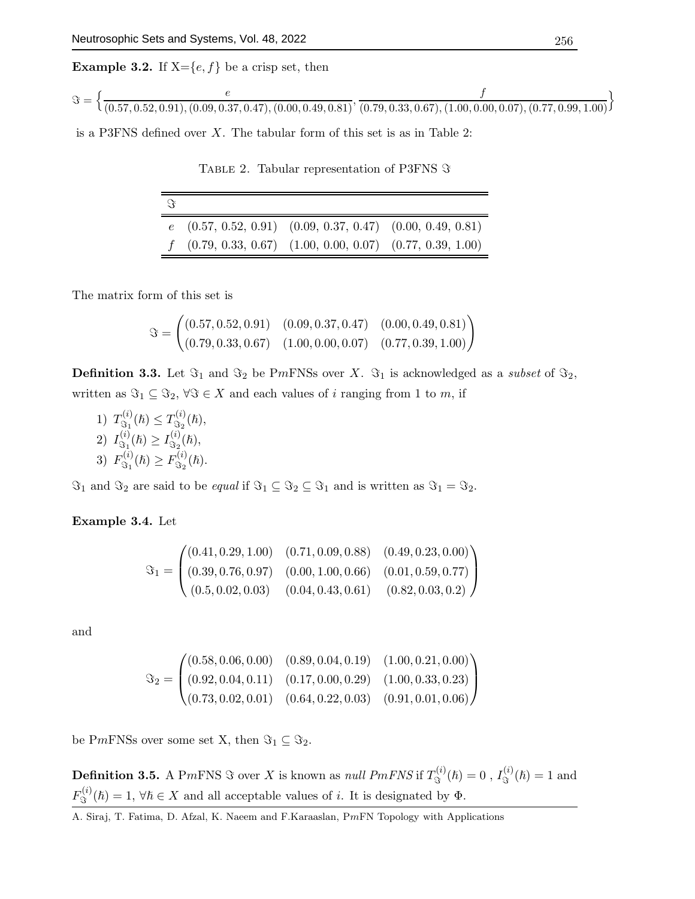**Example 3.2.** If X=$\{e, f\}$ be a crisp set, then

$$\Im = \Big\{\frac{e}{(0.57, 0.52, 0.91), (0.09, 0.37, 0.47), (0.00, 0.49, 0.81)}, \frac{f}{(0.79, 0.33, 0.67), (1.00, 0.00, 0.07), (0.77, 0.99, 1.00)}\Big\}$$

is a P3FNS defined over $X$. The tabular form of this set is as in Table 2:

TABLE 2. Tabular representation of P3FNS $\Im$

| $\Im$ | | | |
|---|---|---|---|
| $e$ | (0.57, 0.52, 0.91) | (0.09, 0.37, 0.47) | (0.00, 0.49, 0.81) |
| $f$ | (0.79, 0.33, 0.67) | (1.00, 0.00, 0.07) | (0.77, 0.39, 1.00) |

The matrix form of this set is

$$\Im = \begin{pmatrix} (0.57, 0.52, 0.91) & (0.09, 0.37, 0.47) & (0.00, 0.49, 0.81) \\ (0.79, 0.33, 0.67) & (1.00, 0.00, 0.07) & (0.77, 0.39, 1.00) \end{pmatrix}$$

**Definition 3.3.** Let $\Im_1$ and $\Im_2$ be P$m$FNSs over $X$. $\Im_1$ is acknowledged as a *subset* of $\Im_2$, written as $\Im_1 \subseteq \Im_2$, $\forall \Im \in X$ and each values of $i$ ranging from 1 to $m$, if

1) $T^{(i)}_{\Im_1}(\hbar) \leq T^{(i)}_{\Im_2}(\hbar)$,
2) $I^{(i)}_{\Im_1}(\hbar) \geq I^{(i)}_{\Im_2}(\hbar)$,
3) $F^{(i)}_{\Im_1}(\hbar) \geq F^{(i)}_{\Im_2}(\hbar)$.

$\Im_1$ and $\Im_2$ are said to be *equal* if $\Im_1 \subseteq \Im_2 \subseteq \Im_1$ and is written as $\Im_1 = \Im_2$.

**Example 3.4.** Let

$$\Im_1 = \begin{pmatrix} (0.41, 0.29, 1.00) & (0.71, 0.09, 0.88) & (0.49, 0.23, 0.00) \\ (0.39, 0.76, 0.97) & (0.00, 1.00, 0.66) & (0.01, 0.59, 0.77) \\ (0.5, 0.02, 0.03) & (0.04, 0.43, 0.61) & (0.82, 0.03, 0.2) \end{pmatrix}$$

and

$$\Im_2 = \begin{pmatrix} (0.58, 0.06, 0.00) & (0.89, 0.04, 0.19) & (1.00, 0.21, 0.00) \\ (0.92, 0.04, 0.11) & (0.17, 0.00, 0.29) & (1.00, 0.33, 0.23) \\ (0.73, 0.02, 0.01) & (0.64, 0.22, 0.03) & (0.91, 0.01, 0.06) \end{pmatrix}$$

be P$m$FNSs over some set X, then $\Im_1 \subseteq \Im_2$.

**Definition 3.5.** A P$m$FNS $\Im$ over $X$ is known as *null PmFNS* if $T^{(i)}_{\Im}(\hbar) = 0$ , $I^{(i)}_{\Im}(\hbar) = 1$ and $F^{(i)}_{\Im}(\hbar) = 1$, $\forall \hbar \in X$ and all acceptable values of $i$. It is designated by $\Phi$.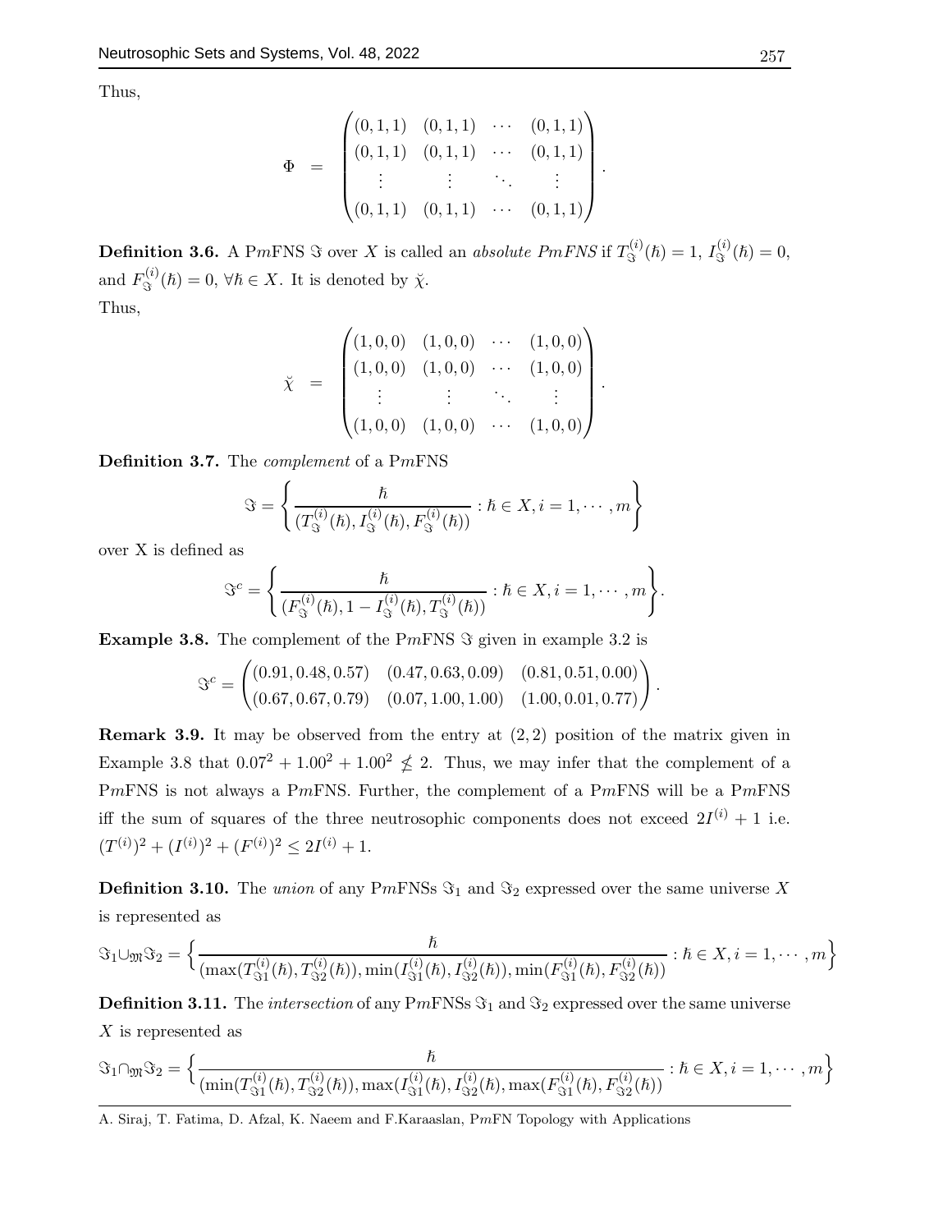Thus,

$$\Phi \;=\; \begin{pmatrix} (0,1,1) & (0,1,1) & \cdots & (0,1,1) \\ (0,1,1) & (0,1,1) & \cdots & (0,1,1) \\ \vdots & \vdots & \ddots & \vdots \\ (0,1,1) & (0,1,1) & \cdots & (0,1,1) \end{pmatrix}.$$

**Definition 3.6.** A P$m$FNS $\Im$ over $X$ is called an *absolute PmFNS* if $T^{(i)}_{\Im}(\hbar) = 1$, $I^{(i)}_{\Im}(\hbar) = 0$, and $F^{(i)}_{\Im}(\hbar) = 0$, $\forall \hbar \in X$. It is denoted by $\breve{\chi}$.

Thus,

$$\breve{\chi} \;=\; \begin{pmatrix} (1,0,0) & (1,0,0) & \cdots & (1,0,0) \\ (1,0,0) & (1,0,0) & \cdots & (1,0,0) \\ \vdots & \vdots & \ddots & \vdots \\ (1,0,0) & (1,0,0) & \cdots & (1,0,0) \end{pmatrix}.$$

**Definition 3.7.** The *complement* of a P$m$FNS

$$\Im = \left\{ \frac{\hbar}{(T^{(i)}_{\Im}(\hbar), I^{(i)}_{\Im}(\hbar), F^{(i)}_{\Im}(\hbar))} : \hbar \in X, i = 1, \cdots, m \right\}$$

over X is defined as

$$\Im^c = \left\{ \frac{\hbar}{(F^{(i)}_{\Im}(\hbar), 1 - I^{(i)}_{\Im}(\hbar), T^{(i)}_{\Im}(\hbar))} : \hbar \in X, i = 1, \cdots, m \right\}.$$

**Example 3.8.** The complement of the P$m$FNS $\Im$ given in example 3.2 is

$$\Im^c = \begin{pmatrix} (0.91, 0.48, 0.57) & (0.47, 0.63, 0.09) & (0.81, 0.51, 0.00) \\ (0.67, 0.67, 0.79) & (0.07, 1.00, 1.00) & (1.00, 0.01, 0.77) \end{pmatrix}.$$

**Remark 3.9.** It may be observed from the entry at $(2, 2)$ position of the matrix given in Example 3.8 that $0.07^2 + 1.00^2 + 1.00^2 \nleq 2$. Thus, we may infer that the complement of a P$m$FNS is not always a P$m$FNS. Further, the complement of a P$m$FNS will be a P$m$FNS iff the sum of squares of the three neutrosophic components does not exceed $2I^{(i)} + 1$ i.e. $(T^{(i)})^2 + (I^{(i)})^2 + (F^{(i)})^2 \leq 2I^{(i)} + 1$.

**Definition 3.10.** The *union* of any P$m$FNSs $\Im_1$ and $\Im_2$ expressed over the same universe $X$ is represented as

$$\Im_1 \cup_{\mathfrak{M}} \Im_2 = \Big\{ \frac{\hbar}{(\max(T^{(i)}_{\Im 1}(\hbar), T^{(i)}_{\Im 2}(\hbar)), \min(I^{(i)}_{\Im 1}(\hbar), I^{(i)}_{\Im 2}(\hbar)), \min(F^{(i)}_{\Im 1}(\hbar), F^{(i)}_{\Im 2}(\hbar))} : \hbar \in X, i = 1, \cdots, m \Big\}$$

**Definition 3.11.** The *intersection* of any P$m$FNSs $\Im_1$ and $\Im_2$ expressed over the same universe $X$ is represented as

$$\Im_1 \cap_{\mathfrak{M}} \Im_2 = \Big\{ \frac{\hbar}{(\min(T^{(i)}_{\Im 1}(\hbar), T^{(i)}_{\Im 2}(\hbar)), \max(I^{(i)}_{\Im 1}(\hbar), I^{(i)}_{\Im 2}(\hbar), \max(F^{(i)}_{\Im 1}(\hbar), F^{(i)}_{\Im 2}(\hbar))} : \hbar \in X, i = 1, \cdots, m \Big\}$$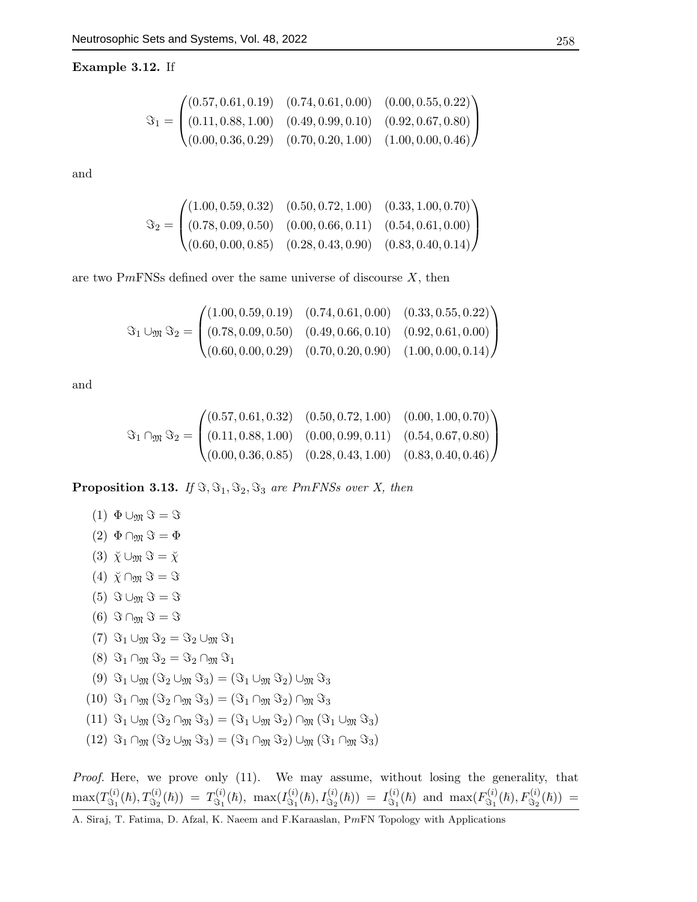**Example 3.12.** If

$$\Im_1 = \begin{pmatrix} (0.57, 0.61, 0.19) & (0.74, 0.61, 0.00) & (0.00, 0.55, 0.22) \\ (0.11, 0.88, 1.00) & (0.49, 0.99, 0.10) & (0.92, 0.67, 0.80) \\ (0.00, 0.36, 0.29) & (0.70, 0.20, 1.00) & (1.00, 0.00, 0.46) \end{pmatrix}$$

and

$$\Im_2 = \begin{pmatrix} (1.00, 0.59, 0.32) & (0.50, 0.72, 1.00) & (0.33, 1.00, 0.70) \\ (0.78, 0.09, 0.50) & (0.00, 0.66, 0.11) & (0.54, 0.61, 0.00) \\ (0.60, 0.00, 0.85) & (0.28, 0.43, 0.90) & (0.83, 0.40, 0.14) \end{pmatrix}$$

are two P$m$FNSs defined over the same universe of discourse $X$, then

$$\Im_1 \cup_{\mathfrak{M}} \Im_2 = \begin{pmatrix} (1.00, 0.59, 0.19) & (0.74, 0.61, 0.00) & (0.33, 0.55, 0.22) \\ (0.78, 0.09, 0.50) & (0.49, 0.66, 0.10) & (0.92, 0.61, 0.00) \\ (0.60, 0.00, 0.29) & (0.70, 0.20, 0.90) & (1.00, 0.00, 0.14) \end{pmatrix}$$

and

$$\Im_1 \cap_{\mathfrak{M}} \Im_2 = \begin{pmatrix} (0.57, 0.61, 0.32) & (0.50, 0.72, 1.00) & (0.00, 1.00, 0.70) \\ (0.11, 0.88, 1.00) & (0.00, 0.99, 0.11) & (0.54, 0.67, 0.80) \\ (0.00, 0.36, 0.85) & (0.28, 0.43, 1.00) & (0.83, 0.40, 0.46) \end{pmatrix}$$

**Proposition 3.13.** *If $\Im, \Im_1, \Im_2, \Im_3$ are PmFNSs over X, then*

(1) $\Phi \cup_{\mathfrak{M}} \Im = \Im$

(2) $\Phi \cap_{\mathfrak{M}} \Im = \Phi$

(3) $\breve{\chi} \cup_{\mathfrak{M}} \Im = \breve{\chi}$

(4) $\breve{\chi} \cap_{\mathfrak{M}} \Im = \Im$

(5) $\Im \cup_{\mathfrak{M}} \Im = \Im$

(6) $\Im \cap_{\mathfrak{M}} \Im = \Im$

(7) $\Im_1 \cup_{\mathfrak{M}} \Im_2 = \Im_2 \cup_{\mathfrak{M}} \Im_1$

(8) $\Im_1 \cap_{\mathfrak{M}} \Im_2 = \Im_2 \cap_{\mathfrak{M}} \Im_1$

(9) $\Im_1 \cup_{\mathfrak{M}} (\Im_2 \cup_{\mathfrak{M}} \Im_3) = (\Im_1 \cup_{\mathfrak{M}} \Im_2) \cup_{\mathfrak{M}} \Im_3$

(10) $\Im_1 \cap_{\mathfrak{M}} (\Im_2 \cap_{\mathfrak{M}} \Im_3) = (\Im_1 \cap_{\mathfrak{M}} \Im_2) \cap_{\mathfrak{M}} \Im_3$

(11) $\Im_1 \cup_{\mathfrak{M}} (\Im_2 \cap_{\mathfrak{M}} \Im_3) = (\Im_1 \cup_{\mathfrak{M}} \Im_2) \cap_{\mathfrak{M}} (\Im_1 \cup_{\mathfrak{M}} \Im_3)$

(12) $\Im_1 \cap_{\mathfrak{M}} (\Im_2 \cup_{\mathfrak{M}} \Im_3) = (\Im_1 \cap_{\mathfrak{M}} \Im_2) \cup_{\mathfrak{M}} (\Im_1 \cap_{\mathfrak{M}} \Im_3)$

*Proof.* Here, we prove only (11). We may assume, without losing the generality, that $\max(T^{(i)}_{\Im_1}(\hbar), T^{(i)}_{\Im_2}(\hbar)) = T^{(i)}_{\Im_1}(\hbar)$, $\max(I^{(i)}_{\Im_1}(\hbar), I^{(i)}_{\Im_2}(\hbar)) = I^{(i)}_{\Im_1}(\hbar)$ and $\max(F^{(i)}_{\Im_1}(\hbar), F^{(i)}_{\Im_2}(\hbar)) =$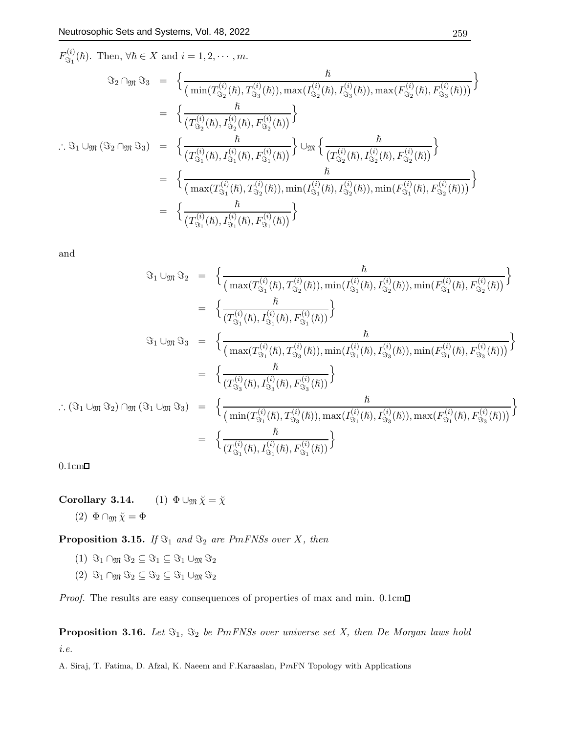$F^{(i)}_{\Im_1}(\hbar)$. Then, $\forall \hbar \in X$ and $i = 1, 2, \cdots, m$.

$$
\begin{aligned}
\Im_2 \cap_{\mathfrak{M}} \Im_3 &= \left\{ \frac{\hbar}{\left( \min(T^{(i)}_{\Im_2}(\hbar), T^{(i)}_{\Im_3}(\hbar)), \max(I^{(i)}_{\Im_2}(\hbar), I^{(i)}_{\Im_3}(\hbar)), \max(F^{(i)}_{\Im_2}(\hbar), F^{(i)}_{\Im_3}(\hbar)) \right)} \right\} \\
&= \left\{ \frac{\hbar}{\left( T^{(i)}_{\Im_2}(\hbar), I^{(i)}_{\Im_2}(\hbar), F^{(i)}_{\Im_2}(\hbar) \right)} \right\} \\
\therefore \Im_1 \cup_{\mathfrak{M}} (\Im_2 \cap_{\mathfrak{M}} \Im_3) &= \left\{ \frac{\hbar}{\left( T^{(i)}_{\Im_1}(\hbar), I^{(i)}_{\Im_1}(\hbar), F^{(i)}_{\Im_1}(\hbar) \right)} \right\} \cup_{\mathfrak{M}} \left\{ \frac{\hbar}{\left( T^{(i)}_{\Im_2}(\hbar), I^{(i)}_{\Im_2}(\hbar), F^{(i)}_{\Im_2}(\hbar) \right)} \right\} \\
&= \left\{ \frac{\hbar}{\left( \max(T^{(i)}_{\Im_1}(\hbar), T^{(i)}_{\Im_2}(\hbar)), \min(I^{(i)}_{\Im_1}(\hbar), I^{(i)}_{\Im_2}(\hbar)), \min(F^{(i)}_{\Im_1}(\hbar), F^{(i)}_{\Im_2}(\hbar)) \right)} \right\} \\
&= \left\{ \frac{\hbar}{\left( T^{(i)}_{\Im_1}(\hbar), I^{(i)}_{\Im_1}(\hbar), F^{(i)}_{\Im_1}(\hbar) \right)} \right\}
\end{aligned}
$$

and

$$
\begin{aligned}
\Im_1 \cup_{\mathfrak{M}} \Im_2 &= \left\{ \frac{\hbar}{\left( \max(T^{(i)}_{\Im_1}(\hbar), T^{(i)}_{\Im_2}(\hbar)), \min(I^{(i)}_{\Im_1}(\hbar), I^{(i)}_{\Im_2}(\hbar)), \min(F^{(i)}_{\Im_1}(\hbar), F^{(i)}_{\Im_2}(\hbar)) \right)} \right\} \\
&= \left\{ \frac{\hbar}{(T^{(i)}_{\Im_1}(\hbar), I^{(i)}_{\Im_1}(\hbar), F^{(i)}_{\Im_1}(\hbar))} \right\} \\
\Im_1 \cup_{\mathfrak{M}} \Im_3 &= \left\{ \frac{\hbar}{\left( \max(T^{(i)}_{\Im_1}(\hbar), T^{(i)}_{\Im_3}(\hbar)), \min(I^{(i)}_{\Im_1}(\hbar), I^{(i)}_{\Im_3}(\hbar)), \min(F^{(i)}_{\Im_1}(\hbar), F^{(i)}_{\Im_3}(\hbar)) \right)} \right\} \\
&= \left\{ \frac{\hbar}{(T^{(i)}_{\Im_3}(\hbar), I^{(i)}_{\Im_3}(\hbar), F^{(i)}_{\Im_3}(\hbar))} \right\} \\
\therefore (\Im_1 \cup_{\mathfrak{M}} \Im_2) \cap_{\mathfrak{M}} (\Im_1 \cup_{\mathfrak{M}} \Im_3) &= \left\{ \frac{\hbar}{\left( \min(T^{(i)}_{\Im_1}(\hbar), T^{(i)}_{\Im_3}(\hbar)), \max(I^{(i)}_{\Im_1}(\hbar), I^{(i)}_{\Im_3}(\hbar)), \max(F^{(i)}_{\Im_1}(\hbar), F^{(i)}_{\Im_3}(\hbar)) \right)} \right\} \\
&= \left\{ \frac{\hbar}{(T^{(i)}_{\Im_1}(\hbar), I^{(i)}_{\Im_1}(\hbar), F^{(i)}_{\Im_1}(\hbar))} \right\}
\end{aligned}
$$

0.1cm□

**Corollary 3.14.** (1) $\Phi \cup_{\mathfrak{M}} \breve{\chi} = \breve{\chi}$

(2) $\Phi \cap_{\mathfrak{M}} \breve{\chi} = \Phi$

**Proposition 3.15.** *If $\Im_1$ and $\Im_2$ are PmFNSs over $X$, then*

(1) $\Im_1 \cap_{\mathfrak{M}} \Im_2 \subseteq \Im_1 \subseteq \Im_1 \cup_{\mathfrak{M}} \Im_2$

(2) $\Im_1 \cap_{\mathfrak{M}} \Im_2 \subseteq \Im_2 \subseteq \Im_1 \cup_{\mathfrak{M}} \Im_2$

*Proof.* The results are easy consequences of properties of max and min. 0.1cm□

**Proposition 3.16.** *Let $\Im_1$, $\Im_2$ be PmFNSs over universe set X, then De Morgan laws hold i.e.*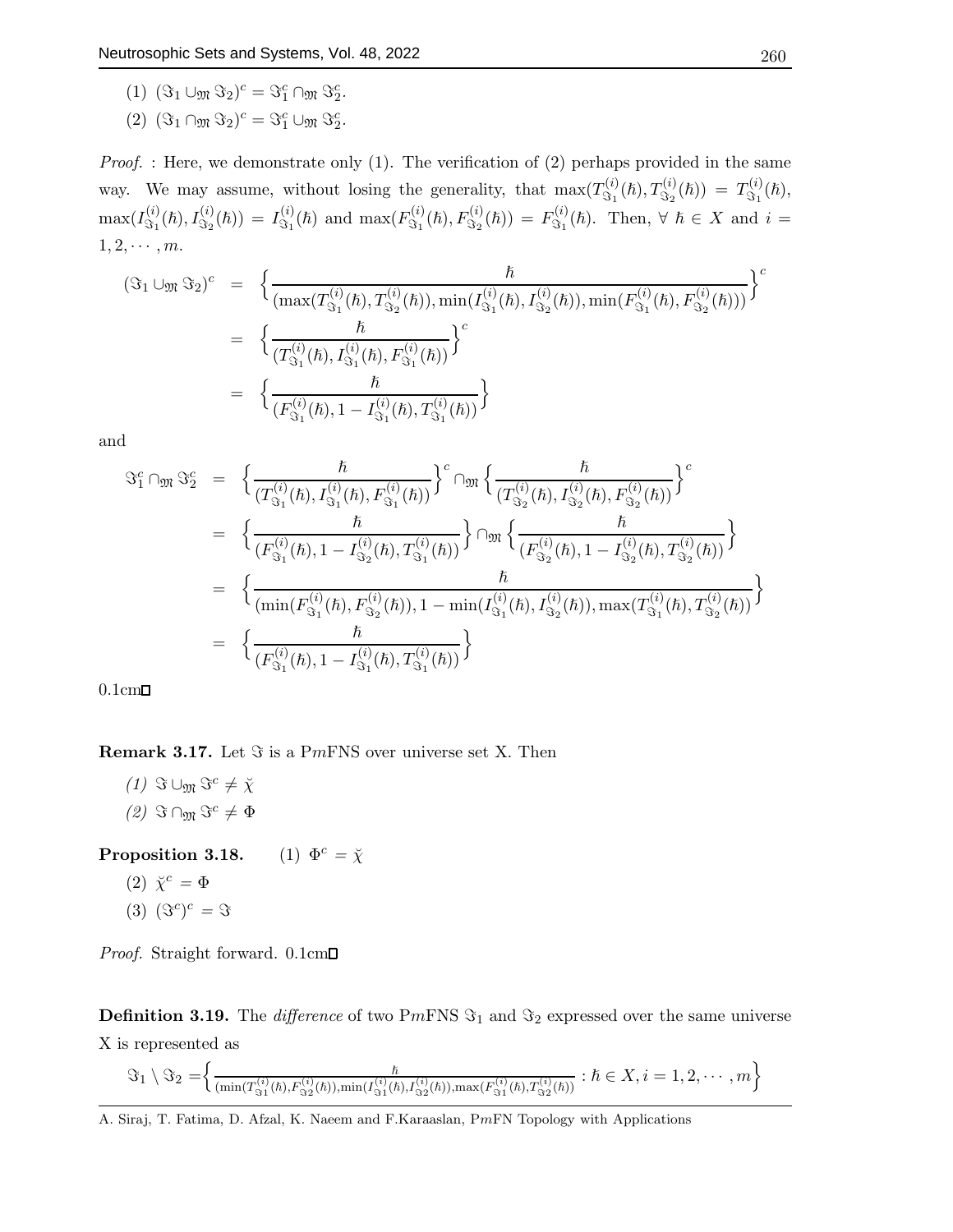(1) $(\Im_1 \cup_{\mathfrak{M}} \Im_2)^c = \Im_1^c \cap_{\mathfrak{M}} \Im_2^c$.

(2) $(\Im_1 \cap_{\mathfrak{M}} \Im_2)^c = \Im_1^c \cup_{\mathfrak{M}} \Im_2^c$.

*Proof.* : Here, we demonstrate only (1). The verification of (2) perhaps provided in the same way. We may assume, without losing the generality, that $\max(T^{(i)}_{\Im_1}(\hbar), T^{(i)}_{\Im_2}(\hbar)) = T^{(i)}_{\Im_1}(\hbar)$, $\max(I^{(i)}_{\Im_1}(\hbar), I^{(i)}_{\Im_2}(\hbar)) = I^{(i)}_{\Im_1}(\hbar)$ and $\max(F^{(i)}_{\Im_1}(\hbar), F^{(i)}_{\Im_2}(\hbar)) = F^{(i)}_{\Im_1}(\hbar)$. Then, $\forall\ \hbar \in X$ and $i = 1, 2, \cdots, m$.

$$
\begin{aligned}
(\Im_1 \cup_{\mathfrak{M}} \Im_2)^c &= \left\{ \frac{\hbar}{(\max(T^{(i)}_{\Im_1}(\hbar), T^{(i)}_{\Im_2}(\hbar)), \min(I^{(i)}_{\Im_1}(\hbar), I^{(i)}_{\Im_2}(\hbar)), \min(F^{(i)}_{\Im_1}(\hbar), F^{(i)}_{\Im_2}(\hbar)))} \right\}^c \\
&= \left\{ \frac{\hbar}{(T^{(i)}_{\Im_1}(\hbar), I^{(i)}_{\Im_1}(\hbar), F^{(i)}_{\Im_1}(\hbar))} \right\}^c \\
&= \left\{ \frac{\hbar}{(F^{(i)}_{\Im_1}(\hbar), 1 - I^{(i)}_{\Im_1}(\hbar), T^{(i)}_{\Im_1}(\hbar))} \right\}
\end{aligned}
$$

and

$$
\begin{aligned}
\Im_1^c \cap_{\mathfrak{M}} \Im_2^c &= \left\{ \frac{\hbar}{(T^{(i)}_{\Im_1}(\hbar), I^{(i)}_{\Im_1}(\hbar), F^{(i)}_{\Im_1}(\hbar))} \right\}^c \cap_{\mathfrak{M}} \left\{ \frac{\hbar}{(T^{(i)}_{\Im_2}(\hbar), I^{(i)}_{\Im_2}(\hbar), F^{(i)}_{\Im_2}(\hbar))} \right\}^c \\
&= \left\{ \frac{\hbar}{(F^{(i)}_{\Im_1}(\hbar), 1 - I^{(i)}_{\Im_2}(\hbar), T^{(i)}_{\Im_1}(\hbar))} \right\} \cap_{\mathfrak{M}} \left\{ \frac{\hbar}{(F^{(i)}_{\Im_2}(\hbar), 1 - I^{(i)}_{\Im_2}(\hbar), T^{(i)}_{\Im_2}(\hbar))} \right\} \\
&= \left\{ \frac{\hbar}{(\min(F^{(i)}_{\Im_1}(\hbar), F^{(i)}_{\Im_2}(\hbar)), 1 - \min(I^{(i)}_{\Im_1}(\hbar), I^{(i)}_{\Im_2}(\hbar)), \max(T^{(i)}_{\Im_1}(\hbar), T^{(i)}_{\Im_2}(\hbar))} \right\} \\
&= \left\{ \frac{\hbar}{(F^{(i)}_{\Im_1}(\hbar), 1 - I^{(i)}_{\Im_1}(\hbar), T^{(i)}_{\Im_1}(\hbar))} \right\}
\end{aligned}
$$

0.1cm□

**Remark 3.17.** Let $\Im$ is a P$m$FNS over universe set X. Then

*(1)* $\Im \cup_{\mathfrak{M}} \Im^c \neq \breve{\chi}$

*(2)* $\Im \cap_{\mathfrak{M}} \Im^c \neq \Phi$

**Proposition 3.18.** (1) $\Phi^c = \breve{\chi}$

(2) $\breve{\chi}^c = \Phi$

(3) $(\Im^c)^c = \Im$

*Proof.* Straight forward. 0.1cm□

**Definition 3.19.** The *difference* of two P$m$FNS $\Im_1$ and $\Im_2$ expressed over the same universe X is represented as

$$
\Im_1 \setminus \Im_2 = \left\{ \frac{\hbar}{(\min(T^{(i)}_{\Im_1}(\hbar), F^{(i)}_{\Im_2}(\hbar)), \min(I^{(i)}_{\Im_1}(\hbar), I^{(i)}_{\Im_2}(\hbar)), \max(F^{(i)}_{\Im_1}(\hbar), T^{(i)}_{\Im_2}(\hbar))} : \hbar \in X, i = 1, 2, \cdots, m \right\}
$$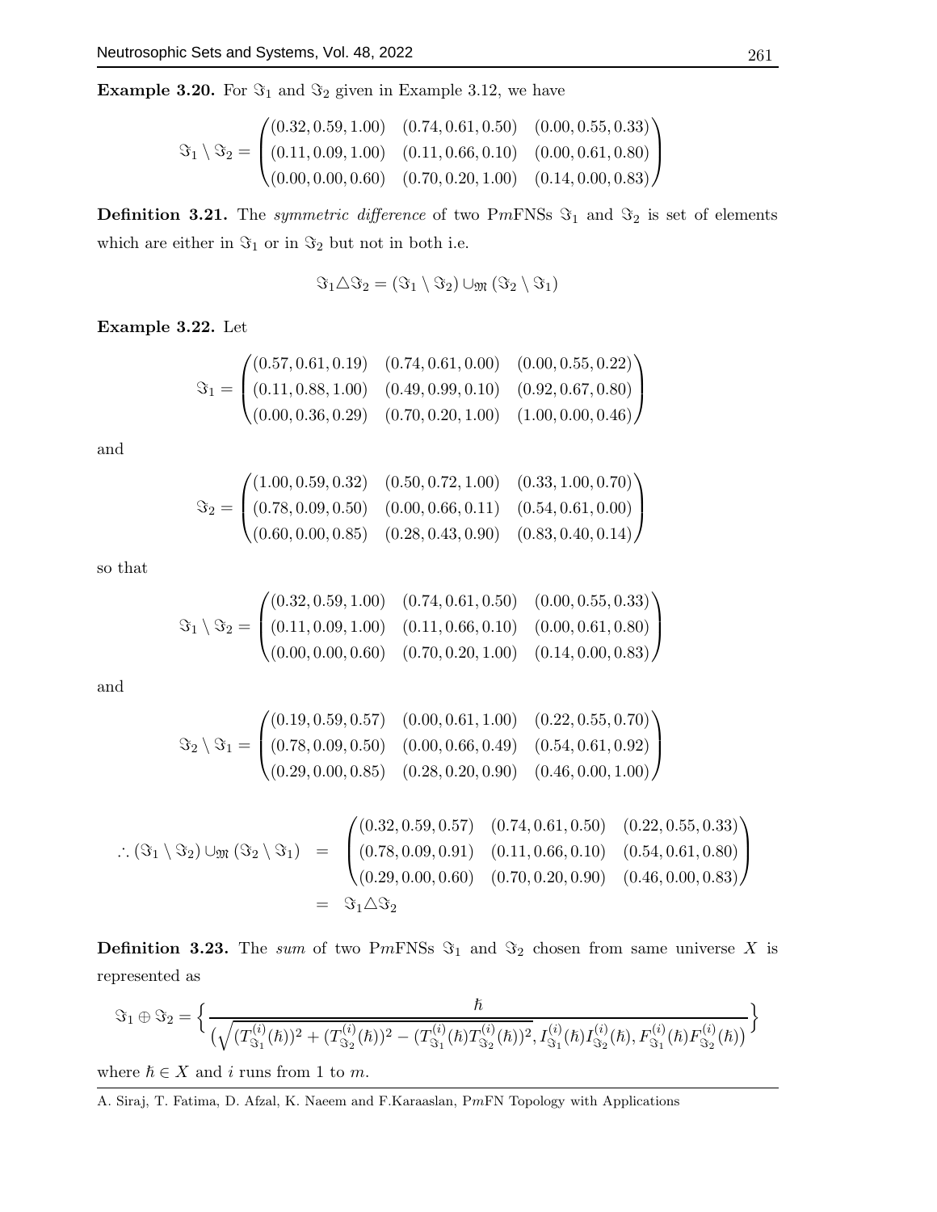**Example 3.20.** For $\Im_1$ and $\Im_2$ given in Example 3.12, we have

$$\Im_1 \setminus \Im_2 = \begin{pmatrix} (0.32, 0.59, 1.00) & (0.74, 0.61, 0.50) & (0.00, 0.55, 0.33) \\ (0.11, 0.09, 1.00) & (0.11, 0.66, 0.10) & (0.00, 0.61, 0.80) \\ (0.00, 0.00, 0.60) & (0.70, 0.20, 1.00) & (0.14, 0.00, 0.83) \end{pmatrix}$$

**Definition 3.21.** The *symmetric difference* of two P$m$FNSs $\Im_1$ and $\Im_2$ is set of elements which are either in $\Im_1$ or in $\Im_2$ but not in both i.e.

$$\Im_1 \triangle \Im_2 = (\Im_1 \setminus \Im_2) \cup_{\mathfrak{M}} (\Im_2 \setminus \Im_1)$$

**Example 3.22.** Let

$$\Im_1 = \begin{pmatrix} (0.57, 0.61, 0.19) & (0.74, 0.61, 0.00) & (0.00, 0.55, 0.22) \\ (0.11, 0.88, 1.00) & (0.49, 0.99, 0.10) & (0.92, 0.67, 0.80) \\ (0.00, 0.36, 0.29) & (0.70, 0.20, 1.00) & (1.00, 0.00, 0.46) \end{pmatrix}$$

and

$$\Im_2 = \begin{pmatrix} (1.00, 0.59, 0.32) & (0.50, 0.72, 1.00) & (0.33, 1.00, 0.70) \\ (0.78, 0.09, 0.50) & (0.00, 0.66, 0.11) & (0.54, 0.61, 0.00) \\ (0.60, 0.00, 0.85) & (0.28, 0.43, 0.90) & (0.83, 0.40, 0.14) \end{pmatrix}$$

so that

$$\Im_1 \setminus \Im_2 = \begin{pmatrix} (0.32, 0.59, 1.00) & (0.74, 0.61, 0.50) & (0.00, 0.55, 0.33) \\ (0.11, 0.09, 1.00) & (0.11, 0.66, 0.10) & (0.00, 0.61, 0.80) \\ (0.00, 0.00, 0.60) & (0.70, 0.20, 1.00) & (0.14, 0.00, 0.83) \end{pmatrix}$$

and

$$\Im_2 \setminus \Im_1 = \begin{pmatrix} (0.19, 0.59, 0.57) & (0.00, 0.61, 1.00) & (0.22, 0.55, 0.70) \\ (0.78, 0.09, 0.50) & (0.00, 0.66, 0.49) & (0.54, 0.61, 0.92) \\ (0.29, 0.00, 0.85) & (0.28, 0.20, 0.90) & (0.46, 0.00, 1.00) \end{pmatrix}$$

$$\begin{aligned} \therefore (\Im_1 \setminus \Im_2) \cup_{\mathfrak{M}} (\Im_2 \setminus \Im_1) &= \begin{pmatrix} (0.32, 0.59, 0.57) & (0.74, 0.61, 0.50) & (0.22, 0.55, 0.33) \\ (0.78, 0.09, 0.91) & (0.11, 0.66, 0.10) & (0.54, 0.61, 0.80) \\ (0.29, 0.00, 0.60) & (0.70, 0.20, 0.90) & (0.46, 0.00, 0.83) \end{pmatrix} \\ &= \Im_1 \triangle \Im_2 \end{aligned}$$

**Definition 3.23.** The *sum* of two P$m$FNSs $\Im_1$ and $\Im_2$ chosen from same universe $X$ is represented as

$$\Im_1 \oplus \Im_2 = \Big\{ \frac{\hbar}{\big(\sqrt{(T^{(i)}_{\Im_1}(\hbar))^2 + (T^{(i)}_{\Im_2}(\hbar))^2 - (T^{(i)}_{\Im_1}(\hbar) T^{(i)}_{\Im_2}(\hbar))^2}, I^{(i)}_{\Im_1}(\hbar) I^{(i)}_{\Im_2}(\hbar), F^{(i)}_{\Im_1}(\hbar) F^{(i)}_{\Im_2}(\hbar)\big)} \Big\}$$

where $\hbar \in X$ and $i$ runs from 1 to $m$.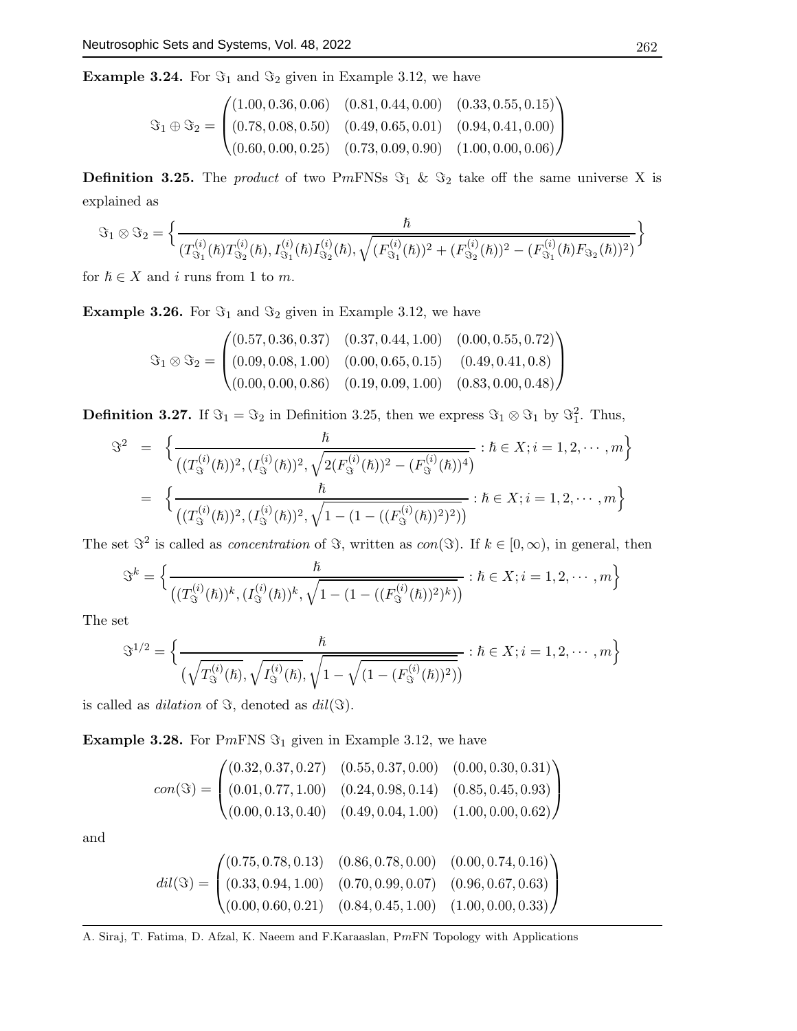**Example 3.24.** For $\Im_1$ and $\Im_2$ given in Example 3.12, we have

$$\Im_1 \oplus \Im_2 = \begin{pmatrix} (1.00, 0.36, 0.06) & (0.81, 0.44, 0.00) & (0.33, 0.55, 0.15) \\ (0.78, 0.08, 0.50) & (0.49, 0.65, 0.01) & (0.94, 0.41, 0.00) \\ (0.60, 0.00, 0.25) & (0.73, 0.09, 0.90) & (1.00, 0.00, 0.06) \end{pmatrix}$$

**Definition 3.25.** The *product* of two P$m$FNSs $\Im_1$ & $\Im_2$ take off the same universe X is explained as

$$\Im_1 \otimes \Im_2 = \Big\{ \frac{\hbar}{(T^{(i)}_{\Im_1}(\hbar)T^{(i)}_{\Im_2}(\hbar), I^{(i)}_{\Im_1}(\hbar)I^{(i)}_{\Im_2}(\hbar), \sqrt{(F^{(i)}_{\Im_1}(\hbar))^2 + (F^{(i)}_{\Im_2}(\hbar))^2 - (F^{(i)}_{\Im_1}(\hbar)F_{\Im_2}(\hbar))^2})} \Big\}$$

for $\hbar \in X$ and $i$ runs from 1 to $m$.

**Example 3.26.** For $\Im_1$ and $\Im_2$ given in Example 3.12, we have

$$\Im_1 \otimes \Im_2 = \begin{pmatrix} (0.57, 0.36, 0.37) & (0.37, 0.44, 1.00) & (0.00, 0.55, 0.72) \\ (0.09, 0.08, 1.00) & (0.00, 0.65, 0.15) & (0.49, 0.41, 0.8) \\ (0.00, 0.00, 0.86) & (0.19, 0.09, 1.00) & (0.83, 0.00, 0.48) \end{pmatrix}$$

**Definition 3.27.** If $\Im_1 = \Im_2$ in Definition 3.25, then we express $\Im_1 \otimes \Im_1$ by $\Im_1^2$. Thus,

$$\begin{aligned} \Im^2 &= \Big\{ \frac{\hbar}{\big((T^{(i)}_{\Im}(\hbar))^2, (I^{(i)}_{\Im}(\hbar))^2, \sqrt{2(F^{(i)}_{\Im}(\hbar))^2 - (F^{(i)}_{\Im}(\hbar))^4}\big)} : \hbar \in X; i = 1, 2, \cdots, m \Big\} \\ &= \Big\{ \frac{\hbar}{\big((T^{(i)}_{\Im}(\hbar))^2, (I^{(i)}_{\Im}(\hbar))^2, \sqrt{1 - (1 - ((F^{(i)}_{\Im}(\hbar))^2)^2)}\big)} : \hbar \in X; i = 1, 2, \cdots, m \Big\} \end{aligned}$$

The set $\Im^2$ is called as *concentration* of $\Im$, written as $con(\Im)$. If $k \in [0, \infty)$, in general, then

$$\Im^k = \Big\{ \frac{\hbar}{\big((T^{(i)}_{\Im}(\hbar))^k, (I^{(i)}_{\Im}(\hbar))^k, \sqrt{1 - (1 - ((F^{(i)}_{\Im}(\hbar))^2)^k)}\big)} : \hbar \in X; i = 1, 2, \cdots, m \Big\}$$

The set

$$\Im^{1/2} = \Big\{ \frac{\hbar}{\big(\sqrt{T^{(i)}_{\Im}(\hbar)}, \sqrt{I^{(i)}_{\Im}(\hbar)}, \sqrt{1 - \sqrt{(1 - (F^{(i)}_{\Im}(\hbar))^2)}}\big)} : \hbar \in X; i = 1, 2, \cdots, m \Big\}$$

is called as *dilation* of $\Im$, denoted as $dil(\Im)$.

**Example 3.28.** For P$m$FNS $\Im_1$ given in Example 3.12, we have

$$con(\Im) = \begin{pmatrix} (0.32, 0.37, 0.27) & (0.55, 0.37, 0.00) & (0.00, 0.30, 0.31) \\ (0.01, 0.77, 1.00) & (0.24, 0.98, 0.14) & (0.85, 0.45, 0.93) \\ (0.00, 0.13, 0.40) & (0.49, 0.04, 1.00) & (1.00, 0.00, 0.62) \end{pmatrix}$$

and

$$dil(\Im) = \begin{pmatrix} (0.75, 0.78, 0.13) & (0.86, 0.78, 0.00) & (0.00, 0.74, 0.16) \\ (0.33, 0.94, 1.00) & (0.70, 0.99, 0.07) & (0.96, 0.67, 0.63) \\ (0.00, 0.60, 0.21) & (0.84, 0.45, 1.00) & (1.00, 0.00, 0.33) \end{pmatrix}$$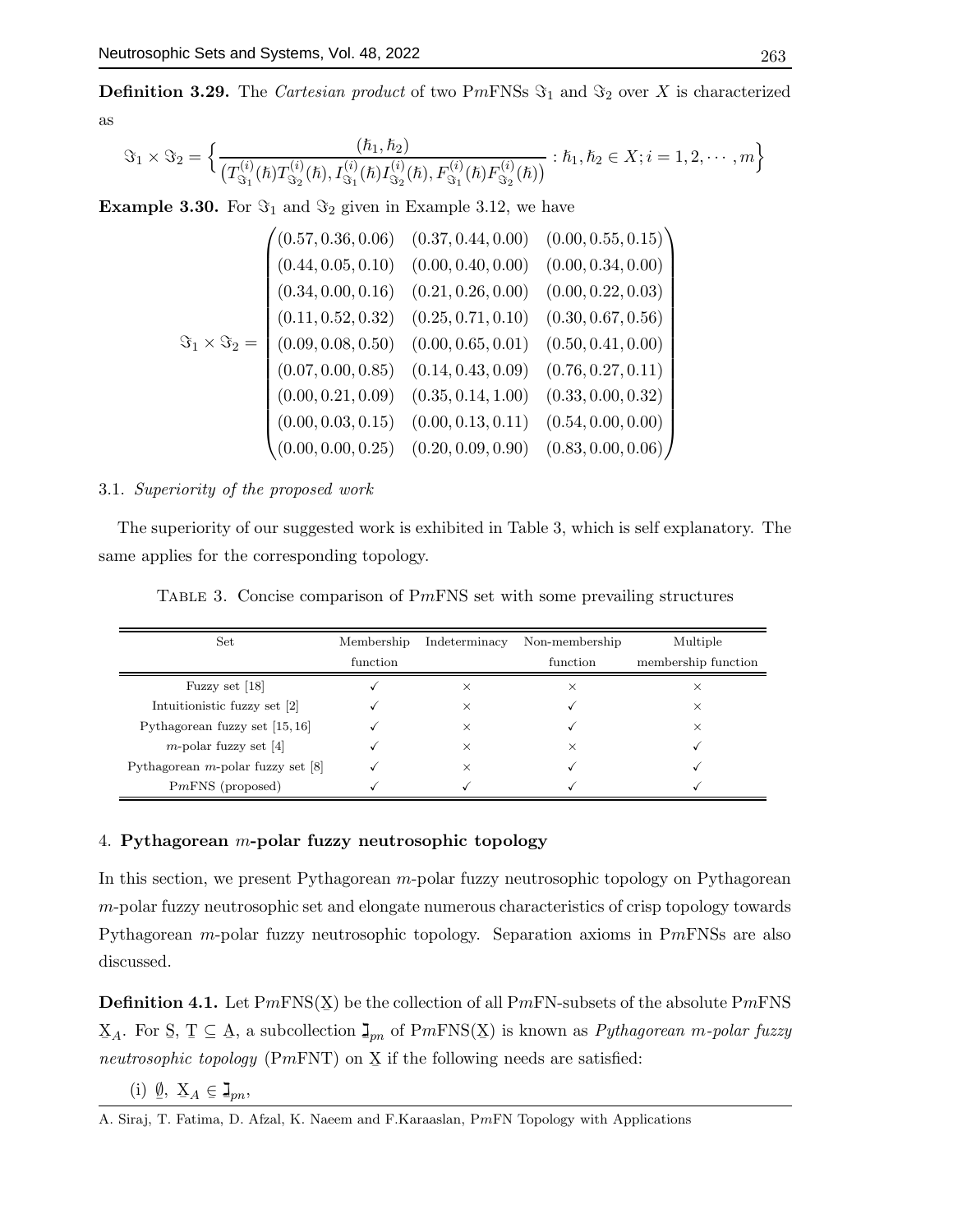**Definition 3.29.** The *Cartesian product* of two P$m$FNSs $\Im_1$ and $\Im_2$ over $X$ is characterized as

$$\Im_1 \times \Im_2 = \Big\{ \frac{(\hbar_1, \hbar_2)}{\big(T^{(i)}_{\Im_1}(\hbar)T^{(i)}_{\Im_2}(\hbar), I^{(i)}_{\Im_1}(\hbar)I^{(i)}_{\Im_2}(\hbar), F^{(i)}_{\Im_1}(\hbar)F^{(i)}_{\Im_2}(\hbar)\big)} : \hbar_1, \hbar_2 \in X; i = 1, 2, \cdots, m \Big\}$$

**Example 3.30.** For $\Im_1$ and $\Im_2$ given in Example 3.12, we have

$$\Im_1 \times \Im_2 = \begin{pmatrix} (0.57, 0.36, 0.06) & (0.37, 0.44, 0.00) & (0.00, 0.55, 0.15) \\ (0.44, 0.05, 0.10) & (0.00, 0.40, 0.00) & (0.00, 0.34, 0.00) \\ (0.34, 0.00, 0.16) & (0.21, 0.26, 0.00) & (0.00, 0.22, 0.03) \\ (0.11, 0.52, 0.32) & (0.25, 0.71, 0.10) & (0.30, 0.67, 0.56) \\ (0.09, 0.08, 0.50) & (0.00, 0.65, 0.01) & (0.50, 0.41, 0.00) \\ (0.07, 0.00, 0.85) & (0.14, 0.43, 0.09) & (0.76, 0.27, 0.11) \\ (0.00, 0.21, 0.09) & (0.35, 0.14, 1.00) & (0.33, 0.00, 0.32) \\ (0.00, 0.03, 0.15) & (0.00, 0.13, 0.11) & (0.54, 0.00, 0.00) \\ (0.00, 0.00, 0.25) & (0.20, 0.09, 0.90) & (0.83, 0.00, 0.06) \end{pmatrix}$$

### 3.1. *Superiority of the proposed work*

The superiority of our suggested work is exhibited in Table 3, which is self explanatory. The same applies for the corresponding topology.

Table 3. Concise comparison of P$m$FNS set with some prevailing structures

| Set | Membership function | Indeterminacy | Non-membership function | Multiple membership function |
|---|---|---|---|---|
| Fuzzy set [18] | ✓ | × | × | × |
| Intuitionistic fuzzy set [2] | ✓ | × | ✓ | × |
| Pythagorean fuzzy set [15, 16] | ✓ | × | ✓ | × |
| $m$-polar fuzzy set [4] | ✓ | × | × | ✓ |
| Pythagorean $m$-polar fuzzy set [8] | ✓ | × | ✓ | ✓ |
| P$m$FNS (proposed) | ✓ | ✓ | ✓ | ✓ |

## 4. **Pythagorean $m$-polar fuzzy neutrosophic topology**

In this section, we present Pythagorean $m$-polar fuzzy neutrosophic topology on Pythagorean $m$-polar fuzzy neutrosophic set and elongate numerous characteristics of crisp topology towards Pythagorean $m$-polar fuzzy neutrosophic topology. Separation axioms in P$m$FNSs are also discussed.

**Definition 4.1.** Let P$m$FNS($\underset{\sim}{X}$) be the collection of all P$m$FN-subsets of the absolute P$m$FNS $\underset{\sim}{X}_A$. For $\underset{\sim}{S}$, $\underset{\sim}{T} \subseteq \underset{\sim}{A}$, a subcollection $\beth_{pn}$ of P$m$FNS($\underset{\sim}{X}$) is known as *Pythagorean $m$-polar fuzzy neutrosophic topology* (P$m$FNT) on $\underset{\sim}{X}$ if the following needs are satisfied:

(i) $\underset{\sim}{\emptyset}$, $\underset{\sim}{X}_A \Subset \beth_{pn}$,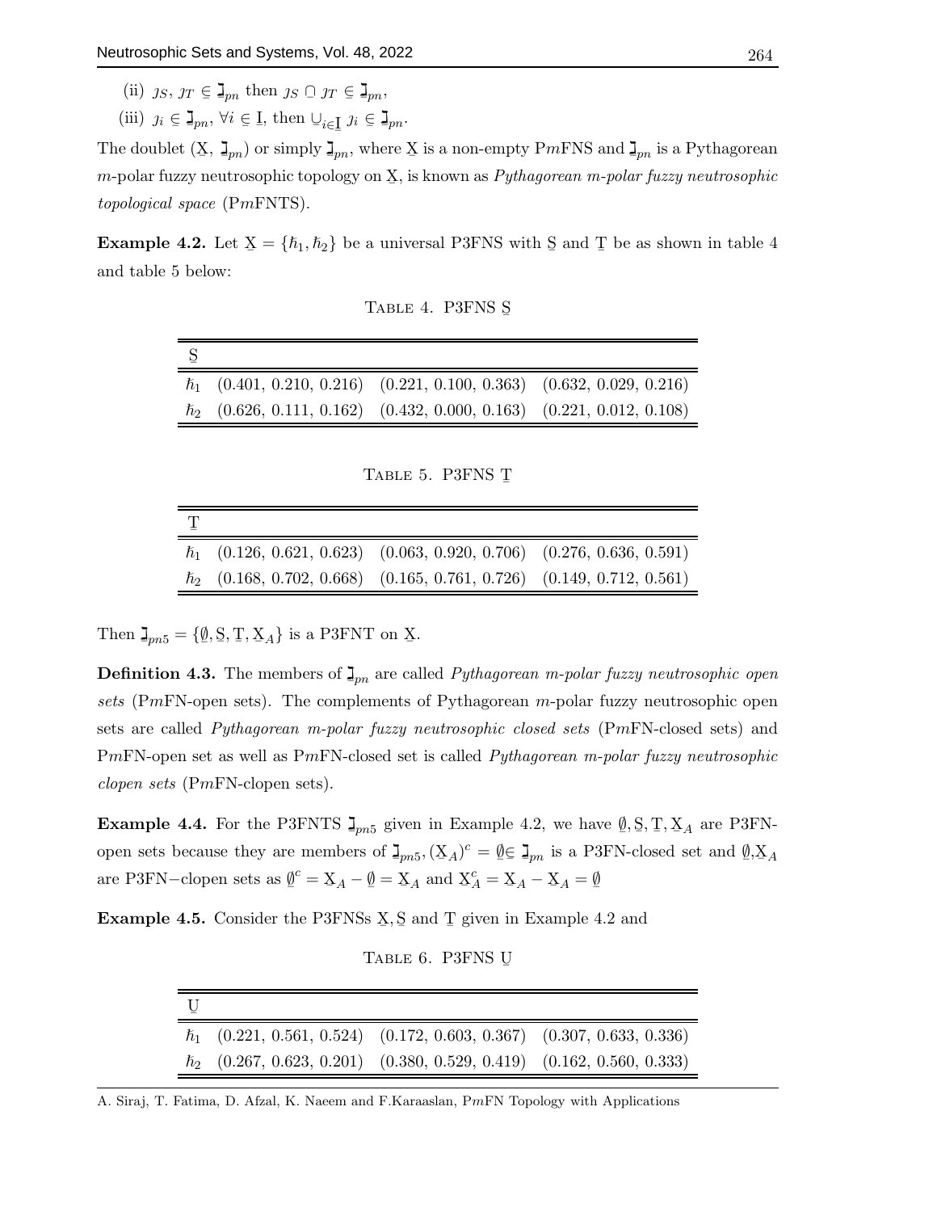(ii) $\jmath_S, \jmath_T \in \beth_{pn}$ then $\jmath_S \cap \jmath_T \in \beth_{pn}$,

(iii) $\jmath_i \in \beth_{pn}$, $\forall i \in \underline{I}$, then $\cup_{i \in \underline{I}} \jmath_i \in \beth_{pn}$.

The doublet $(\underline{X}, \beth_{pn})$ or simply $\beth_{pn}$, where $\underline{X}$ is a non-empty P$m$FNS and $\beth_{pn}$ is a Pythagorean $m$-polar fuzzy neutrosophic topology on $\underline{X}$, is known as *Pythagorean m-polar fuzzy neutrosophic topological space* (P$m$FNTS).

**Example 4.2.** Let $\underline{X} = \{\hbar_1, \hbar_2\}$ be a universal P3FNS with $\underline{S}$ and $\underline{T}$ be as shown in table 4 and table 5 below:

Table 4. P3FNS $\underline{S}$

| $\underline{S}$ | | | |
|---|---|---|---|
| $\hbar_1$ | (0.401, 0.210, 0.216) | (0.221, 0.100, 0.363) | (0.632, 0.029, 0.216) |
| $\hbar_2$ | (0.626, 0.111, 0.162) | (0.432, 0.000, 0.163) | (0.221, 0.012, 0.108) |

Table 5. P3FNS $\underline{T}$

| $\underline{T}$ | | | |
|---|---|---|---|
| $\hbar_1$ | (0.126, 0.621, 0.623) | (0.063, 0.920, 0.706) | (0.276, 0.636, 0.591) |
| $\hbar_2$ | (0.168, 0.702, 0.668) | (0.165, 0.761, 0.726) | (0.149, 0.712, 0.561) |

Then $\beth_{pn5} = \{\emptyset, \underline{S}, \underline{T}, \underline{X}_A\}$ is a P3FNT on $\underline{X}$.

**Definition 4.3.** The members of $\beth_{pn}$ are called *Pythagorean m-polar fuzzy neutrosophic open sets* (P$m$FN-open sets). The complements of Pythagorean $m$-polar fuzzy neutrosophic open sets are called *Pythagorean m-polar fuzzy neutrosophic closed sets* (P$m$FN-closed sets) and P$m$FN-open set as well as P$m$FN-closed set is called *Pythagorean m-polar fuzzy neutrosophic clopen sets* (P$m$FN-clopen sets).

**Example 4.4.** For the P3FNTS $\beth_{pn5}$ given in Example 4.2, we have $\emptyset, \underline{S}, \underline{T}, \underline{X}_A$ are P3FN-open sets because they are members of $\beth_{pn5}, (\underline{X}_A)^c = \emptyset \in \beth_{pn}$ is a P3FN-closed set and $\emptyset, \underline{X}_A$ are P3FN$-$clopen sets as $\emptyset^c = \underline{X}_A - \emptyset = \underline{X}_A$ and $\underline{X}_A^c = \underline{X}_A - \underline{X}_A = \emptyset$

**Example 4.5.** Consider the P3FNSs $\underline{X}, \underline{S}$ and $\underline{T}$ given in Example 4.2 and

Table 6. P3FNS $\underline{U}$

| $\underline{U}$ | | | |
|---|---|---|---|
| $\hbar_1$ | (0.221, 0.561, 0.524) | (0.172, 0.603, 0.367) | (0.307, 0.633, 0.336) |
| $\hbar_2$ | (0.267, 0.623, 0.201) | (0.380, 0.529, 0.419) | (0.162, 0.560, 0.333) |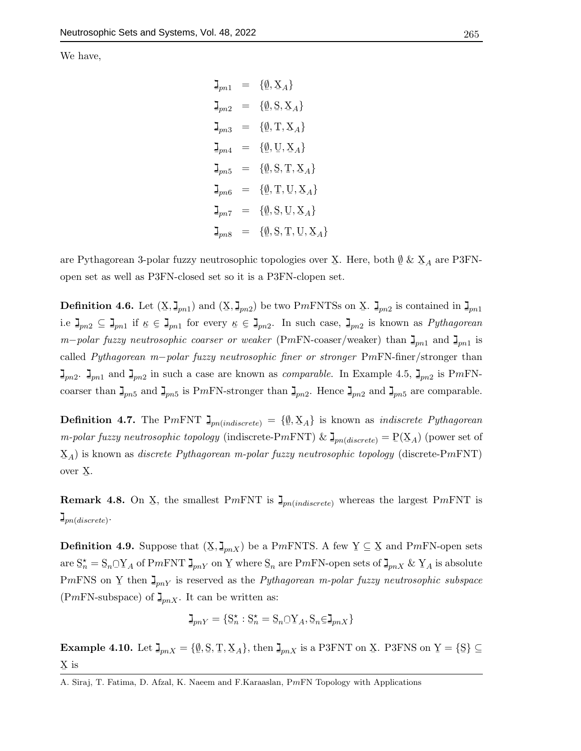We have,

$$
\begin{aligned}
\underline{\daleth}_{pn1} &= \{\underline{\emptyset}, \underline{X}_A\} \\
\underline{\daleth}_{pn2} &= \{\underline{\emptyset}, \underline{S}, \underline{X}_A\} \\
\underline{\daleth}_{pn3} &= \{\underline{\emptyset}, \underline{T}, \underline{X}_A\} \\
\underline{\daleth}_{pn4} &= \{\underline{\emptyset}, \underline{U}, \underline{X}_A\} \\
\underline{\daleth}_{pn5} &= \{\underline{\emptyset}, \underline{S}, \underline{T}, \underline{X}_A\} \\
\underline{\daleth}_{pn6} &= \{\underline{\emptyset}, \underline{T}, \underline{U}, \underline{X}_A\} \\
\underline{\daleth}_{pn7} &= \{\underline{\emptyset}, \underline{S}, \underline{U}, \underline{X}_A\} \\
\underline{\daleth}_{pn8} &= \{\underline{\emptyset}, \underline{S}, \underline{T}, \underline{U}, \underline{X}_A\}
\end{aligned}
$$

are Pythagorean 3-polar fuzzy neutrosophic topologies over $\underline{X}$. Here, both $\underline{\emptyset}$ & $\underline{X}_A$ are P3FN-open set as well as P3FN-closed set so it is a P3FN-clopen set.

**Definition 4.6.** Let $(\underline{X}, \underline{\daleth}_{pn1})$ and $(\underline{X}, \underline{\daleth}_{pn2})$ be two P$m$FNTSs on $\underline{X}$. $\underline{\daleth}_{pn2}$ is contained in $\underline{\daleth}_{pn1}$ i.e $\underline{\daleth}_{pn2} \subseteq \underline{\daleth}_{pn1}$ if $\underline{\kappa} \in \underline{\daleth}_{pn1}$ for every $\underline{\kappa} \in \underline{\daleth}_{pn2}$. In such case, $\underline{\daleth}_{pn2}$ is known as *Pythagorean m−polar fuzzy neutrosophic coarser or weaker* (P$m$FN-coaser/weaker) than $\underline{\daleth}_{pn1}$ and $\underline{\daleth}_{pn1}$ is called *Pythagorean m−polar fuzzy neutrosophic finer or stronger* P$m$FN-finer/stronger than $\underline{\daleth}_{pn2}$. $\underline{\daleth}_{pn1}$ and $\underline{\daleth}_{pn2}$ in such a case are known as *comparable*. In Example 4.5, $\underline{\daleth}_{pn2}$ is P$m$FN-coarser than $\underline{\daleth}_{pn5}$ and $\underline{\daleth}_{pn5}$ is P$m$FN-stronger than $\underline{\daleth}_{pn2}$. Hence $\underline{\daleth}_{pn2}$ and $\underline{\daleth}_{pn5}$ are comparable.

**Definition 4.7.** The P$m$FNT $\underline{\daleth}_{pn(indiscrete)} = \{\underline{\emptyset}, \underline{X}_A\}$ is known as *indiscrete Pythagorean m-polar fuzzy neutrosophic topology* (indiscrete-P$m$FNT) & $\underline{\daleth}_{pn(discrete)} = \underline{P}(\underline{X}_A)$ (power set of $\underline{X}_A$) is known as *discrete Pythagorean m-polar fuzzy neutrosophic topology* (discrete-P$m$FNT) over $\underline{X}$.

**Remark 4.8.** On $\underline{X}$, the smallest P$m$FNT is $\underline{\daleth}_{pn(indiscrete)}$ whereas the largest P$m$FNT is $\underline{\daleth}_{pn(discrete)}$.

**Definition 4.9.** Suppose that $(\underline{X}, \underline{\daleth}_{pnX})$ be a P$m$FNTS. A few $\underline{Y} \subseteq \underline{X}$ and P$m$FN-open sets are $\underline{S}_n^\star = \underline{S}_n \underline{\cap} \underline{Y}_A$ of P$m$FNT $\underline{\daleth}_{pnY}$ on $\underline{Y}$ where $\underline{S}_n$ are P$m$FN-open sets of $\underline{\daleth}_{pnX}$ & $\underline{Y}_A$ is absolute P$m$FNS on $\underline{Y}$ then $\underline{\daleth}_{pnY}$ is reserved as the *Pythagorean m-polar fuzzy neutrosophic subspace* (P$m$FN-subspace) of $\underline{\daleth}_{pnX}$. It can be written as:

$$\underline{\daleth}_{pnY} = \{\underline{S}_n^\star : \underline{S}_n^\star = \underline{S}_n \underline{\cap} \underline{Y}_A, \underline{S}_n \underline{\in} \underline{\daleth}_{pnX}\}$$

**Example 4.10.** Let $\underline{\daleth}_{pnX} = \{\underline{\emptyset}, \underline{S}, \underline{T}, \underline{X}_A\}$, then $\underline{\daleth}_{pnX}$ is a P3FNT on $\underline{X}$. P3FNS on $\underline{Y} = \{\underline{S}\} \subseteq \underline{X}$ is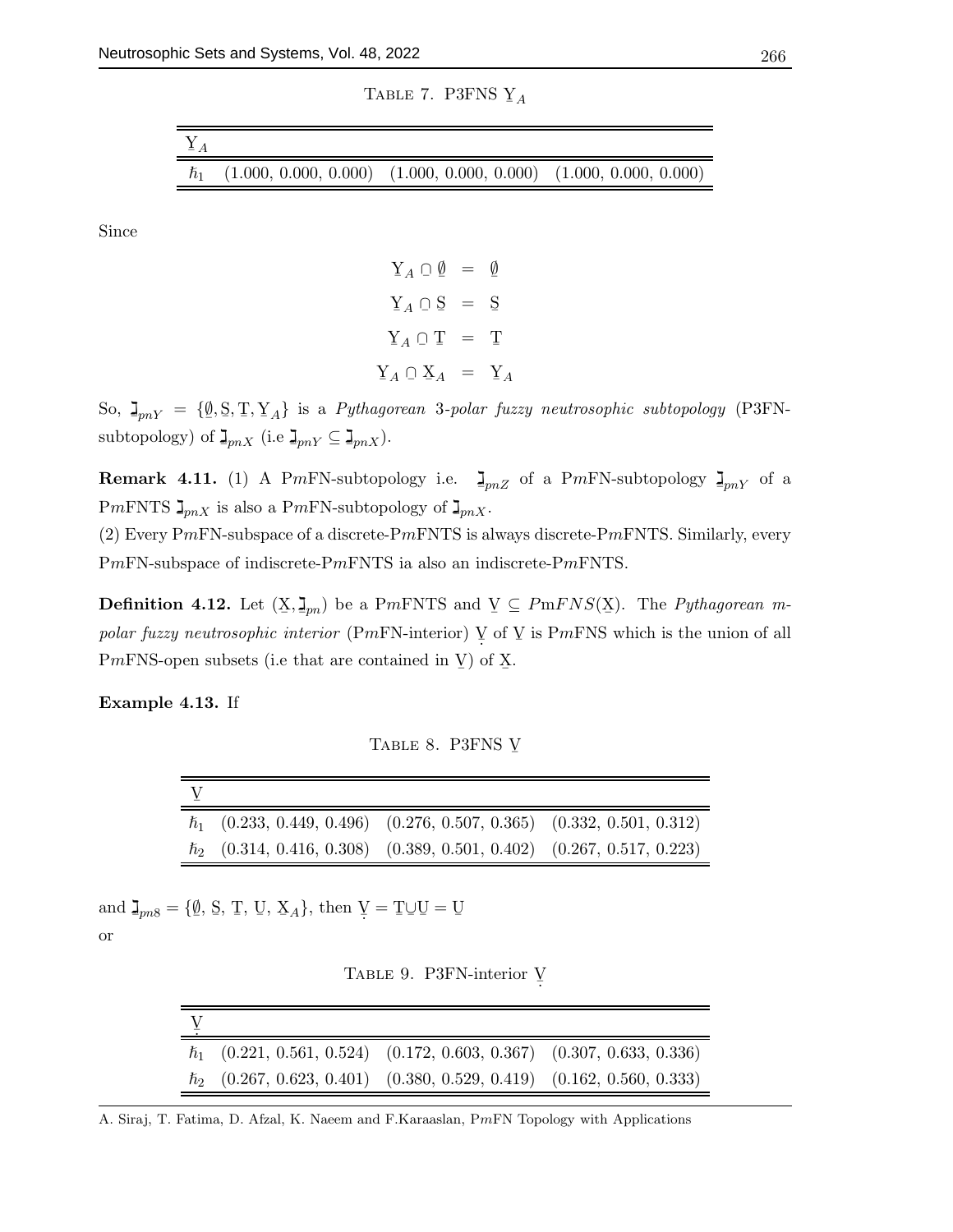TABLE 7. P3FNS $\underset{\sim}{Y}_A$

| $\underset{\sim}{Y}_A$ | | | |
|---|---|---|---|
| $\hbar_1$ | (1.000, 0.000, 0.000) | (1.000, 0.000, 0.000) | (1.000, 0.000, 0.000) |

Since

$$\begin{aligned}
\underset{\sim}{Y}_A \Cap \underset{\sim}{\emptyset} &= \underset{\sim}{\emptyset} \\
\underset{\sim}{Y}_A \Cap \underset{\sim}{S} &= \underset{\sim}{S} \\
\underset{\sim}{Y}_A \Cap \underset{\sim}{T} &= \underset{\sim}{T} \\
\underset{\sim}{Y}_A \Cap \underset{\sim}{X}_A &= \underset{\sim}{Y}_A
\end{aligned}$$

So, $\underset{\sim}{\beth}_{pnY} = \{\underset{\sim}{\emptyset}, \underset{\sim}{S}, \underset{\sim}{T}, \underset{\sim}{Y}_A\}$ is a *Pythagorean* 3*-polar fuzzy neutrosophic subtopology* (P3FN-subtopology) of $\underset{\sim}{\beth}_{pnX}$ (i.e $\underset{\sim}{\beth}_{pnY} \subseteq \underset{\sim}{\beth}_{pnX}$).

**Remark 4.11.** (1) A P$m$FN-subtopology i.e. $\underset{\sim}{\beth}_{pnZ}$ of a P$m$FN-subtopology $\underset{\sim}{\beth}_{pnY}$ of a P$m$FNTS $\underset{\sim}{\beth}_{pnX}$ is also a P$m$FN-subtopology of $\underset{\sim}{\beth}_{pnX}$.

(2) Every P$m$FN-subspace of a discrete-P$m$FNTS is always discrete-P$m$FNTS. Similarly, every P$m$FN-subspace of indiscrete-P$m$FNTS ia also an indiscrete-P$m$FNTS.

**Definition 4.12.** Let $(\underset{\sim}{X}, \underset{\sim}{\beth}_{pn})$ be a P$m$FNTS and $\underset{\sim}{V} \subseteq PmFNS(\underset{\sim}{X})$. The *Pythagorean $m$-polar fuzzy neutrosophic interior* (P$m$FN-interior) $\underset{\cdot}{\underset{\sim}{V}}$ of $\underset{\sim}{V}$ is P$m$FNS which is the union of all P$m$FNS-open subsets (i.e that are contained in $\underset{\sim}{V}$) of $\underset{\sim}{X}$.

**Example 4.13.** If

TABLE 8. P3FNS $\underset{\sim}{V}$

| $\underset{\sim}{V}$ | | | |
|---|---|---|---|
| $\hbar_1$ | (0.233, 0.449, 0.496) | (0.276, 0.507, 0.365) | (0.332, 0.501, 0.312) |
| $\hbar_2$ | (0.314, 0.416, 0.308) | (0.389, 0.501, 0.402) | (0.267, 0.517, 0.223) |

and $\underset{\sim}{\beth}_{pn8} = \{\underset{\sim}{\emptyset}, \underset{\sim}{S}, \underset{\sim}{T}, \underset{\sim}{U}, \underset{\sim}{X}_A\}$, then $\underset{\cdot}{\underset{\sim}{V}} = \underset{\sim}{T} \Cup \underset{\sim}{U} = \underset{\sim}{U}$

or

TABLE 9. P3FN-interior $\underset{\cdot}{\underset{\sim}{V}}$

| $\underset{\cdot}{\underset{\sim}{V}}$ | | | |
|---|---|---|---|
| $\hbar_1$ | (0.221, 0.561, 0.524) | (0.172, 0.603, 0.367) | (0.307, 0.633, 0.336) |
| $\hbar_2$ | (0.267, 0.623, 0.401) | (0.380, 0.529, 0.419) | (0.162, 0.560, 0.333) |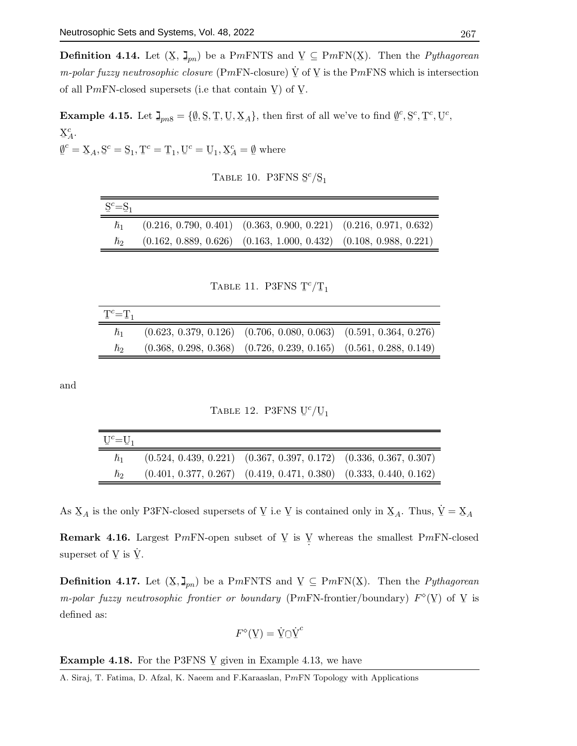**Definition 4.14.** Let $(\underset{\sim}{X}, \beth_{pn})$ be a P$m$FNTS and $\underset{\sim}{V} \subseteq$ P$m$FN$(\underset{\sim}{X})$. Then the *Pythagorean m-polar fuzzy neutrosophic closure* (P$m$FN-closure) $\dot{\underset{\sim}{V}}$ of $\underset{\sim}{V}$ is the P$m$FNS which is intersection of all P$m$FN-closed supersets (i.e that contain $\underset{\sim}{V}$) of $\underset{\sim}{V}$.

**Example 4.15.** Let $\beth_{pn8} = \{\underset{\sim}{\emptyset}, \underset{\sim}{S}, \underset{\sim}{T}, \underset{\sim}{U}, \underset{\sim}{X}_A\}$, then first of all we've to find $\underset{\sim}{\emptyset}^c, \underset{\sim}{S}^c, \underset{\sim}{T}^c, \underset{\sim}{U}^c$, $\underset{\sim}{X}_A^c$.
$\underset{\sim}{\emptyset}^c = \underset{\sim}{X}_A, \underset{\sim}{S}^c = \underset{\sim}{S}_1, \underset{\sim}{T}^c = \underset{\sim}{T}_1, \underset{\sim}{U}^c = \underset{\sim}{U}_1, \underset{\sim}{X}_A^c = \underset{\sim}{\emptyset}$ where

TABLE 10. P3FNS $\underset{\sim}{S}^c/\underset{\sim}{S}_1$

| $\underset{\sim}{S}^c=\underset{\sim}{S}_1$ | | | |
|---|---|---|---|
| $\hbar_1$ | (0.216, 0.790, 0.401) | (0.363, 0.900, 0.221) | (0.216, 0.971, 0.632) |
| $\hbar_2$ | (0.162, 0.889, 0.626) | (0.163, 1.000, 0.432) | (0.108, 0.988, 0.221) |

TABLE 11. P3FNS $\underset{\sim}{T}^c/\underset{\sim}{T}_1$

| $\underset{\sim}{T}^c=\underset{\sim}{T}_1$ | | | |
|---|---|---|---|
| $\hbar_1$ | (0.623, 0.379, 0.126) | (0.706, 0.080, 0.063) | (0.591, 0.364, 0.276) |
| $\hbar_2$ | (0.368, 0.298, 0.368) | (0.726, 0.239, 0.165) | (0.561, 0.288, 0.149) |

and

TABLE 12. P3FNS $\underset{\sim}{U}^c/\underset{\sim}{U}_1$

| $\underset{\sim}{U}^c=\underset{\sim}{U}_1$ | | | |
|---|---|---|---|
| $\hbar_1$ | (0.524, 0.439, 0.221) | (0.367, 0.397, 0.172) | (0.336, 0.367, 0.307) |
| $\hbar_2$ | (0.401, 0.377, 0.267) | (0.419, 0.471, 0.380) | (0.333, 0.440, 0.162) |

As $\underset{\sim}{X}_A$ is the only P3FN-closed supersets of $\underset{\sim}{V}$ i.e $\underset{\sim}{V}$ is contained only in $\underset{\sim}{X}_A$. Thus, $\dot{\underset{\sim}{V}} = \underset{\sim}{X}_A$

**Remark 4.16.** Largest P$m$FN-open subset of $\underset{\sim}{V}$ is $\underset{\cdot}{\underset{\sim}{V}}$ whereas the smallest P$m$FN-closed superset of $\underset{\sim}{V}$ is $\dot{\underset{\sim}{V}}$.

**Definition 4.17.** Let $(\underset{\sim}{X}, \beth_{pn})$ be a P$m$FNTS and $\underset{\sim}{V} \subseteq$ P$m$FN$(\underset{\sim}{X})$. Then the *Pythagorean m-polar fuzzy neutrosophic frontier or boundary* (P$m$FN-frontier/boundary) $F^{\diamond}(\underset{\sim}{V})$ of $\underset{\sim}{V}$ is defined as:

$$F^{\diamond}(\underset{\sim}{V}) = \dot{\underset{\sim}{V}} \cap \dot{\underset{\sim}{V}}^{c}$$

**Example 4.18.** For the P3FNS $\underset{\sim}{V}$ given in Example 4.13, we have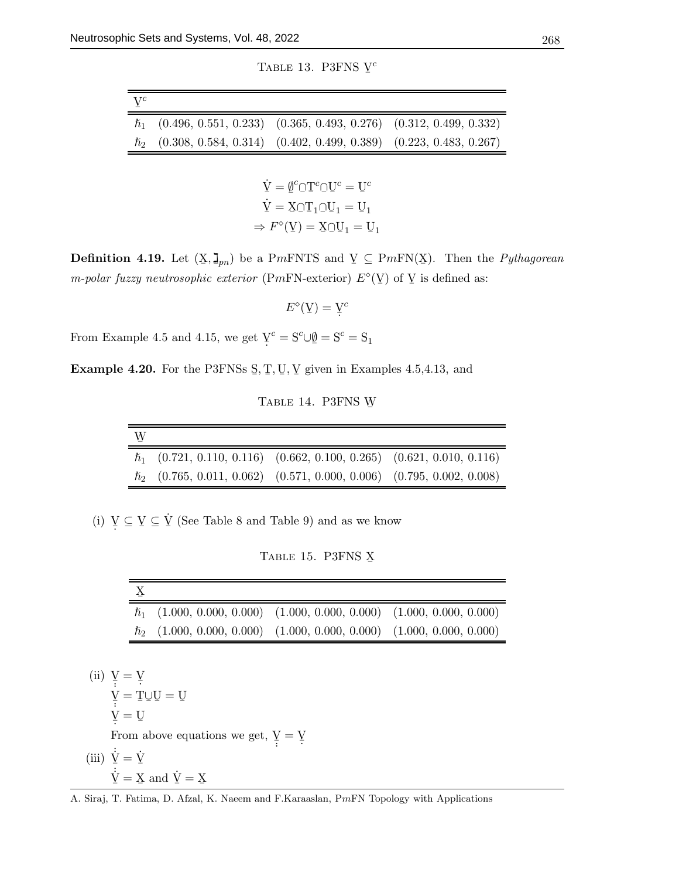Table 13. P3FNS $\underset{\sim}{V}^c$

| $\underset{\sim}{V}^c$ | | | |
|---|---|---|---|
| $\hbar_1$ | (0.496, 0.551, 0.233) | (0.365, 0.493, 0.276) | (0.312, 0.499, 0.332) |
| $\hbar_2$ | (0.308, 0.584, 0.314) | (0.402, 0.499, 0.389) | (0.223, 0.483, 0.267) |

$$\dot{\underset{\sim}{V}} = \underset{\sim}{\emptyset}^c \cap \underset{\sim}{T}^c \cap \underset{\sim}{U}^c = \underset{\sim}{U}^c$$
$$\dot{\underset{\sim}{V}} = \underset{\sim}{X} \cap \underset{\sim}{T}_1 \cap \underset{\sim}{U}_1 = \underset{\sim}{U}_1$$
$$\Rightarrow F^{\diamond}(\underset{\sim}{V}) = \underset{\sim}{X} \cap \underset{\sim}{U}_1 = \underset{\sim}{U}_1$$

**Definition 4.19.** Let $(\underset{\sim}{X}, \daleth_{pn})$ be a P$m$FNTS and $\underset{\sim}{V} \subseteq$ P$m$FN$(\underset{\sim}{X})$. Then the *Pythagorean m-polar fuzzy neutrosophic exterior* (P$m$FN-exterior) $E^{\diamond}(\underset{\sim}{V})$ of $\underset{\sim}{V}$ is defined as:

$$E^{\diamond}(\underset{\sim}{V}) = \underset{\cdot}{\underset{\sim}{V}}^c$$

From Example 4.5 and 4.15, we get $\underset{\cdot}{\underset{\sim}{V}}^c = \underset{\sim}{S}^c \cup \underset{\sim}{\emptyset} = \underset{\sim}{S}^c = \underset{\sim}{S}_1$

**Example 4.20.** For the P3FNSs $\underset{\sim}{S}, \underset{\sim}{T}, \underset{\sim}{U}, \underset{\sim}{V}$ given in Examples 4.5,4.13, and

Table 14. P3FNS $\underset{\sim}{W}$

| $\underset{\sim}{W}$ | | | |
|---|---|---|---|
| $\hbar_1$ | (0.721, 0.110, 0.116) | (0.662, 0.100, 0.265) | (0.621, 0.010, 0.116) |
| $\hbar_2$ | (0.765, 0.011, 0.062) | (0.571, 0.000, 0.006) | (0.795, 0.002, 0.008) |

(i) $\underset{\cdot}{\underset{\sim}{V}} \subseteq \underset{\sim}{V} \subseteq \dot{\underset{\sim}{V}}$ (See Table 8 and Table 9) and as we know

Table 15. P3FNS $\underset{\sim}{X}$

| $\underset{\sim}{X}$ | | | |
|---|---|---|---|
| $\hbar_1$ | (1.000, 0.000, 0.000) | (1.000, 0.000, 0.000) | (1.000, 0.000, 0.000) |
| $\hbar_2$ | (1.000, 0.000, 0.000) | (1.000, 0.000, 0.000) | (1.000, 0.000, 0.000) |

(ii) $\underset{\vdots}{\underset{\sim}{V}} = \underset{\cdot}{\underset{\sim}{V}}$

$\underset{\vdots}{\underset{\sim}{V}} = \underset{\sim}{T} \cup \underset{\sim}{U} = \underset{\sim}{U}$

$\underset{\cdot}{\underset{\sim}{V}} = \underset{\sim}{U}$

From above equations we get, $\underset{\vdots}{\underset{\sim}{V}} = \underset{\cdot}{\underset{\sim}{V}}$

(iii) $\dot{\dot{\underset{\sim}{V}}} = \dot{\underset{\sim}{V}}$

$\dot{\dot{\underset{\sim}{V}}} = \underset{\sim}{X}$ and $\dot{\underset{\sim}{V}} = \underset{\sim}{X}$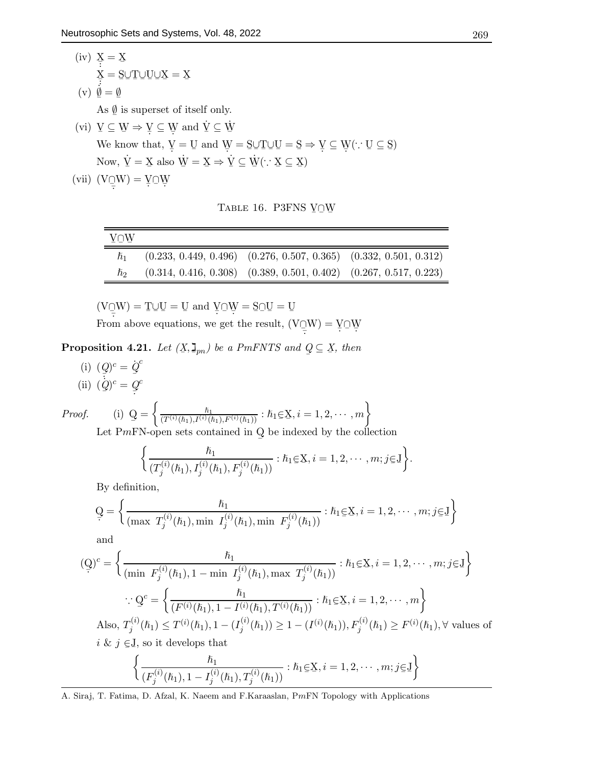(iv) $\underset{\vdots}{\underline{X}} = \underline{X}$

$\underset{\vdots}{\underline{X}} = \underline{S}\cup\underline{T}\cup\underline{U}\cup\underline{X} = \underline{X}$

(v) $\underset{\vdots}{\emptyset} = \emptyset$

As $\emptyset$ is superset of itself only.

(vi) $\underline{V} \subseteq \underline{W} \Rightarrow \underset{\cdot}{\underline{V}} \subseteq \underset{\cdot}{\underline{W}}$ and $\dot{\underline{V}} \subseteq \dot{\underline{W}}$

We know that, $\underset{\cdot}{\underline{V}} = \underline{U}$ and $\underset{\cdot}{\underline{W}} = \underline{S}\cup\underline{T}\cup\underline{U} = \underline{S} \Rightarrow \underset{\cdot}{\underline{V}} \subseteq \underset{\cdot}{\underline{W}} (\because \underline{U} \subseteq \underline{S})$

Now, $\dot{\underline{V}} = \underline{X}$ also $\dot{\underline{W}} = \underline{X} \Rightarrow \dot{\underline{V}} \subseteq \dot{\underline{W}} (\because \underline{X} \subseteq \underline{X})$

(vii) $\underset{\cdot}{(\underline{V}\cap\underline{W})} = \underset{\cdot}{\underline{V}}\cap\underset{\cdot}{\underline{W}}$

TABLE 16. P3FNS $\underline{V}\cap\underline{W}$

| $\underline{V}\cap\underline{W}$ | | | |
|---|---|---|---|
| $\hbar_1$ | (0.233, 0.449, 0.496) | (0.276, 0.507, 0.365) | (0.332, 0.501, 0.312) |
| $\hbar_2$ | (0.314, 0.416, 0.308) | (0.389, 0.501, 0.402) | (0.267, 0.517, 0.223) |

$\underset{\cdot}{(\underline{V}\cap\underline{W})} = \underline{T}\cup\underline{U} = \underline{U}$ and $\underset{\cdot}{\underline{V}}\cap\underset{\cdot}{\underline{W}} = \underline{S}\cap\underline{U} = \underline{U}$

From above equations, we get the result, $\underset{\cdot}{(\underline{V}\cap\underline{W})} = \underset{\cdot}{\underline{V}}\cap\underset{\cdot}{\underline{W}}$

**Proposition 4.21.** *Let $(\underline{X}, \beth_{pm})$ be a PmFNTS and $\underline{Q} \subseteq \underline{X}$, then*

(i) $(\underset{\vdots}{\underline{Q}})^c = \dot{\underline{Q}}^c$

(ii) $(\dot{\underline{Q}})^c = \underset{\cdot}{\underline{Q}^c}$

*Proof.* (i) $\underline{Q} = \left\{ \frac{\hbar_1}{(T^{(i)}(\hbar_1), I^{(i)}(\hbar_1), F^{(i)}(\hbar_1))} : \hbar_1 \in \underline{X}, i = 1, 2, \cdots, m \right\}$

Let P$m$FN-open sets contained in $\underline{Q}$ be indexed by the collection

$$\left\{ \frac{\hbar_1}{(T_j^{(i)}(\hbar_1), I_j^{(i)}(\hbar_1), F_j^{(i)}(\hbar_1))} : \hbar_1 \in \underline{X}, i = 1, 2, \cdots, m; j \in \underline{J} \right\}.$$

By definition,

$$\underset{\cdot}{\underline{Q}} = \left\{ \frac{\hbar_1}{(\max\ T_j^{(i)}(\hbar_1), \min\ I_j^{(i)}(\hbar_1), \min\ F_j^{(i)}(\hbar_1))} : \hbar_1 \in \underline{X}, i = 1, 2, \cdots, m; j \in \underline{J} \right\}$$

and

$$(\underset{\cdot}{\underline{Q}})^c = \left\{ \frac{\hbar_1}{(\min\ F_j^{(i)}(\hbar_1), 1 - \min\ I_j^{(i)}(\hbar_1), \max\ T_j^{(i)}(\hbar_1))} : \hbar_1 \in \underline{X}, i = 1, 2, \cdots, m; j \in \underline{J} \right\}$$

$$\because \underline{Q}^c = \left\{ \frac{\hbar_1}{(F^{(i)}(\hbar_1), 1 - I^{(i)}(\hbar_1), T^{(i)}(\hbar_1))} : \hbar_1 \in \underline{X}, i = 1, 2, \cdots, m \right\}$$

Also, $T_j^{(i)}(\hbar_1) \leq T^{(i)}(\hbar_1), 1 - (I_j^{(i)}(\hbar_1)) \geq 1 - (I^{(i)}(\hbar_1)), F_j^{(i)}(\hbar_1) \geq F^{(i)}(\hbar_1), \forall$ values of $i$ & $j \in \underline{J}$, so it develops that

$$\left\{ \frac{\hbar_1}{(F_j^{(i)}(\hbar_1), 1 - I_j^{(i)}(\hbar_1), T_j^{(i)}(\hbar_1))} : \hbar_1 \in \underline{X}, i = 1, 2, \cdots, m; j \in \underline{J} \right\}$$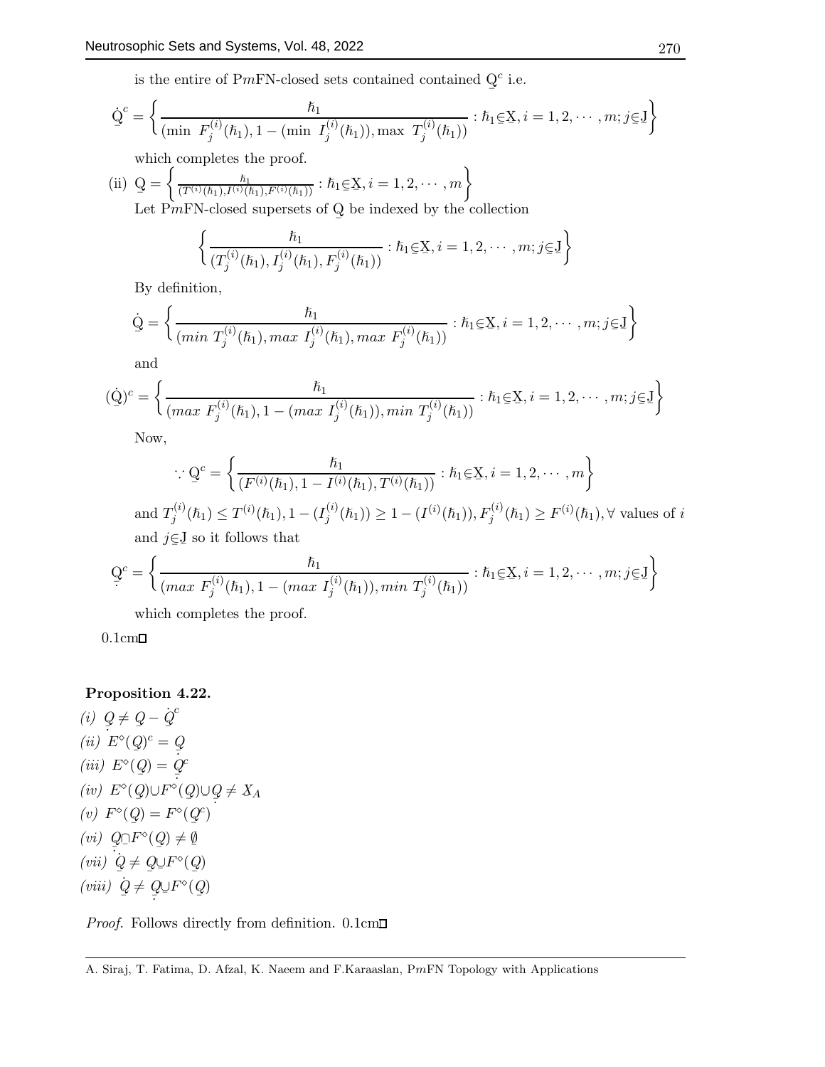is the entire of P$m$FN-closed sets contained contained $\underset{\sim}{Q}^c$ i.e.

$$\dot{\underset{\sim}{Q}}^c = \left\{ \frac{\hbar_1}{(\min\ F_j^{(i)}(\hbar_1), 1 - (\min\ I_j^{(i)}(\hbar_1)), \max\ T_j^{(i)}(\hbar_1))} : \hbar_1 \underset{\sim}{\in} \underset{\sim}{X}, i = 1, 2, \cdots, m; j \underset{\sim}{\in} \underset{\sim}{J} \right\}$$

which completes the proof.

(ii) $\underset{\sim}{Q} = \left\{ \frac{\hbar_1}{(T^{(i)}(\hbar_1), I^{(i)}(\hbar_1), F^{(i)}(\hbar_1))} : \hbar_1 \underset{\sim}{\in} \underset{\sim}{X}, i = 1, 2, \cdots, m \right\}$

Let P$m$FN-closed supersets of $\underset{\sim}{Q}$ be indexed by the collection

$$\left\{ \frac{\hbar_1}{(T_j^{(i)}(\hbar_1), I_j^{(i)}(\hbar_1), F_j^{(i)}(\hbar_1))} : \hbar_1 \underset{\sim}{\in} \underset{\sim}{X}, i = 1, 2, \cdots, m; j \underset{\sim}{\in} \underset{\sim}{J} \right\}$$

By definition,

$$\dot{\underset{\sim}{Q}} = \left\{ \frac{\hbar_1}{(min\ T_j^{(i)}(\hbar_1), max\ I_j^{(i)}(\hbar_1), max\ F_j^{(i)}(\hbar_1))} : \hbar_1 \underset{\sim}{\in} \underset{\sim}{X}, i = 1, 2, \cdots, m; j \underset{\sim}{\in} \underset{\sim}{J} \right\}$$

and

$$(\dot{\underset{\sim}{Q}})^c = \left\{ \frac{\hbar_1}{(max\ F_j^{(i)}(\hbar_1), 1 - (max\ I_j^{(i)}(\hbar_1)), min\ T_j^{(i)}(\hbar_1))} : \hbar_1 \underset{\sim}{\in} \underset{\sim}{X}, i = 1, 2, \cdots, m; j \underset{\sim}{\in} \underset{\sim}{J} \right\}$$

Now,

$$\because \underset{\sim}{Q}^c = \left\{ \frac{\hbar_1}{(F^{(i)}(\hbar_1), 1 - I^{(i)}(\hbar_1), T^{(i)}(\hbar_1))} : \hbar_1 \underset{\sim}{\in} \underset{\sim}{X}, i = 1, 2, \cdots, m \right\}$$

and $T_j^{(i)}(\hbar_1) \leq T^{(i)}(\hbar_1), 1 - (I_j^{(i)}(\hbar_1)) \geq 1 - (I^{(i)}(\hbar_1)), F_j^{(i)}(\hbar_1) \geq F^{(i)}(\hbar_1), \forall$ values of $i$ and $j \underset{\sim}{\in} \underset{\sim}{J}$ so it follows that

$$\underset{\cdot}{\underset{\sim}{Q}}^c = \left\{ \frac{\hbar_1}{(max\ F_j^{(i)}(\hbar_1), 1 - (max\ I_j^{(i)}(\hbar_1)), min\ T_j^{(i)}(\hbar_1))} : \hbar_1 \underset{\sim}{\in} \underset{\sim}{X}, i = 1, 2, \cdots, m; j \underset{\sim}{\in} \underset{\sim}{J} \right\}$$

which completes the proof.

0.1cm□

**Proposition 4.22.**

*(i)* $\underset{\cdot}{\underset{\sim}{Q}} \neq \underset{\sim}{Q} - \dot{\underset{\sim}{Q}}^c$

*(ii)* $E^\diamond(\underset{\sim}{Q})^c = \underset{\cdot}{\underset{\sim}{Q}}$

*(iii)* $E^\diamond(\underset{\sim}{Q}) = \underset{\cdot}{\underset{\sim}{Q}}^c$

*(iv)* $E^\diamond(\underset{\sim}{Q}) \cup F^\diamond(\underset{\sim}{Q}) \cup \underset{\cdot}{\underset{\sim}{Q}} \neq \underset{\sim}{X}_A$

*(v)* $F^\diamond(\underset{\sim}{Q}) = F^\diamond(\underset{\sim}{Q}^c)$

*(vi)* $\underset{\cdot}{\underset{\sim}{Q}} \cap F^\diamond(\underset{\sim}{Q}) \neq \emptyset$

*(vii)* $\dot{\underset{\sim}{Q}} \neq \underset{\sim}{Q} \cup F^\diamond(\underset{\sim}{Q})$

*(viii)* $\dot{\underset{\sim}{Q}} \neq \underset{\cdot}{\underset{\sim}{Q}} \cup F^\diamond(\underset{\sim}{Q})$

*Proof.* Follows directly from definition. 0.1cm□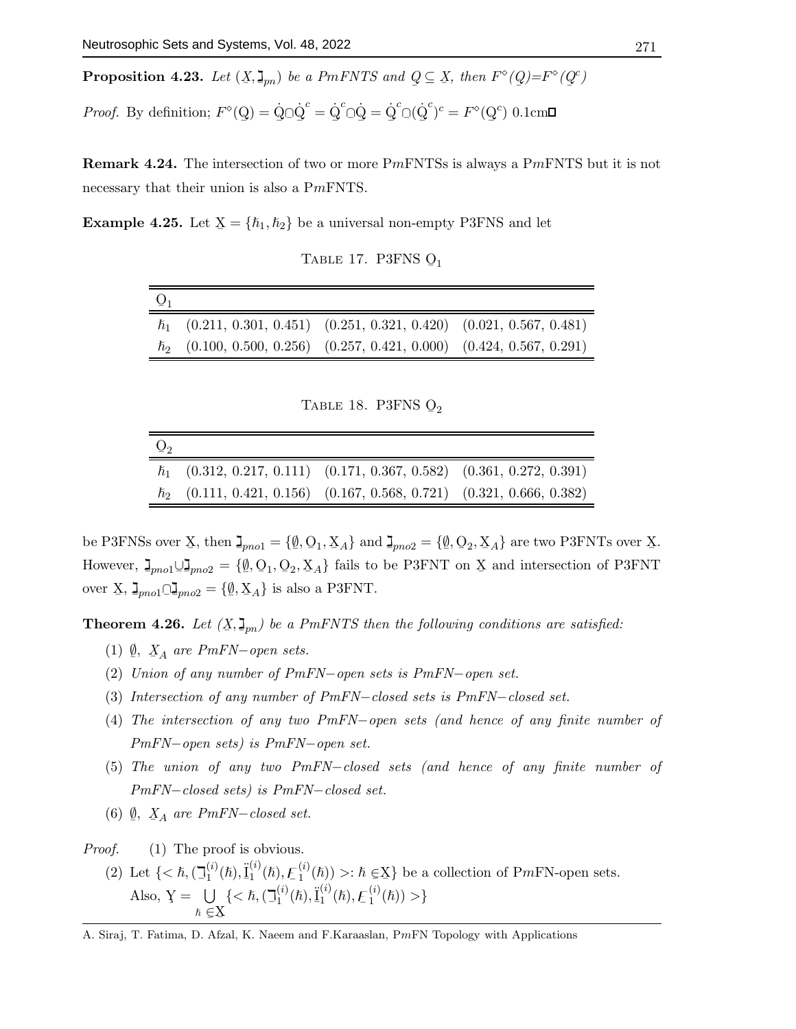**Proposition 4.23.** *Let $(\underset{\sim}{X}, \daleth_{pn})$ be a PmFNTS and $\underset{\sim}{Q} \subseteq \underset{\sim}{X}$, then $F^{\diamond}(\underset{\sim}{Q})$=$F^{\diamond}(\underset{\sim}{Q}^c)$*

*Proof.* By definition; $F^{\diamond}(\underset{\sim}{Q}) = \dot{\underset{\sim}{Q}} \sqcap \dot{\underset{\sim}{Q}}^c = \dot{\underset{\sim}{Q}}^c \sqcap \dot{\underset{\sim}{Q}} = \dot{\underset{\sim}{Q}}^c \sqcap (\dot{\underset{\sim}{Q}}^c)^c = F^{\diamond}(\underset{\sim}{Q}^c)$ 0.1cm□

**Remark 4.24.** The intersection of two or more P$m$FNTSs is always a P$m$FNTS but it is not necessary that their union is also a P$m$FNTS.

**Example 4.25.** Let $\underset{\sim}{X} = \{\hbar_1, \hbar_2\}$ be a universal non-empty P3FNS and let

Table 17. P3FNS $\underset{\sim}{O}_1$

| $\underset{\sim}{O}_1$ | | | |
|---|---|---|---|
| $\hbar_1$ | (0.211, 0.301, 0.451) | (0.251, 0.321, 0.420) | (0.021, 0.567, 0.481) |
| $\hbar_2$ | (0.100, 0.500, 0.256) | (0.257, 0.421, 0.000) | (0.424, 0.567, 0.291) |

Table 18. P3FNS $\underset{\sim}{O}_2$

| $\underset{\sim}{O}_2$ | | | |
|---|---|---|---|
| $\hbar_1$ | (0.312, 0.217, 0.111) | (0.171, 0.367, 0.582) | (0.361, 0.272, 0.391) |
| $\hbar_2$ | (0.111, 0.421, 0.156) | (0.167, 0.568, 0.721) | (0.321, 0.666, 0.382) |

be P3FNSs over $\underset{\sim}{X}$, then $\daleth_{pno1} = \{\emptyset, \underset{\sim}{O}_1, \underset{\sim}{X}_A\}$ and $\daleth_{pno2} = \{\emptyset, \underset{\sim}{O}_2, \underset{\sim}{X}_A\}$ are two P3FNTs over $\underset{\sim}{X}$. However, $\daleth_{pno1} \sqcup \daleth_{pno2} = \{\emptyset, \underset{\sim}{O}_1, \underset{\sim}{O}_2, \underset{\sim}{X}_A\}$ fails to be P3FNT on $\underset{\sim}{X}$ and intersection of P3FNT over $\underset{\sim}{X}$, $\daleth_{pno1} \sqcap \daleth_{pno2} = \{\emptyset, \underset{\sim}{X}_A\}$ is also a P3FNT.

**Theorem 4.26.** *Let $(\underset{\sim}{X}, \daleth_{pn})$ be a PmFNTS then the following conditions are satisfied:*

1. *$\emptyset$, $\underset{\sim}{X}_A$ are PmFN−open sets.*
2. *Union of any number of PmFN−open sets is PmFN−open set.*
3. *Intersection of any number of PmFN−closed sets is PmFN−closed set.*
4. *The intersection of any two PmFN−open sets (and hence of any finite number of PmFN−open sets) is PmFN−open set.*
5. *The union of any two PmFN−closed sets (and hence of any finite number of PmFN−closed sets) is PmFN−closed set.*
6. *$\emptyset$, $\underset{\sim}{X}_A$ are PmFN−closed set.*

*Proof.*

(1) The proof is obvious.

(2) Let $\{< \hbar, (\beth_1^{(i)}(\hbar), \ddot{I}_1^{(i)}(\hbar), F_1^{(i)}(\hbar)) >: \hbar \in \underset{\sim}{X}\}$ be a collection of P$m$FN-open sets. Also, $\underset{\sim}{Y} = \bigcup_{\hbar \in \underset{\sim}{X}} \{< \hbar, (\beth_1^{(i)}(\hbar), \ddot{I}_1^{(i)}(\hbar), F_1^{(i)}(\hbar)) >\}$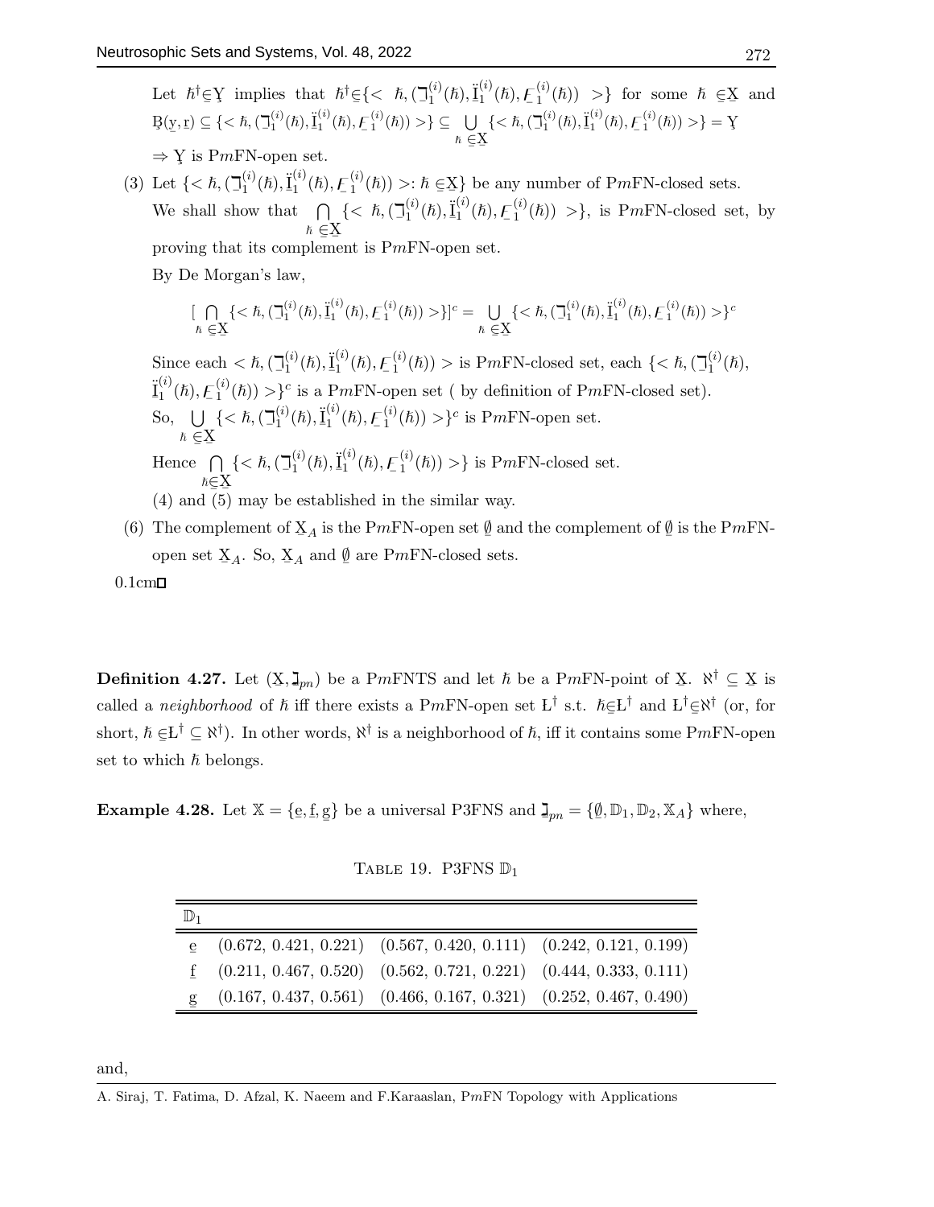Let $\hbar^\dagger \in \text{Y}$ implies that $\hbar^\dagger \in \{< \hbar, (\beth_1^{(i)}(\hbar), \ddot{\text{I}}_1^{(i)}(\hbar), F_1^{(i)}(\hbar)) >\}$ for some $\hbar \in \text{X}$ and $\text{B}(\text{y}, \text{r}) \subseteq \{< \hbar, (\beth_1^{(i)}(\hbar), \ddot{\text{I}}_1^{(i)}(\hbar), F_1^{(i)}(\hbar)) >\} \subseteq \bigcup_{\hbar \in \text{X}} \{< \hbar, (\beth_1^{(i)}(\hbar), \ddot{\text{I}}_1^{(i)}(\hbar), F_1^{(i)}(\hbar)) >\} = \text{Y}$

$\Rightarrow$ Y is P$m$FN-open set.

(3) Let $\{< \hbar, (\beth_1^{(i)}(\hbar), \ddot{\text{I}}_1^{(i)}(\hbar), F_1^{(i)}(\hbar)) >: \hbar \in \text{X}\}$ be any number of P$m$FN-closed sets. We shall show that $\bigcap_{\hbar \in \text{X}} \{< \hbar, (\beth_1^{(i)}(\hbar), \ddot{\text{I}}_1^{(i)}(\hbar), F_1^{(i)}(\hbar)) >\}$, is P$m$FN-closed set, by proving that its complement is P$m$FN-open set.

By De Morgan's law,

$$[\bigcap_{\hbar \in \text{X}} \{< \hbar, (\beth_1^{(i)}(\hbar), \ddot{\text{I}}_1^{(i)}(\hbar), F_1^{(i)}(\hbar)) >\}]^c = \bigcup_{\hbar \in \text{X}} \{< \hbar, (\beth_1^{(i)}(\hbar), \ddot{\text{I}}_1^{(i)}(\hbar), F_1^{(i)}(\hbar)) >\}^c$$

Since each $< \hbar, (\beth_1^{(i)}(\hbar), \ddot{\text{I}}_1^{(i)}(\hbar), F_1^{(i)}(\hbar)) >$ is P$m$FN-closed set, each $\{< \hbar, (\beth_1^{(i)}(\hbar), \ddot{\text{I}}_1^{(i)}(\hbar), F_1^{(i)}(\hbar)) >\}^c$ is a P$m$FN-open set ( by definition of P$m$FN-closed set).

So, $\bigcup_{\hbar \in \text{X}} \{< \hbar, (\beth_1^{(i)}(\hbar), \ddot{\text{I}}_1^{(i)}(\hbar), F_1^{(i)}(\hbar)) >\}^c$ is P$m$FN-open set.

Hence $\bigcap_{\hbar \in \text{X}} \{< \hbar, (\beth_1^{(i)}(\hbar), \ddot{\text{I}}_1^{(i)}(\hbar), F_1^{(i)}(\hbar)) >\}$ is P$m$FN-closed set.

(4) and (5) may be established in the similar way.

(6) The complement of $\text{X}_A$ is the P$m$FN-open set $\emptyset$ and the complement of $\emptyset$ is the P$m$FN-open set $\text{X}_A$. So, $\text{X}_A$ and $\emptyset$ are P$m$FN-closed sets.

0.1cm□

**Definition 4.27.** Let $(\text{X}, \beth_{pn})$ be a P$m$FNTS and let $\hbar$ be a P$m$FN-point of X. $\aleph^\dagger \subseteq \text{X}$ is called a *neighborhood* of $\hbar$ iff there exists a P$m$FN-open set $\text{Ł}^\dagger$ s.t. $\hbar \in \text{Ł}^\dagger$ and $\text{Ł}^\dagger \in \aleph^\dagger$ (or, for short, $\hbar \in \text{Ł}^\dagger \subseteq \aleph^\dagger$). In other words, $\aleph^\dagger$ is a neighborhood of $\hbar$, iff it contains some P$m$FN-open set to which $\hbar$ belongs.

**Example 4.28.** Let $\mathbb{X} = \{\text{e}, \text{f}, \text{g}\}$ be a universal P3FNS and $\beth_{pn} = \{\emptyset, \mathbb{D}_1, \mathbb{D}_2, \mathbb{X}_A\}$ where,

Table 19. P3FNS $\mathbb{D}_1$

| $\mathbb{D}_1$ | | | |
|---|---|---|---|
| e | (0.672, 0.421, 0.221) | (0.567, 0.420, 0.111) | (0.242, 0.121, 0.199) |
| f | (0.211, 0.467, 0.520) | (0.562, 0.721, 0.221) | (0.444, 0.333, 0.111) |
| g | (0.167, 0.437, 0.561) | (0.466, 0.167, 0.321) | (0.252, 0.467, 0.490) |

and,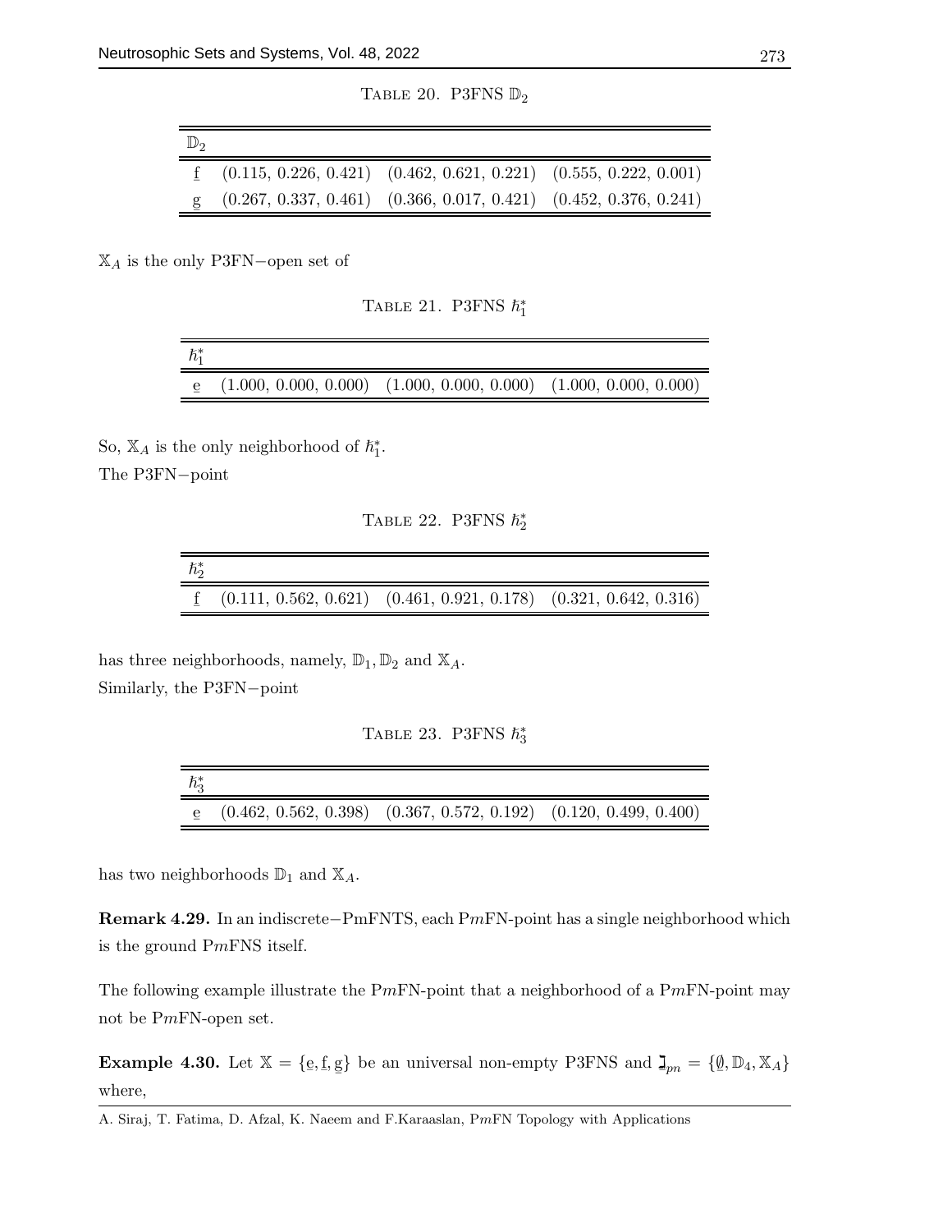TABLE 20. P3FNS $\mathbb{D}_2$

| $\mathbb{D}_2$ | | | |
|---|---|---|---|
| $\underline{f}$ | (0.115, 0.226, 0.421) | (0.462, 0.621, 0.221) | (0.555, 0.222, 0.001) |
| $\underline{g}$ | (0.267, 0.337, 0.461) | (0.366, 0.017, 0.421) | (0.452, 0.376, 0.241) |

$\mathbb{X}_A$ is the only P3FN−open set of

TABLE 21. P3FNS $\hbar_1^*$

| $\hbar_1^*$ | | | |
|---|---|---|---|
| $\underline{e}$ | (1.000, 0.000, 0.000) | (1.000, 0.000, 0.000) | (1.000, 0.000, 0.000) |

So, $\mathbb{X}_A$ is the only neighborhood of $\hbar_1^*$.

The P3FN−point

TABLE 22. P3FNS $\hbar_2^*$

| $\hbar_2^*$ | | | |
|---|---|---|---|
| $\underline{f}$ | (0.111, 0.562, 0.621) | (0.461, 0.921, 0.178) | (0.321, 0.642, 0.316) |

has three neighborhoods, namely, $\mathbb{D}_1, \mathbb{D}_2$ and $\mathbb{X}_A$.

Similarly, the P3FN−point

TABLE 23. P3FNS $\hbar_3^*$

| $\hbar_3^*$ | | | |
|---|---|---|---|
| $\underline{e}$ | (0.462, 0.562, 0.398) | (0.367, 0.572, 0.192) | (0.120, 0.499, 0.400) |

has two neighborhoods $\mathbb{D}_1$ and $\mathbb{X}_A$.

**Remark 4.29.** In an indiscrete−PmFNTS, each P$m$FN-point has a single neighborhood which is the ground P$m$FNS itself.

The following example illustrate the P$m$FN-point that a neighborhood of a P$m$FN-point may not be P$m$FN-open set.

**Example 4.30.** Let $\mathbb{X} = \{\underline{e}, \underline{f}, \underline{g}\}$ be an universal non-empty P3FNS and $\beth_{pn} = \{\emptyset, \mathbb{D}_4, \mathbb{X}_A\}$ where,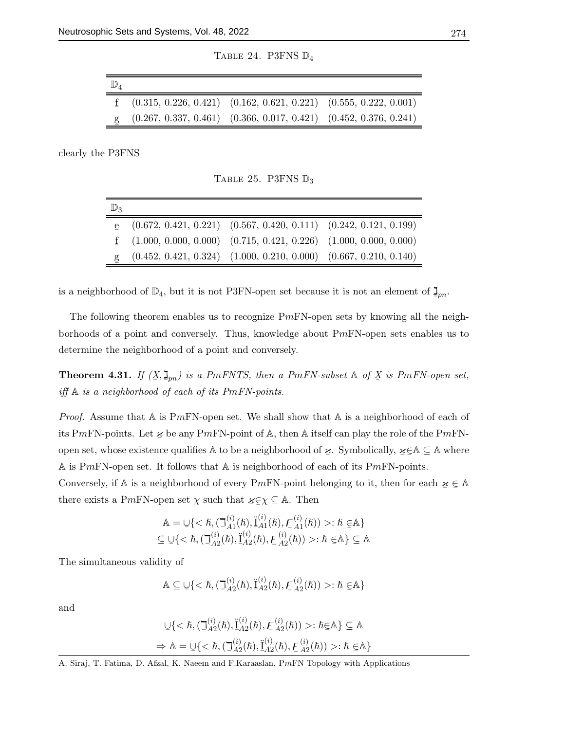Table 24. P3FNS $\mathbb{D}_4$

| $\mathbb{D}_4$ | | | |
|---|---|---|---|
| f | (0.315, 0.226, 0.421) | (0.162, 0.621, 0.221) | (0.555, 0.222, 0.001) |
| g | (0.267, 0.337, 0.461) | (0.366, 0.017, 0.421) | (0.452, 0.376, 0.241) |

clearly the P3FNS

Table 25. P3FNS $\mathbb{D}_3$

| $\mathbb{D}_3$ | | | |
|---|---|---|---|
| e | (0.672, 0.421, 0.221) | (0.567, 0.420, 0.111) | (0.242, 0.121, 0.199) |
| f | (1.000, 0.000, 0.000) | (0.715, 0.421, 0.226) | (1.000, 0.000, 0.000) |
| g | (0.452, 0.421, 0.324) | (1.000, 0.210, 0.000) | (0.667, 0.210, 0.140) |

is a neighborhood of $\mathbb{D}_4$, but it is not P3FN-open set because it is not an element of $\beth_{pn}$.

The following theorem enables us to recognize P$m$FN-open sets by knowing all the neighborhoods of a point and conversely. Thus, knowledge about P$m$FN-open sets enables us to determine the neighborhood of a point and conversely.

**Theorem 4.31.** *If $(X, \beth_{pn})$ is a PmFNTS, then a PmFN-subset $\mathbb{A}$ of $X$ is PmFN-open set, iff $\mathbb{A}$ is a neighborhood of each of its PmFN-points.*

*Proof.* Assume that $\mathbb{A}$ is P$m$FN-open set. We shall show that $\mathbb{A}$ is a neighborhood of each of its P$m$FN-points. Let $\varkappa$ be any P$m$FN-point of $\mathbb{A}$, then $\mathbb{A}$ itself can play the role of the P$m$FN-open set, whose existence qualifies $\mathbb{A}$ to be a neighborhood of $\varkappa$. Symbolically, $\varkappa \in \mathbb{A} \subseteq \mathbb{A}$ where $\mathbb{A}$ is P$m$FN-open set. It follows that $\mathbb{A}$ is neighborhood of each of its P$m$FN-points.
Conversely, if $\mathbb{A}$ is a neighborhood of every P$m$FN-point belonging to it, then for each $\varkappa \in \mathbb{A}$ there exists a P$m$FN-open set $\chi$ such that $\varkappa \in \chi \subseteq \mathbb{A}$. Then

$$\mathbb{A} = \cup\{<\hbar, (\daleth^{(i)}_{A1}(\hbar), \ddot{\mathrm{I}}^{(i)}_{A1}(\hbar), F^{(i)}_{A1}(\hbar)) >: \hbar \in \mathbb{A}\}$$
$$\subseteq \cup\{<\hbar, (\daleth^{(i)}_{A2}(\hbar), \ddot{\mathrm{I}}^{(i)}_{A2}(\hbar), F^{(i)}_{A2}(\hbar)) >: \hbar \in \mathbb{A}\} \subseteq \mathbb{A}$$

The simultaneous validity of

$$\mathbb{A} \subseteq \cup\{<\hbar, (\daleth^{(i)}_{A2}(\hbar), \ddot{\mathrm{I}}^{(i)}_{A2}(\hbar), F^{(i)}_{A2}(\hbar)) >: \hbar \in \mathbb{A}\}$$

and

$$\cup\{<\hbar, (\daleth^{(i)}_{A2}(\hbar), \ddot{\mathrm{I}}^{(i)}_{A2}(\hbar), F^{(i)}_{A2}(\hbar)) >: \hbar \in \mathbb{A}\} \subseteq \mathbb{A}$$
$$\Rightarrow \mathbb{A} = \cup\{<\hbar, (\daleth^{(i)}_{A2}(\hbar), \ddot{\mathrm{I}}^{(i)}_{A2}(\hbar), F^{(i)}_{A2}(\hbar)) >: \hbar \in \mathbb{A}\}$$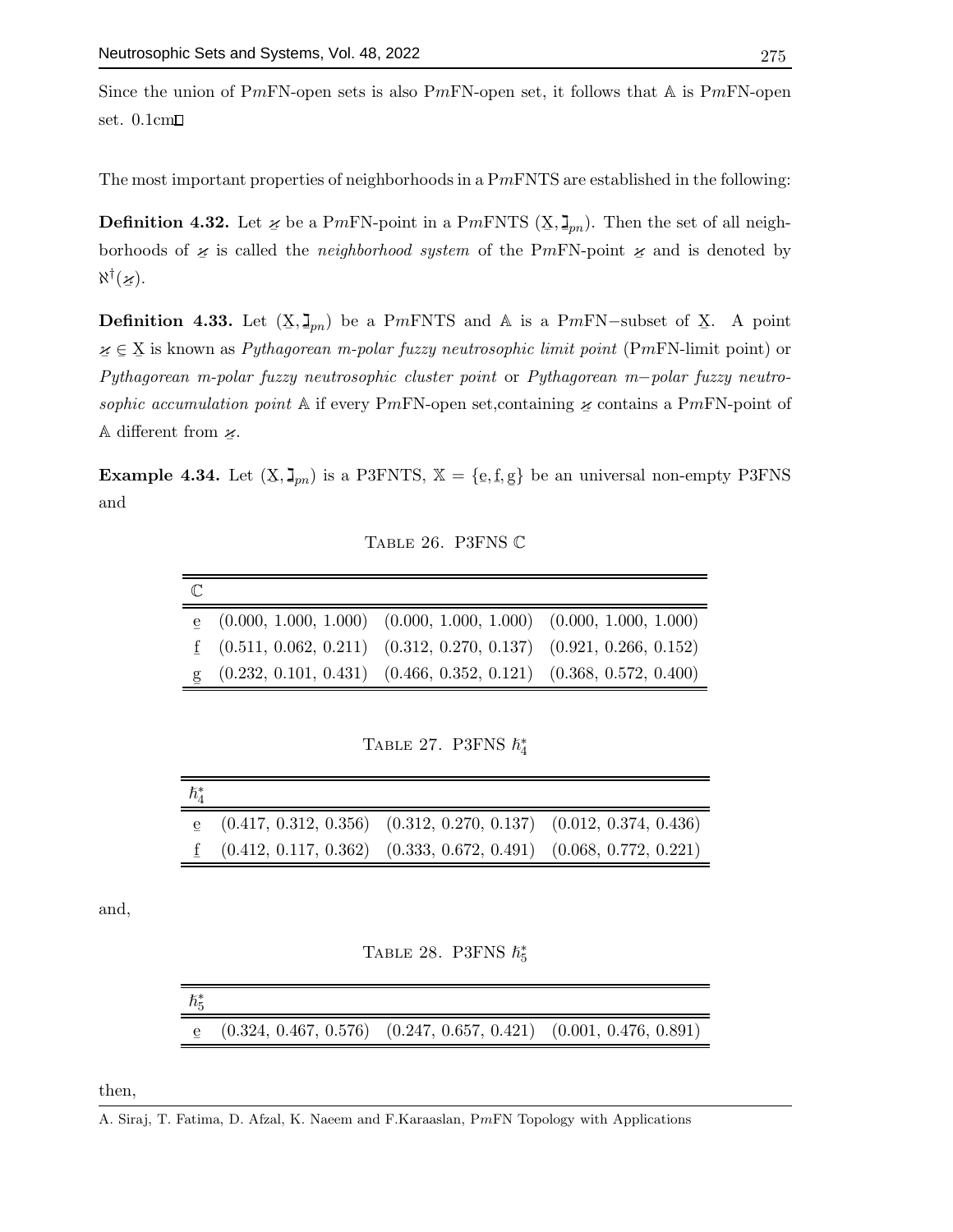Since the union of P$m$FN-open sets is also P$m$FN-open set, it follows that $\mathbb{A}$ is P$m$FN-open set. 0.1cm□

The most important properties of neighborhoods in a P$m$FNTS are established in the following:

**Definition 4.32.** Let $\varkappa$ be a P$m$FN-point in a P$m$FNTS $(\underline{X}, \daleth_{pn})$. Then the set of all neighborhoods of $\varkappa$ is called the *neighborhood system* of the P$m$FN-point $\varkappa$ and is denoted by $\aleph^{\dagger}(\varkappa)$.

**Definition 4.33.** Let $(\underline{X}, \daleth_{pn})$ be a P$m$FNTS and $\mathbb{A}$ is a P$m$FN$-$subset of $\underline{X}$. A point $\varkappa \in \underline{X}$ is known as *Pythagorean m-polar fuzzy neutrosophic limit point* (P$m$FN-limit point) or *Pythagorean m-polar fuzzy neutrosophic cluster point* or *Pythagorean m$-$polar fuzzy neutrosophic accumulation point* $\mathbb{A}$ if every P$m$FN-open set,containing $\varkappa$ contains a P$m$FN-point of $\mathbb{A}$ different from $\varkappa$.

**Example 4.34.** Let $(\underline{X}, \daleth_{pn})$ is a P3FNTS, $\mathbb{X} = \{\underline{e}, \underline{f}, \underline{g}\}$ be an universal non-empty P3FNS and

Table 26. P3FNS $\mathbb{C}$

| $\mathbb{C}$ | | | |
|---|---|---|---|
| $\underline{e}$ | (0.000, 1.000, 1.000) | (0.000, 1.000, 1.000) | (0.000, 1.000, 1.000) |
| $\underline{f}$ | (0.511, 0.062, 0.211) | (0.312, 0.270, 0.137) | (0.921, 0.266, 0.152) |
| $\underline{g}$ | (0.232, 0.101, 0.431) | (0.466, 0.352, 0.121) | (0.368, 0.572, 0.400) |

Table 27. P3FNS $\hbar_4^*$

| $\hbar_4^*$ | | | |
|---|---|---|---|
| $\underline{e}$ | (0.417, 0.312, 0.356) | (0.312, 0.270, 0.137) | (0.012, 0.374, 0.436) |
| $\underline{f}$ | (0.412, 0.117, 0.362) | (0.333, 0.672, 0.491) | (0.068, 0.772, 0.221) |

and,

Table 28. P3FNS $\hbar_5^*$

| $\hbar_5^*$ | | | |
|---|---|---|---|
| $\underline{e}$ | (0.324, 0.467, 0.576) | (0.247, 0.657, 0.421) | (0.001, 0.476, 0.891) |

then,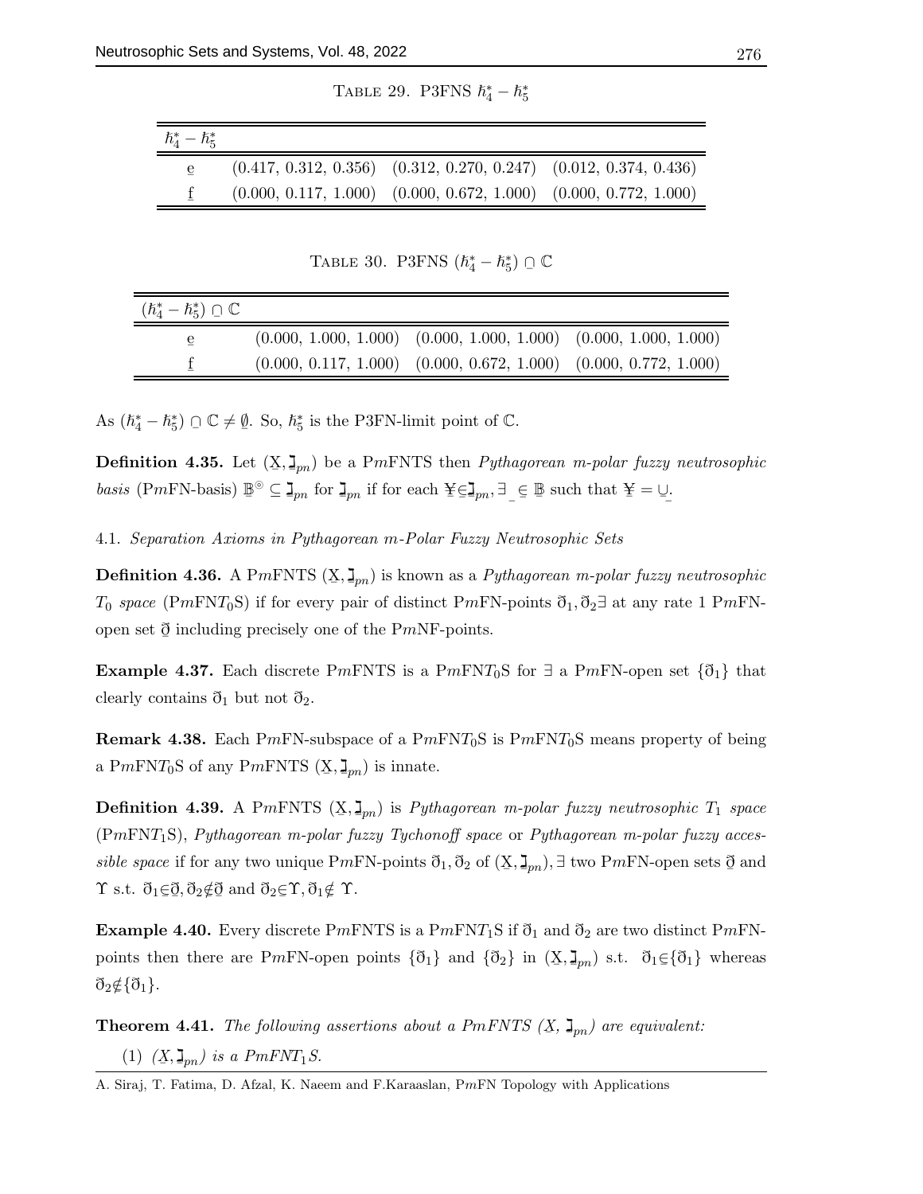TABLE 29. P3FNS $\hbar_4^* - \hbar_5^*$

| $\hbar_4^* - \hbar_5^*$ | | | |
|---|---|---|---|
| $\underline{e}$ | (0.417, 0.312, 0.356) | (0.312, 0.270, 0.247) | (0.012, 0.374, 0.436) |
| $\underline{f}$ | (0.000, 0.117, 1.000) | (0.000, 0.672, 1.000) | (0.000, 0.772, 1.000) |

TABLE 30. P3FNS $(\hbar_4^* - \hbar_5^*) \Cap \mathbb{C}$

| $(\hbar_4^* - \hbar_5^*) \Cap \mathbb{C}$ | | | |
|---|---|---|---|
| $\underline{e}$ | (0.000, 1.000, 1.000) | (0.000, 1.000, 1.000) | (0.000, 1.000, 1.000) |
| $\underline{f}$ | (0.000, 0.117, 1.000) | (0.000, 0.672, 1.000) | (0.000, 0.772, 1.000) |

As $(\hbar_4^* - \hbar_5^*) \Cap \mathbb{C} \neq \underline{\emptyset}$. So, $\hbar_5^*$ is the P3FN-limit point of $\mathbb{C}$.

**Definition 4.35.** Let $(\underline{X}, \beth_{pn})$ be a P$m$FNTS then *Pythagorean m-polar fuzzy neutrosophic basis* (P$m$FN-basis) $\underline{\mathbb{B}}^{\circledcirc} \subseteq \beth_{pn}$ for $\beth_{pn}$ if for each $\underline{¥} \Subset \beth_{pn}, \exists \_ \Subset \underline{\mathbb{B}}$ such that $\underline{¥} = \underline{\cup}$.

### 4.1. *Separation Axioms in Pythagorean m-Polar Fuzzy Neutrosophic Sets*

**Definition 4.36.** A P$m$FNTS $(\underline{X}, \beth_{pn})$ is known as a *Pythagorean m-polar fuzzy neutrosophic $T_0$ space* (P$m$FN$T_0$S) if for every pair of distinct P$m$FN-points $\eth_1, \eth_2 \exists$ at any rate 1 P$m$FN-open set $\underline{\eth}$ including precisely one of the P$m$NF-points.

**Example 4.37.** Each discrete P$m$FNTS is a P$m$FN$T_0$S for $\exists$ a P$m$FN-open set $\{\eth_1\}$ that clearly contains $\eth_1$ but not $\eth_2$.

**Remark 4.38.** Each P$m$FN-subspace of a P$m$FN$T_0$S is P$m$FN$T_0$S means property of being a P$m$FN$T_0$S of any P$m$FNTS $(\underline{X}, \beth_{pn})$ is innate.

**Definition 4.39.** A P$m$FNTS $(\underline{X}, \beth_{pn})$ is *Pythagorean m-polar fuzzy neutrosophic $T_1$ space* (P$m$FN$T_1$S), *Pythagorean m-polar fuzzy Tychonoff space* or *Pythagorean m-polar fuzzy accessible space* if for any two unique P$m$FN-points $\eth_1, \eth_2$ of $(\underline{X}, \beth_{pn})$, $\exists$ two P$m$FN-open sets $\underline{\eth}$ and $\Upsilon$ s.t. $\eth_1 \Subset \underline{\eth}, \eth_2 \not\Subset \underline{\eth}$ and $\eth_2 \Subset \Upsilon, \eth_1 \not\Subset \Upsilon$.

**Example 4.40.** Every discrete P$m$FNTS is a P$m$FN$T_1$S if $\eth_1$ and $\eth_2$ are two distinct P$m$FN-points then there are P$m$FN-open points $\{\eth_1\}$ and $\{\eth_2\}$ in $(\underline{X}, \beth_{pn})$ s.t. $\eth_1 \Subset \{\eth_1\}$ whereas $\eth_2 \not\Subset \{\eth_1\}$.

**Theorem 4.41.** *The following assertions about a PmFNTS $(\underline{X}, \beth_{pn})$ are equivalent:*

1. *$(\underline{X}, \beth_{pn})$ is a PmFN$T_1$S.*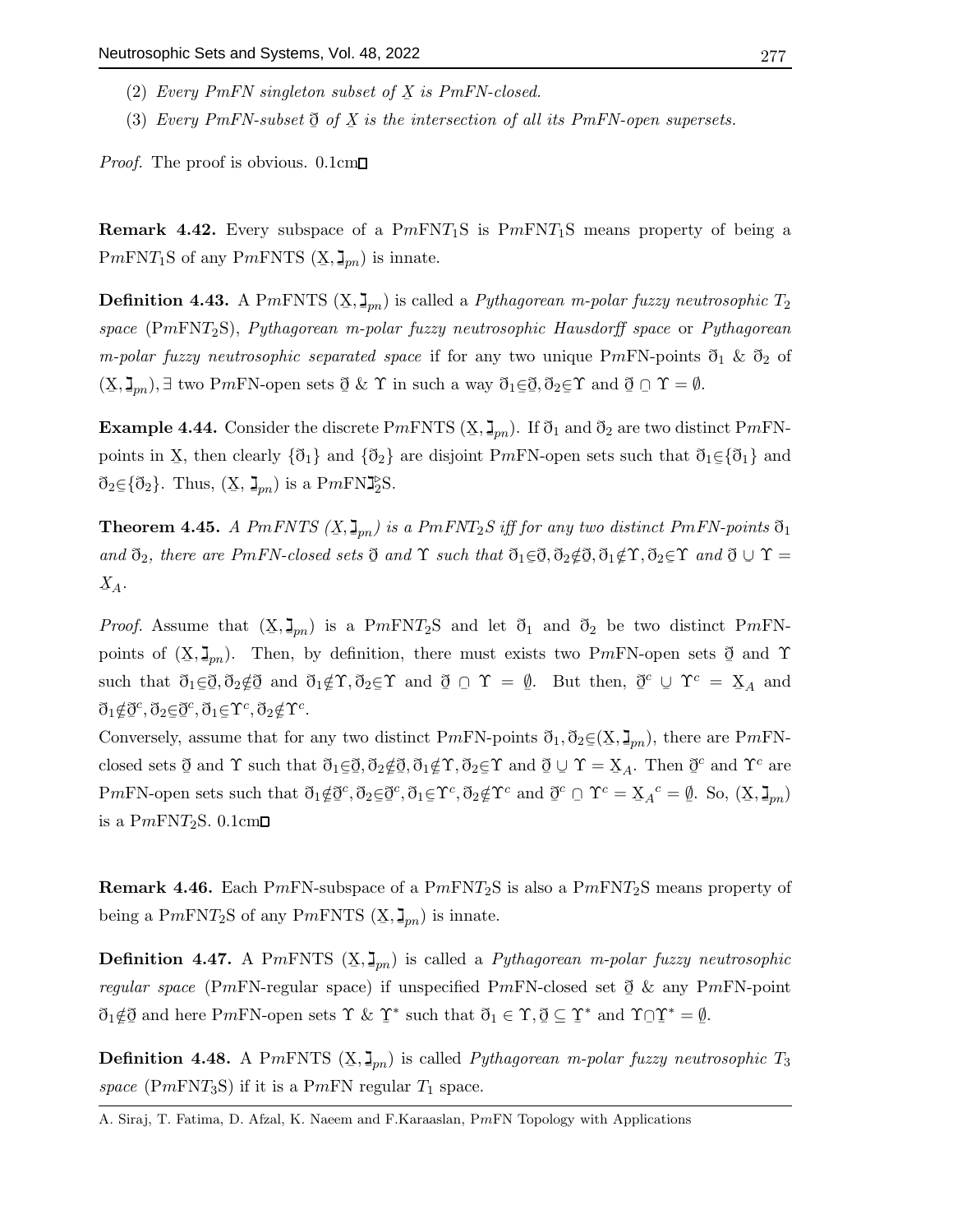(2) *Every PmFN singleton subset of $\underset{\sim}{X}$ is PmFN-closed.*

(3) *Every PmFN-subset $\underset{\sim}{\eth}$ of $\underset{\sim}{X}$ is the intersection of all its PmFN-open supersets.*

*Proof.* The proof is obvious. 0.1cm□

**Remark 4.42.** Every subspace of a P$m$FN$T_1$S is P$m$FN$T_1$S means property of being a P$m$FN$T_1$S of any P$m$FNTS $(\underset{\sim}{X}, \daleth_{pn})$ is innate.

**Definition 4.43.** A P$m$FNTS $(\underset{\sim}{X}, \daleth_{pn})$ is called a *Pythagorean m-polar fuzzy neutrosophic $T_2$ space* (P$m$FN$T_2$S), *Pythagorean m-polar fuzzy neutrosophic Hausdorff space* or *Pythagorean m-polar fuzzy neutrosophic separated space* if for any two unique P$m$FN-points $\eth_1$ & $\eth_2$ of $(\underset{\sim}{X}, \daleth_{pn})$, $\exists$ two P$m$FN-open sets $\underset{\sim}{\eth}$ & $\Upsilon$ in such a way $\eth_1 \in \underset{\sim}{\eth}, \eth_2 \in \Upsilon$ and $\underset{\sim}{\eth} \cap \Upsilon = \emptyset$.

**Example 4.44.** Consider the discrete P$m$FNTS $(\underset{\sim}{X}, \daleth_{pn})$. If $\eth_1$ and $\eth_2$ are two distinct P$m$FN-points in $\underset{\sim}{X}$, then clearly $\{\eth_1\}$ and $\{\eth_2\}$ are disjoint P$m$FN-open sets such that $\eth_1 \in \{\eth_1\}$ and $\eth_2 \in \{\eth_2\}$. Thus, $(\underset{\sim}{X}, \daleth_{pn})$ is a P$m$FN$\daleth_2^{\triangleright}$S.

**Theorem 4.45.** *A PmFNTS $(\underset{\sim}{X}, \daleth_{pn})$ is a PmFN$T_2$S iff for any two distinct PmFN-points $\eth_1$ and $\eth_2$, there are PmFN-closed sets $\underset{\sim}{\eth}$ and $\Upsilon$ such that $\eth_1 \in \underset{\sim}{\eth}, \eth_2 \notin \underset{\sim}{\eth}, \eth_1 \notin \Upsilon, \eth_2 \in \Upsilon$ and $\underset{\sim}{\eth} \cup \Upsilon = \underset{\sim}{X}_A$.*

*Proof.* Assume that $(\underset{\sim}{X}, \daleth_{pn})$ is a P$m$FN$T_2$S and let $\eth_1$ and $\eth_2$ be two distinct P$m$FN-points of $(\underset{\sim}{X}, \daleth_{pn})$. Then, by definition, there must exists two P$m$FN-open sets $\underset{\sim}{\eth}$ and $\Upsilon$ such that $\eth_1 \in \underset{\sim}{\eth}, \eth_2 \notin \underset{\sim}{\eth}$ and $\eth_1 \notin \Upsilon, \eth_2 \in \Upsilon$ and $\underset{\sim}{\eth} \cap \Upsilon = \emptyset$. But then, $\underset{\sim}{\eth}^c \cup \Upsilon^c = \underset{\sim}{X}_A$ and $\eth_1 \notin \underset{\sim}{\eth}^c, \eth_2 \in \underset{\sim}{\eth}^c, \eth_1 \in \Upsilon^c, \eth_2 \notin \Upsilon^c$.

Conversely, assume that for any two distinct P$m$FN-points $\eth_1, \eth_2 \in (\underset{\sim}{X}, \daleth_{pn})$, there are P$m$FN-closed sets $\underset{\sim}{\eth}$ and $\Upsilon$ such that $\eth_1 \in \underset{\sim}{\eth}, \eth_2 \notin \underset{\sim}{\eth}, \eth_1 \notin \Upsilon, \eth_2 \in \Upsilon$ and $\underset{\sim}{\eth} \cup \Upsilon = \underset{\sim}{X}_A$. Then $\underset{\sim}{\eth}^c$ and $\Upsilon^c$ are P$m$FN-open sets such that $\eth_1 \notin \underset{\sim}{\eth}^c, \eth_2 \in \underset{\sim}{\eth}^c, \eth_1 \in \Upsilon^c, \eth_2 \notin \Upsilon^c$ and $\underset{\sim}{\eth}^c \cap \Upsilon^c = \underset{\sim}{X}_A{}^c = \emptyset$. So, $(\underset{\sim}{X}, \daleth_{pn})$ is a P$m$FN$T_2$S. 0.1cm□

**Remark 4.46.** Each P$m$FN-subspace of a P$m$FN$T_2$S is also a P$m$FN$T_2$S means property of being a P$m$FN$T_2$S of any P$m$FNTS $(\underset{\sim}{X}, \daleth_{pn})$ is innate.

**Definition 4.47.** A P$m$FNTS $(\underset{\sim}{X}, \daleth_{pn})$ is called a *Pythagorean m-polar fuzzy neutrosophic regular space* (P$m$FN-regular space) if unspecified P$m$FN-closed set $\underset{\sim}{\eth}$ & any P$m$FN-point $\eth_1 \notin \underset{\sim}{\eth}$ and here P$m$FN-open sets $\Upsilon$ & $\Upsilon^*$ such that $\eth_1 \in \Upsilon, \underset{\sim}{\eth} \subseteq \Upsilon^*$ and $\Upsilon \cap \Upsilon^* = \emptyset$.

**Definition 4.48.** A P$m$FNTS $(\underset{\sim}{X}, \daleth_{pn})$ is called *Pythagorean m-polar fuzzy neutrosophic $T_3$ space* (P$m$FN$T_3$S) if it is a P$m$FN regular $T_1$ space.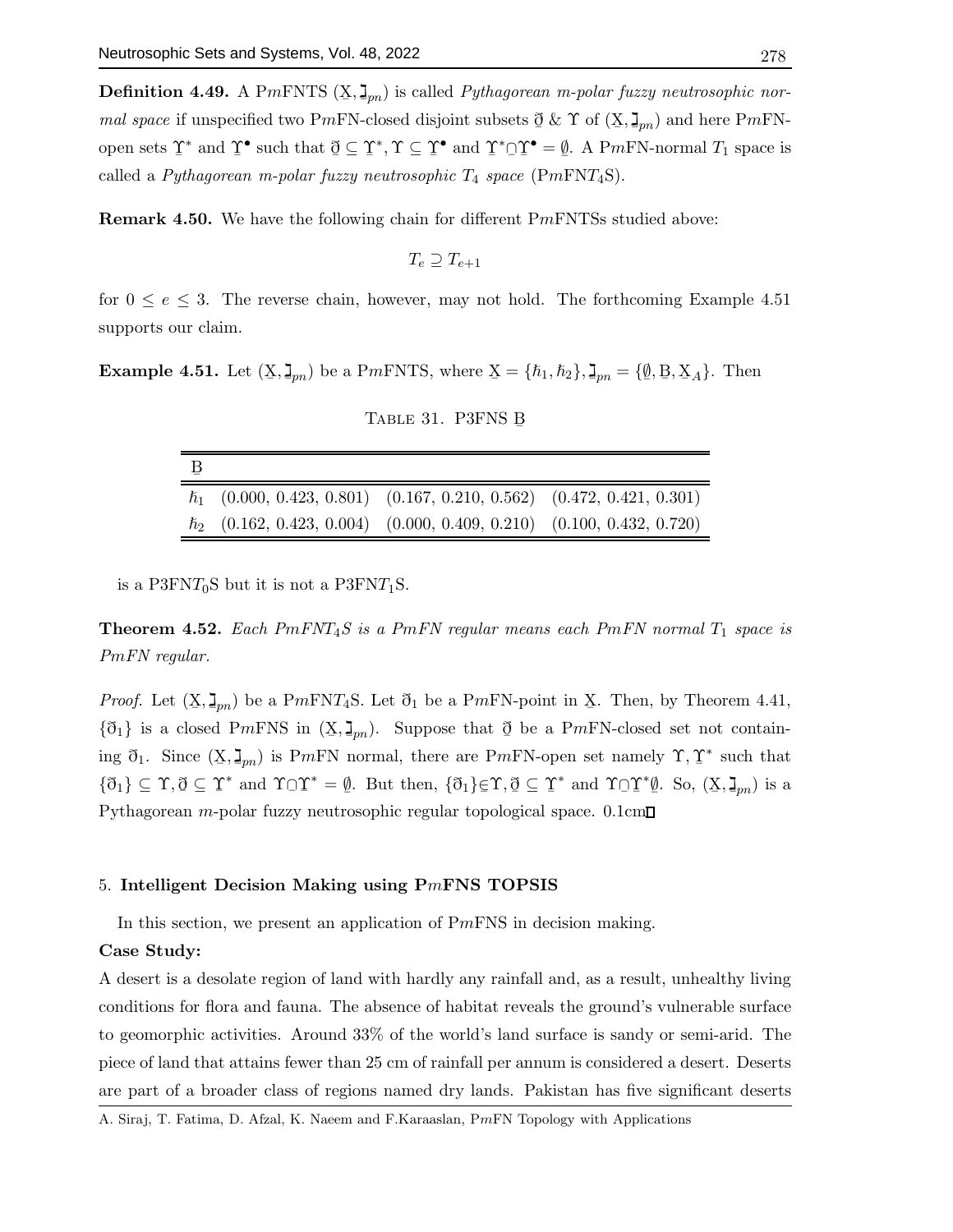**Definition 4.49.** A P$m$FNTS $(\underline{X}, \underline{\daleth}_{pn})$ is called *Pythagorean m-polar fuzzy neutrosophic normal space* if unspecified two P$m$FN-closed disjoint subsets $\underline{\eth}$ & $\Upsilon$ of $(\underline{X}, \underline{\daleth}_{pn})$ and here P$m$FN-open sets $\underline{\Upsilon}^*$ and $\underline{\Upsilon}^\bullet$ such that $\underline{\eth} \subseteq \underline{\Upsilon}^*, \Upsilon \subseteq \underline{\Upsilon}^\bullet$ and $\underline{\Upsilon}^* \cap \underline{\Upsilon}^\bullet = \underline{\emptyset}$. A P$m$FN-normal $T_1$ space is called a *Pythagorean m-polar fuzzy neutrosophic $T_4$ space* (P$m$FN$T_4$S).

**Remark 4.50.** We have the following chain for different P$m$FNTSs studied above:

$$T_e \supseteq T_{e+1}$$

for $0 \leq e \leq 3$. The reverse chain, however, may not hold. The forthcoming Example 4.51 supports our claim.

**Example 4.51.** Let $(\underline{X}, \underline{\daleth}_{pn})$ be a P$m$FNTS, where $\underline{X} = \{\hbar_1, \hbar_2\}, \underline{\daleth}_{pn} = \{\underline{\emptyset}, \underline{B}, \underline{X}_A\}$. Then

Table 31. P3FNS $\underline{B}$

| $\underline{B}$ | | | |
|---|---|---|---|
| $\hbar_1$ | (0.000, 0.423, 0.801) | (0.167, 0.210, 0.562) | (0.472, 0.421, 0.301) |
| $\hbar_2$ | (0.162, 0.423, 0.004) | (0.000, 0.409, 0.210) | (0.100, 0.432, 0.720) |

is a P3FN$T_0$S but it is not a P3FN$T_1$S.

**Theorem 4.52.** *Each PmFNT$_4$S is a PmFN regular means each PmFN normal $T_1$ space is PmFN regular.*

*Proof.* Let $(\underline{X}, \underline{\daleth}_{pn})$ be a P$m$FN$T_4$S. Let $\eth_1$ be a P$m$FN-point in $\underline{X}$. Then, by Theorem 4.41, $\{\eth_1\}$ is a closed P$m$FNS in $(\underline{X}, \underline{\daleth}_{pn})$. Suppose that $\underline{\eth}$ be a P$m$FN-closed set not containing $\eth_1$. Since $(\underline{X}, \underline{\daleth}_{pn})$ is P$m$FN normal, there are P$m$FN-open set namely $\Upsilon, \underline{\Upsilon}^*$ such that $\{\eth_1\} \subseteq \Upsilon, \underline{\eth} \subseteq \underline{\Upsilon}^*$ and $\Upsilon \cap \underline{\Upsilon}^* = \underline{\emptyset}$. But then, $\{\eth_1\} \in \Upsilon, \underline{\eth} \subseteq \underline{\Upsilon}^*$ and $\Upsilon \cap \underline{\Upsilon}^* \underline{\emptyset}$. So, $(\underline{X}, \underline{\daleth}_{pn})$ is a Pythagorean $m$-polar fuzzy neutrosophic regular topological space. 0.1cm□

## 5. Intelligent Decision Making using P$m$FNS TOPSIS

In this section, we present an application of P$m$FNS in decision making.

**Case Study:**

A desert is a desolate region of land with hardly any rainfall and, as a result, unhealthy living conditions for flora and fauna. The absence of habitat reveals the ground's vulnerable surface to geomorphic activities. Around 33% of the world's land surface is sandy or semi-arid. The piece of land that attains fewer than 25 cm of rainfall per annum is considered a desert. Deserts are part of a broader class of regions named dry lands. Pakistan has five significant deserts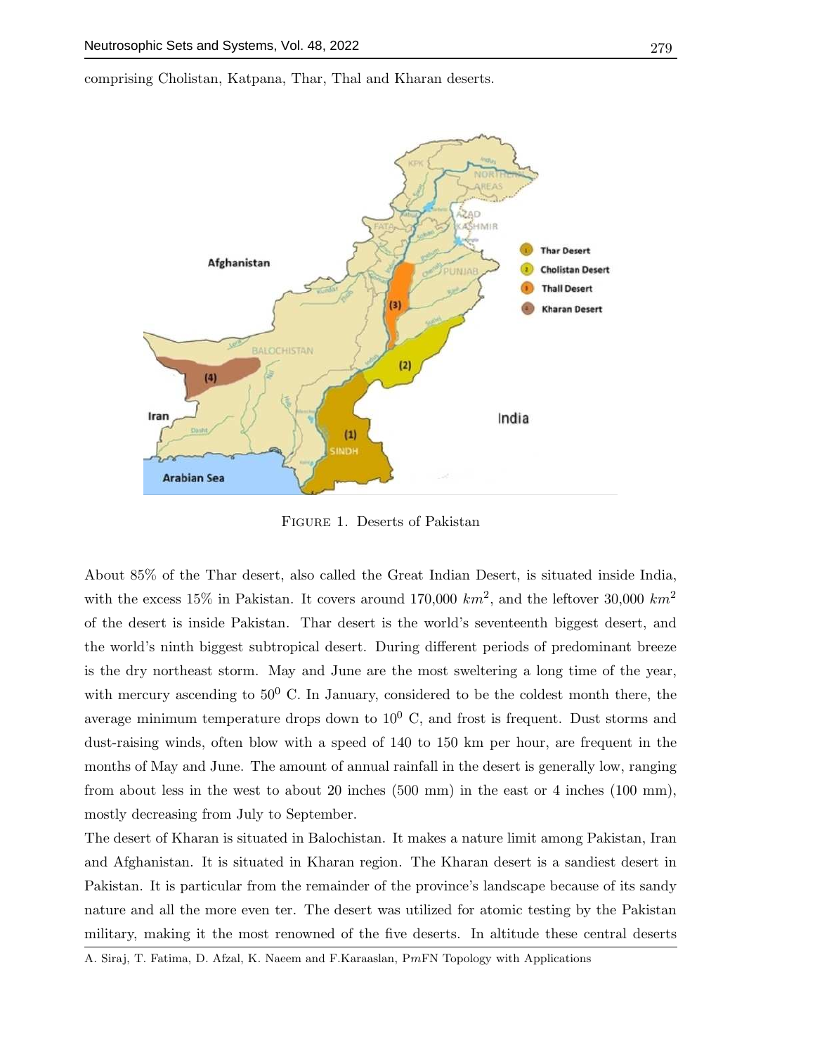comprising Cholistan, Katpana, Thar, Thal and Kharan deserts.

FIGURE 1. Deserts of Pakistan

About 85% of the Thar desert, also called the Great Indian Desert, is situated inside India, with the excess 15% in Pakistan. It covers around 170,000 $km^2$, and the leftover 30,000 $km^2$ of the desert is inside Pakistan. Thar desert is the world's seventeenth biggest desert, and the world's ninth biggest subtropical desert. During different periods of predominant breeze is the dry northeast storm. May and June are the most sweltering a long time of the year, with mercury ascending to $50^0$ C. In January, considered to be the coldest month there, the average minimum temperature drops down to $10^0$ C, and frost is frequent. Dust storms and dust-raising winds, often blow with a speed of 140 to 150 km per hour, are frequent in the months of May and June. The amount of annual rainfall in the desert is generally low, ranging from about less in the west to about 20 inches (500 mm) in the east or 4 inches (100 mm), mostly decreasing from July to September.

The desert of Kharan is situated in Balochistan. It makes a nature limit among Pakistan, Iran and Afghanistan. It is situated in Kharan region. The Kharan desert is a sandiest desert in Pakistan. It is particular from the remainder of the province's landscape because of its sandy nature and all the more even ter. The desert was utilized for atomic testing by the Pakistan military, making it the most renowned of the five deserts. In altitude these central deserts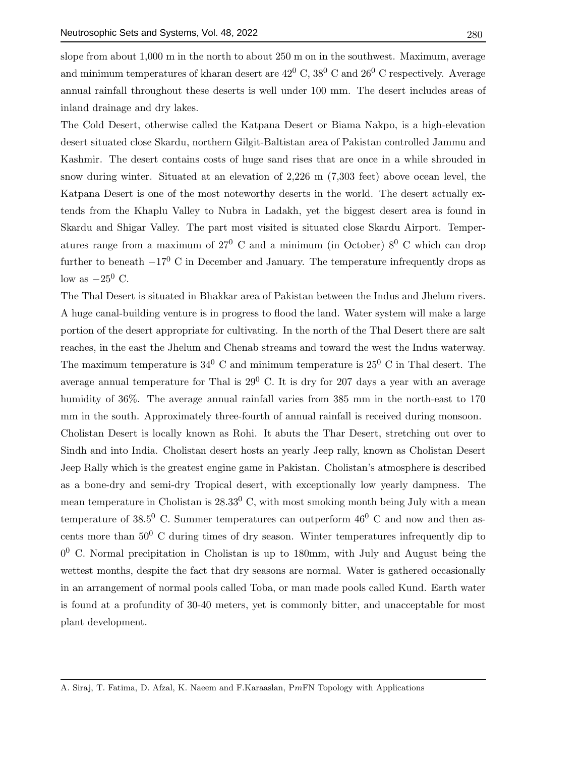slope from about 1,000 m in the north to about 250 m on in the southwest. Maximum, average and minimum temperatures of kharan desert are $42^0$ C, $38^0$ C and $26^0$ C respectively. Average annual rainfall throughout these deserts is well under 100 mm. The desert includes areas of inland drainage and dry lakes.

The Cold Desert, otherwise called the Katpana Desert or Biama Nakpo, is a high-elevation desert situated close Skardu, northern Gilgit-Baltistan area of Pakistan controlled Jammu and Kashmir. The desert contains costs of huge sand rises that are once in a while shrouded in snow during winter. Situated at an elevation of 2,226 m (7,303 feet) above ocean level, the Katpana Desert is one of the most noteworthy deserts in the world. The desert actually extends from the Khaplu Valley to Nubra in Ladakh, yet the biggest desert area is found in Skardu and Shigar Valley. The part most visited is situated close Skardu Airport. Temperatures range from a maximum of $27^0$ C and a minimum (in October) $8^0$ C which can drop further to beneath $-17^0$ C in December and January. The temperature infrequently drops as low as $-25^0$ C.

The Thal Desert is situated in Bhakkar area of Pakistan between the Indus and Jhelum rivers. A huge canal-building venture is in progress to flood the land. Water system will make a large portion of the desert appropriate for cultivating. In the north of the Thal Desert there are salt reaches, in the east the Jhelum and Chenab streams and toward the west the Indus waterway. The maximum temperature is $34^0$ C and minimum temperature is $25^0$ C in Thal desert. The average annual temperature for Thal is $29^0$ C. It is dry for 207 days a year with an average humidity of 36%. The average annual rainfall varies from 385 mm in the north-east to 170 mm in the south. Approximately three-fourth of annual rainfall is received during monsoon.

Cholistan Desert is locally known as Rohi. It abuts the Thar Desert, stretching out over to Sindh and into India. Cholistan desert hosts an yearly Jeep rally, known as Cholistan Desert Jeep Rally which is the greatest engine game in Pakistan. Cholistan's atmosphere is described as a bone-dry and semi-dry Tropical desert, with exceptionally low yearly dampness. The mean temperature in Cholistan is $28.33^0$ C, with most smoking month being July with a mean temperature of $38.5^0$ C. Summer temperatures can outperform $46^0$ C and now and then ascents more than $50^0$ C during times of dry season. Winter temperatures infrequently dip to $0^0$ C. Normal precipitation in Cholistan is up to 180mm, with July and August being the wettest months, despite the fact that dry seasons are normal. Water is gathered occasionally in an arrangement of normal pools called Toba, or man made pools called Kund. Earth water is found at a profundity of 30-40 meters, yet is commonly bitter, and unacceptable for most plant development.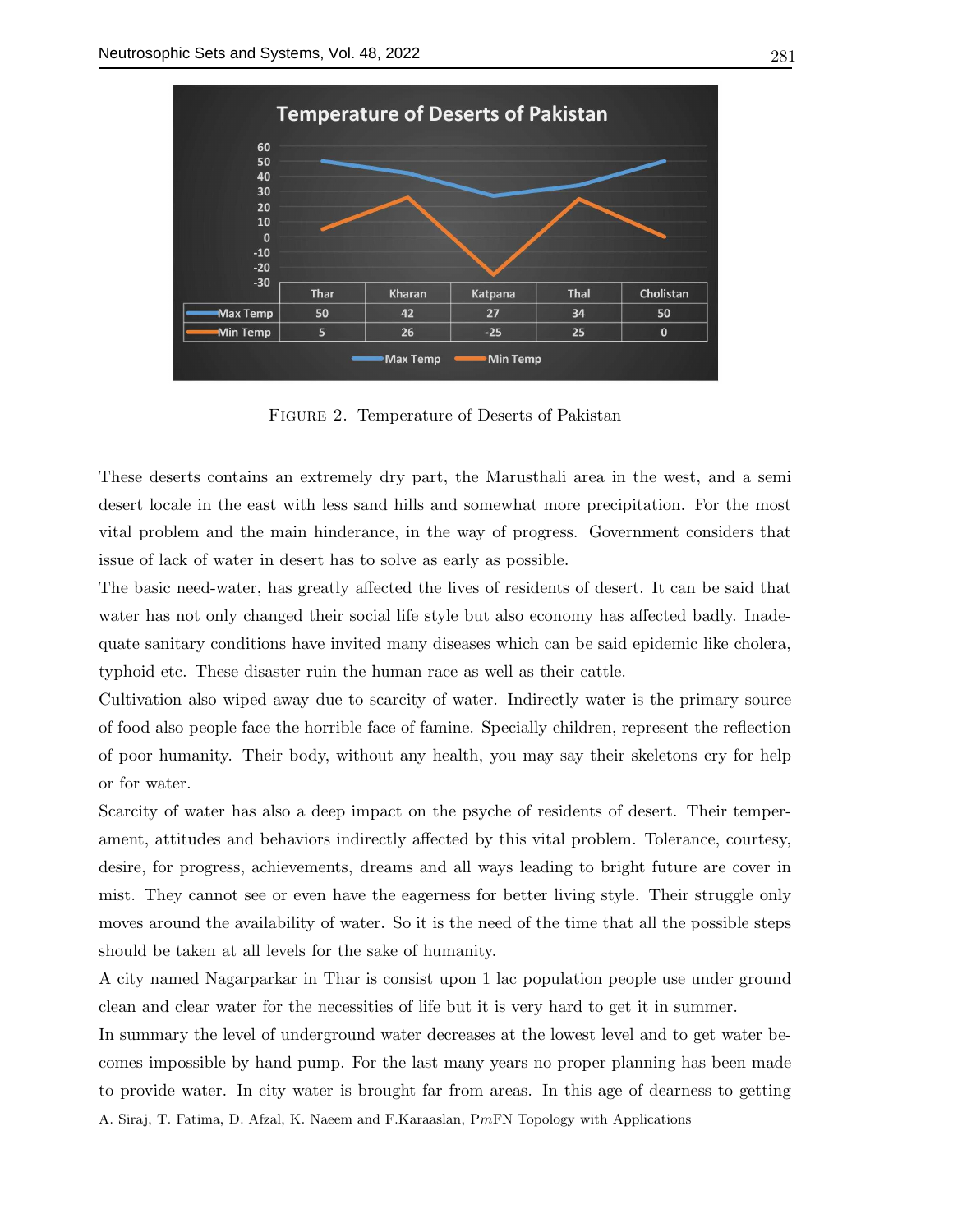**Temperature of Deserts of Pakistan**

| | Thar | Kharan | Katpana | Thal | Cholistan |
|---|---|---|---|---|---|
| Max Temp | 50 | 42 | 27 | 34 | 50 |
| Min Temp | 5 | 26 | -25 | 25 | 0 |

FIGURE 2. Temperature of Deserts of Pakistan

These deserts contains an extremely dry part, the Marusthali area in the west, and a semi desert locale in the east with less sand hills and somewhat more precipitation. For the most vital problem and the main hinderance, in the way of progress. Government considers that issue of lack of water in desert has to solve as early as possible.

The basic need-water, has greatly affected the lives of residents of desert. It can be said that water has not only changed their social life style but also economy has affected badly. Inadequate sanitary conditions have invited many diseases which can be said epidemic like cholera, typhoid etc. These disaster ruin the human race as well as their cattle.

Cultivation also wiped away due to scarcity of water. Indirectly water is the primary source of food also people face the horrible face of famine. Specially children, represent the reflection of poor humanity. Their body, without any health, you may say their skeletons cry for help or for water.

Scarcity of water has also a deep impact on the psyche of residents of desert. Their temperament, attitudes and behaviors indirectly affected by this vital problem. Tolerance, courtesy, desire, for progress, achievements, dreams and all ways leading to bright future are cover in mist. They cannot see or even have the eagerness for better living style. Their struggle only moves around the availability of water. So it is the need of the time that all the possible steps should be taken at all levels for the sake of humanity.

A city named Nagarparkar in Thar is consist upon 1 lac population people use under ground clean and clear water for the necessities of life but it is very hard to get it in summer.

In summary the level of underground water decreases at the lowest level and to get water becomes impossible by hand pump. For the last many years no proper planning has been made to provide water. In city water is brought far from areas. In this age of dearness to getting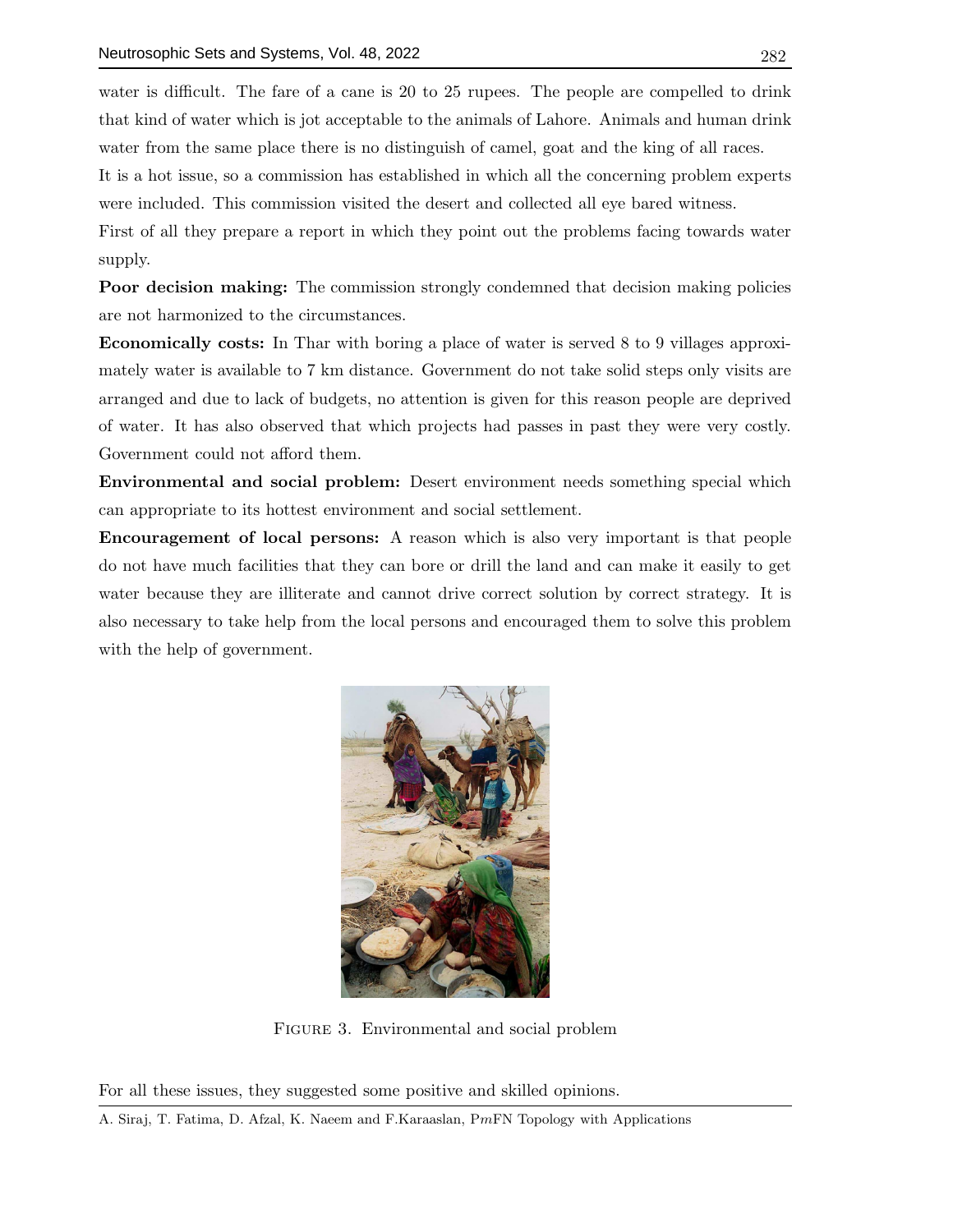water is difficult. The fare of a cane is 20 to 25 rupees. The people are compelled to drink that kind of water which is jot acceptable to the animals of Lahore. Animals and human drink water from the same place there is no distinguish of camel, goat and the king of all races.

It is a hot issue, so a commission has established in which all the concerning problem experts were included. This commission visited the desert and collected all eye bared witness.

First of all they prepare a report in which they point out the problems facing towards water supply.

**Poor decision making:** The commission strongly condemned that decision making policies are not harmonized to the circumstances.

**Economically costs:** In Thar with boring a place of water is served 8 to 9 villages approximately water is available to 7 km distance. Government do not take solid steps only visits are arranged and due to lack of budgets, no attention is given for this reason people are deprived of water. It has also observed that which projects had passes in past they were very costly. Government could not afford them.

**Environmental and social problem:** Desert environment needs something special which can appropriate to its hottest environment and social settlement.

**Encouragement of local persons:** A reason which is also very important is that people do not have much facilities that they can bore or drill the land and can make it easily to get water because they are illiterate and cannot drive correct solution by correct strategy. It is also necessary to take help from the local persons and encouraged them to solve this problem with the help of government.

FIGURE 3. Environmental and social problem

For all these issues, they suggested some positive and skilled opinions.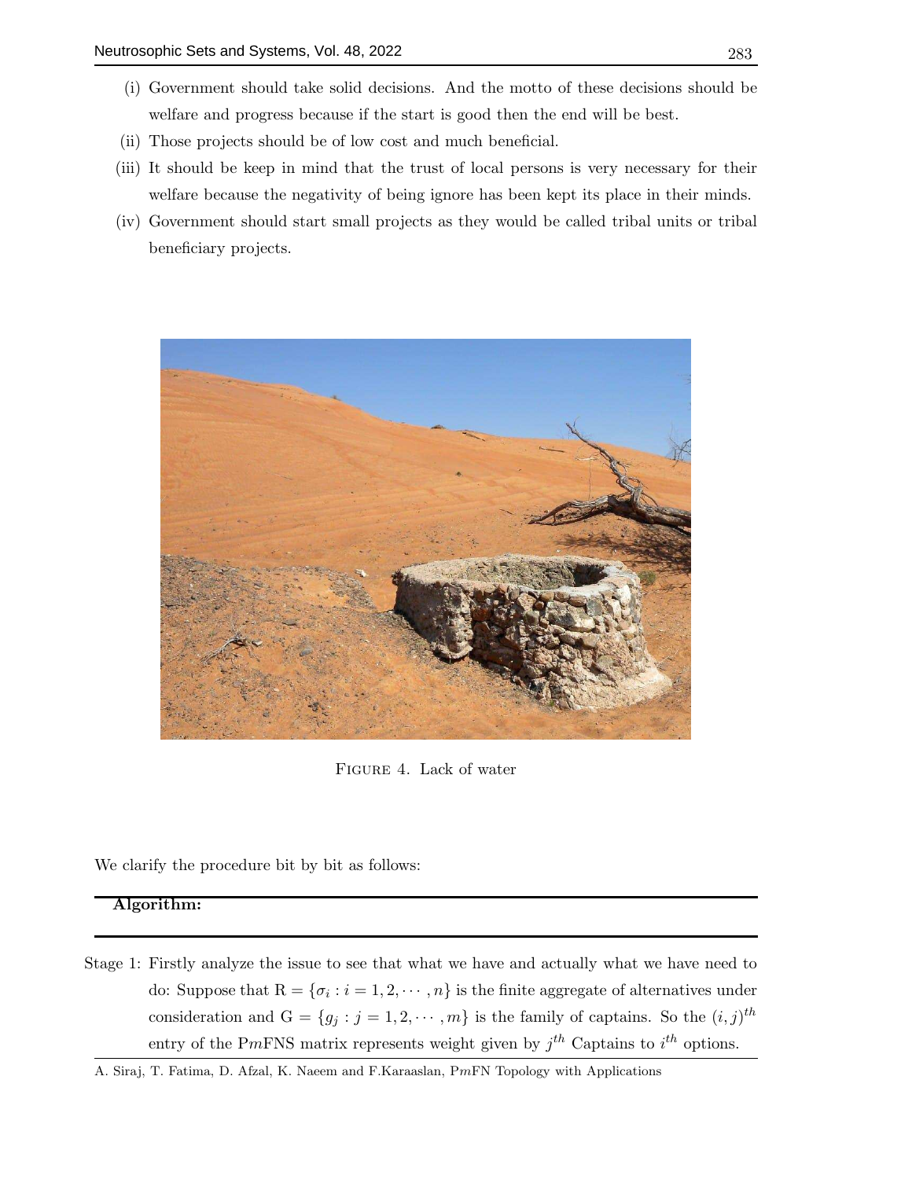(i) Government should take solid decisions. And the motto of these decisions should be welfare and progress because if the start is good then the end will be best.

(ii) Those projects should be of low cost and much beneficial.

(iii) It should be keep in mind that the trust of local persons is very necessary for their welfare because the negativity of being ignore has been kept its place in their minds.

(iv) Government should start small projects as they would be called tribal units or tribal beneficiary projects.

FIGURE 4. Lack of water

We clarify the procedure bit by bit as follows:

---

**Algorithm:**

---

Stage 1: Firstly analyze the issue to see that what we have and actually what we have need to do: Suppose that $\mathrm{R} = \{\sigma_i : i = 1, 2, \cdots, n\}$ is the finite aggregate of alternatives under consideration and $\mathrm{G} = \{g_j : j = 1, 2, \cdots, m\}$ is the family of captains. So the $(i, j)^{th}$ entry of the P$m$FNS matrix represents weight given by $j^{th}$ Captains to $i^{th}$ options.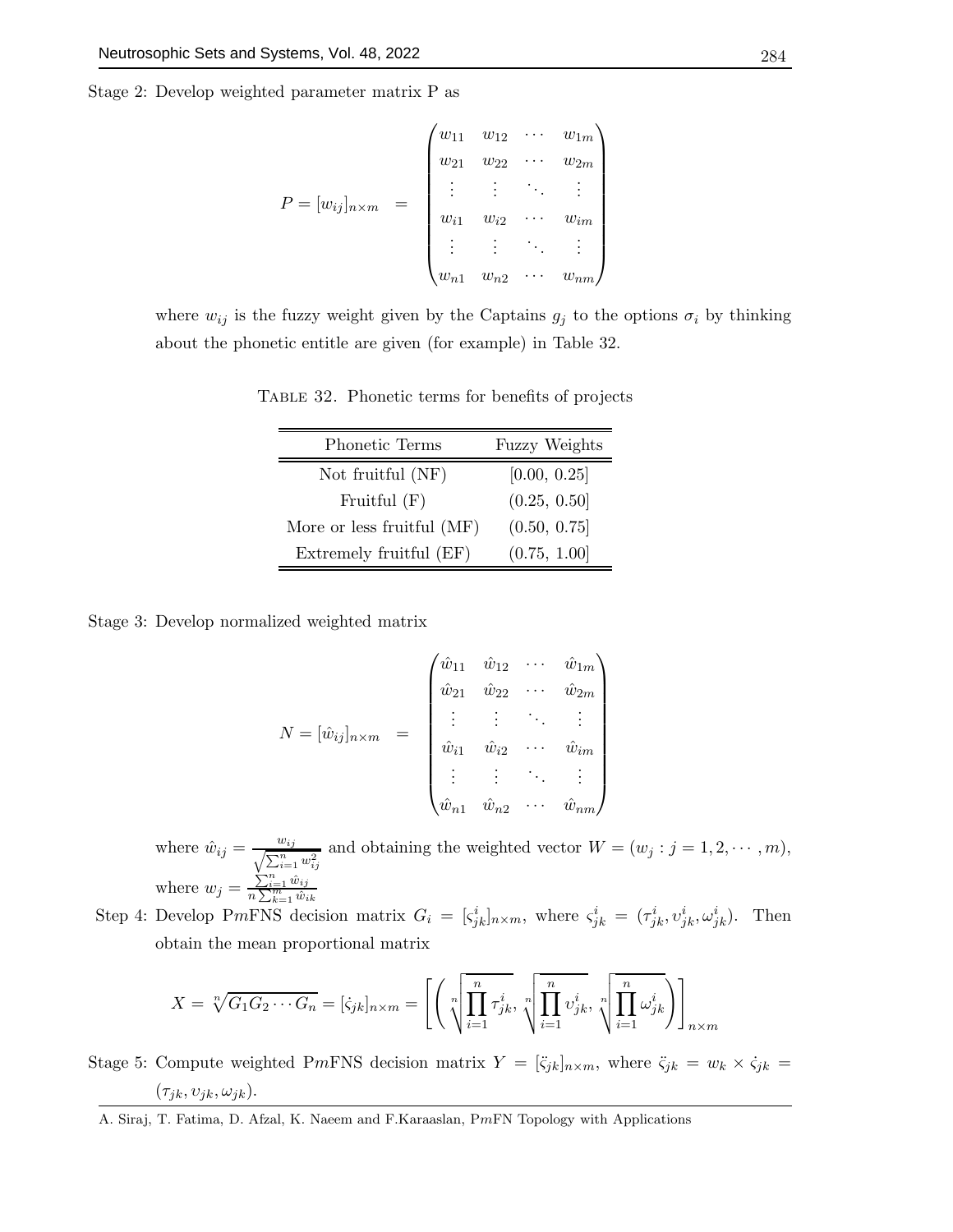Stage 2: Develop weighted parameter matrix P as

$$P = [w_{ij}]_{n\times m} \;\;=\;\; \begin{pmatrix} w_{11} & w_{12} & \cdots & w_{1m} \\ w_{21} & w_{22} & \cdots & w_{2m} \\ \vdots & \vdots & \ddots & \vdots \\ w_{i1} & w_{i2} & \cdots & w_{im} \\ \vdots & \vdots & \ddots & \vdots \\ w_{n1} & w_{n2} & \cdots & w_{nm} \end{pmatrix}$$

where $w_{ij}$ is the fuzzy weight given by the Captains $g_j$ to the options $\sigma_i$ by thinking about the phonetic entitle are given (for example) in Table 32.

TABLE 32. Phonetic terms for benefits of projects

| Phonetic Terms | Fuzzy Weights |
|---|---|
| Not fruitful (NF) | [0.00, 0.25] |
| Fruitful (F) | (0.25, 0.50] |
| More or less fruitful (MF) | (0.50, 0.75] |
| Extremely fruitful (EF) | (0.75, 1.00] |

Stage 3: Develop normalized weighted matrix

$$N = [\hat{w}_{ij}]_{n\times m} \;\;=\;\; \begin{pmatrix} \hat{w}_{11} & \hat{w}_{12} & \cdots & \hat{w}_{1m} \\ \hat{w}_{21} & \hat{w}_{22} & \cdots & \hat{w}_{2m} \\ \vdots & \vdots & \ddots & \vdots \\ \hat{w}_{i1} & \hat{w}_{i2} & \cdots & \hat{w}_{im} \\ \vdots & \vdots & \ddots & \vdots \\ \hat{w}_{n1} & \hat{w}_{n2} & \cdots & \hat{w}_{nm} \end{pmatrix}$$

where $\hat{w}_{ij} = \frac{w_{ij}}{\sqrt{\sum_{i=1}^{n} w_{ij}^2}}$ and obtaining the weighted vector $W = (w_j : j = 1, 2, \cdots, m)$, where $w_j = \frac{\sum_{i=1}^{n} \hat{w}_{ij}}{n\sum_{k=1}^{m} \hat{w}_{ik}}$

Step 4: Develop P$m$FNS decision matrix $G_i = [\varsigma_{jk}^i]_{n\times m}$, where $\varsigma_{jk}^i = (\tau_{jk}^i, \upsilon_{jk}^i, \omega_{jk}^i)$. Then obtain the mean proportional matrix

$$X = \sqrt[n]{G_1 G_2 \cdots G_n} = [\dot{\varsigma}_{jk}]_{n\times m} = \left[ \left( \sqrt[n]{\prod_{i=1}^{n} \tau_{jk}^i}, \sqrt[n]{\prod_{i=1}^{n} \upsilon_{jk}^i}, \sqrt[n]{\prod_{i=1}^{n} \omega_{jk}^i} \right) \right]_{n\times m}$$

Stage 5: Compute weighted P$m$FNS decision matrix $Y = [\ddot{\varsigma}_{jk}]_{n\times m}$, where $\ddot{\varsigma}_{jk} = w_k \times \dot{\varsigma}_{jk} = (\tau_{jk}, \upsilon_{jk}, \omega_{jk})$.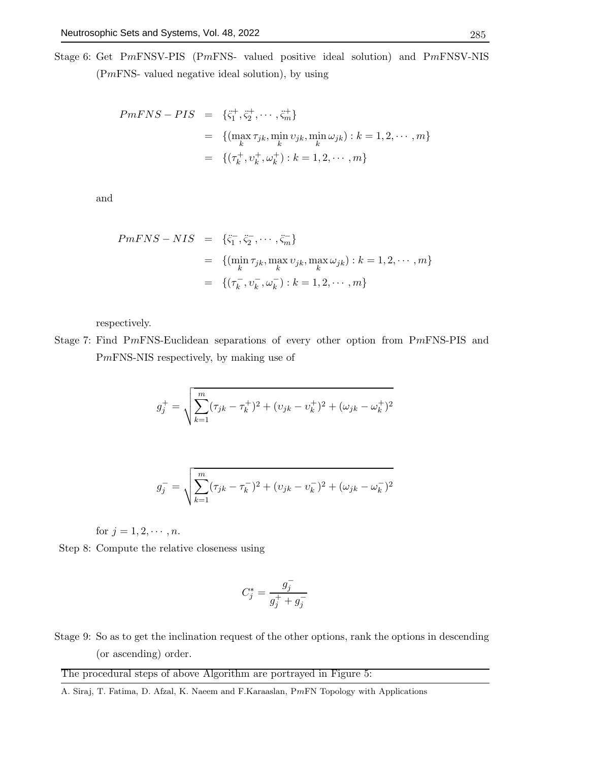Stage 6: Get P$m$FNSV-PIS (P$m$FNS- valued positive ideal solution) and P$m$FNSV-NIS (P$m$FNS- valued negative ideal solution), by using

$$
\begin{aligned}
PmFNS-PIS &= \{\ddot{\varsigma}_1^+, \ddot{\varsigma}_2^+, \cdots, \ddot{\varsigma}_m^+\} \\
&= \{(\max_k \tau_{jk}, \min_k \upsilon_{jk}, \min_k \omega_{jk}) : k = 1, 2, \cdots, m\} \\
&= \{(\tau_k^+, \upsilon_k^+, \omega_k^+) : k = 1, 2, \cdots, m\}
\end{aligned}
$$

and

$$
\begin{aligned}
PmFNS-NIS &= \{\ddot{\varsigma}_1^-, \ddot{\varsigma}_2^-, \cdots, \ddot{\varsigma}_m^-\} \\
&= \{(\min_k \tau_{jk}, \max_k \upsilon_{jk}, \max_k \omega_{jk}) : k = 1, 2, \cdots, m\} \\
&= \{(\tau_k^-, \upsilon_k^-, \omega_k^-) : k = 1, 2, \cdots, m\}
\end{aligned}
$$

respectively.

Stage 7: Find P$m$FNS-Euclidean separations of every other option from P$m$FNS-PIS and P$m$FNS-NIS respectively, by making use of

$$
g_j^+ = \sqrt{\sum_{k=1}^{m} (\tau_{jk} - \tau_k^+)^2 + (\upsilon_{jk} - \upsilon_k^+)^2 + (\omega_{jk} - \omega_k^+)^2}
$$

$$
g_j^- = \sqrt{\sum_{k=1}^{m} (\tau_{jk} - \tau_k^-)^2 + (\upsilon_{jk} - \upsilon_k^-)^2 + (\omega_{jk} - \omega_k^-)^2}
$$

for $j = 1, 2, \cdots, n$.

Step 8: Compute the relative closeness using

$$
C_j^* = \frac{g_j^-}{g_j^+ + g_j^-}
$$

Stage 9: So as to get the inclination request of the other options, rank the options in descending (or ascending) order.

The procedural steps of above Algorithm are portrayed in Figure 5: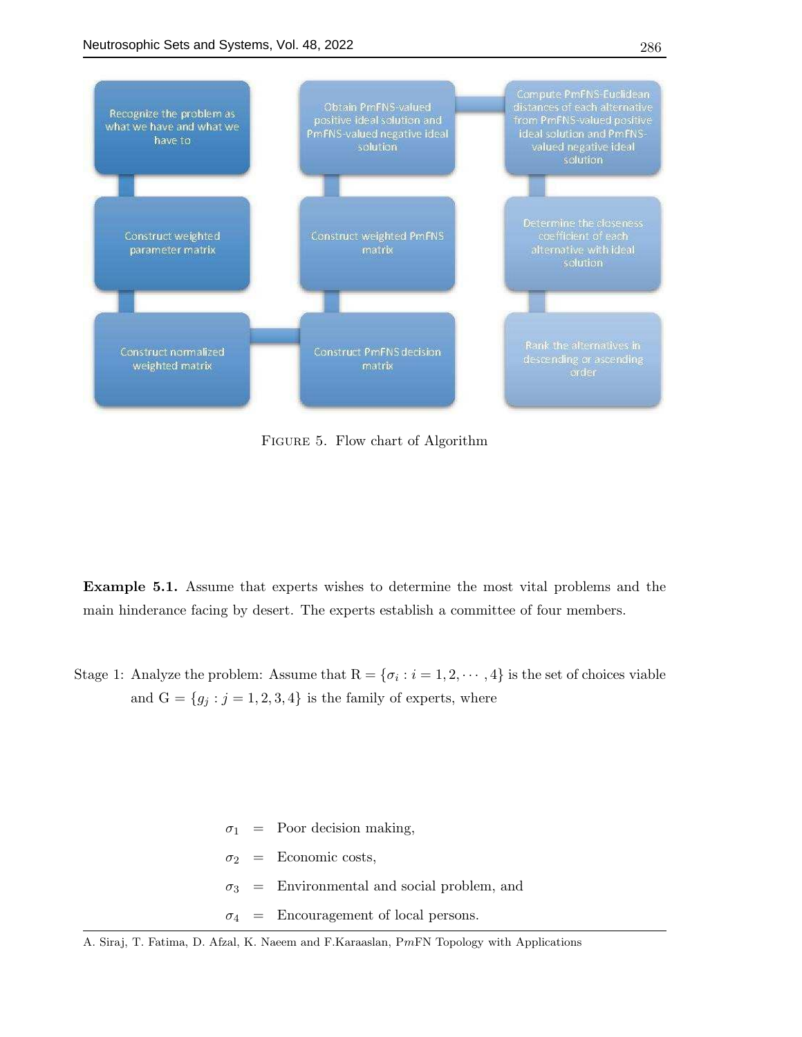1. Recognize the problem as what we have and what we have to
2. Construct weighted parameter matrix
3. Construct normalized weighted matrix
4. Construct PmFNS decision matrix
5. Construct weighted PmFNS matrix
6. Obtain PmFNS-valued positive ideal solution and PmFNS-valued negative ideal solution
7. Compute PmFNS-Euclidean distances of each alternative from PmFNS-valued positive ideal solution and PmFNS-valued negative ideal solution
8. Determine the closeness coefficient of each alternative with ideal solution
9. Rank the alternatives in descending or ascending order

FIGURE 5. Flow chart of Algorithm

**Example 5.1.** Assume that experts wishes to determine the most vital problems and the main hinderance facing by desert. The experts establish a committee of four members.

Stage 1: Analyze the problem: Assume that $\mathrm{R} = \{\sigma_i : i = 1, 2, \cdots, 4\}$ is the set of choices viable and $\mathrm{G} = \{g_j : j = 1, 2, 3, 4\}$ is the family of experts, where

$$
\begin{aligned}
\sigma_1 &= \text{Poor decision making,} \\
\sigma_2 &= \text{Economic costs,} \\
\sigma_3 &= \text{Environmental and social problem, and} \\
\sigma_4 &= \text{Encouragement of local persons.}
\end{aligned}
$$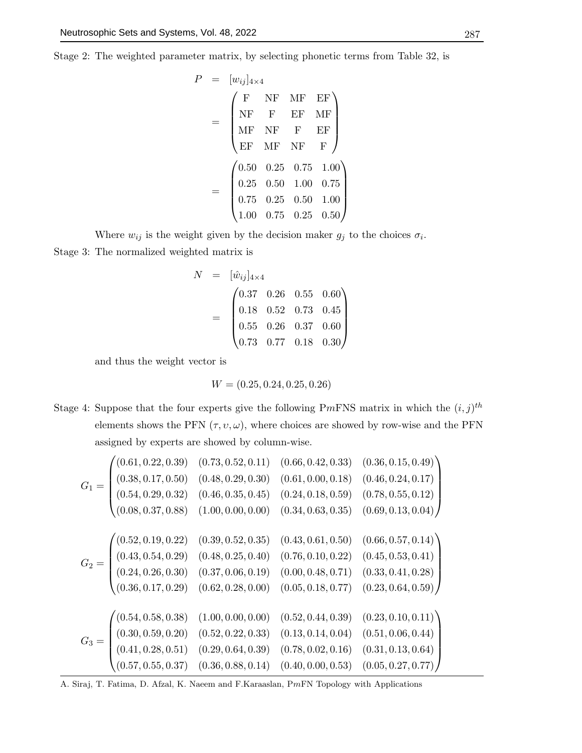Stage 2: The weighted parameter matrix, by selecting phonetic terms from Table 32, is

$$
\begin{aligned}
P &= [w_{ij}]_{4\times 4} \\
&= \begin{pmatrix} \text{F} & \text{NF} & \text{MF} & \text{EF} \\ \text{NF} & \text{F} & \text{EF} & \text{MF} \\ \text{MF} & \text{NF} & \text{F} & \text{EF} \\ \text{EF} & \text{MF} & \text{NF} & \text{F} \end{pmatrix} \\
&= \begin{pmatrix} 0.50 & 0.25 & 0.75 & 1.00 \\ 0.25 & 0.50 & 1.00 & 0.75 \\ 0.75 & 0.25 & 0.50 & 1.00 \\ 1.00 & 0.75 & 0.25 & 0.50 \end{pmatrix}
\end{aligned}
$$

Where $w_{ij}$ is the weight given by the decision maker $g_j$ to the choices $\sigma_i$.

Stage 3: The normalized weighted matrix is

$$
\begin{aligned}
N &= [\hat{w}_{ij}]_{4\times 4} \\
&= \begin{pmatrix} 0.37 & 0.26 & 0.55 & 0.60 \\ 0.18 & 0.52 & 0.73 & 0.45 \\ 0.55 & 0.26 & 0.37 & 0.60 \\ 0.73 & 0.77 & 0.18 & 0.30 \end{pmatrix}
\end{aligned}
$$

and thus the weight vector is

$$
W = (0.25, 0.24, 0.25, 0.26)
$$

Stage 4: Suppose that the four experts give the following P$m$FNS matrix in which the $(i,j)^{th}$ elements shows the PFN $(\tau, \upsilon, \omega)$, where choices are showed by row-wise and the PFN assigned by experts are showed by column-wise.

$$
G_1 = \begin{pmatrix} (0.61, 0.22, 0.39) & (0.73, 0.52, 0.11) & (0.66, 0.42, 0.33) & (0.36, 0.15, 0.49) \\ (0.38, 0.17, 0.50) & (0.48, 0.29, 0.30) & (0.61, 0.00, 0.18) & (0.46, 0.24, 0.17) \\ (0.54, 0.29, 0.32) & (0.46, 0.35, 0.45) & (0.24, 0.18, 0.59) & (0.78, 0.55, 0.12) \\ (0.08, 0.37, 0.88) & (1.00, 0.00, 0.00) & (0.34, 0.63, 0.35) & (0.69, 0.13, 0.04) \end{pmatrix}
$$

$$
G_2 = \begin{pmatrix} (0.52, 0.19, 0.22) & (0.39, 0.52, 0.35) & (0.43, 0.61, 0.50) & (0.66, 0.57, 0.14) \\ (0.43, 0.54, 0.29) & (0.48, 0.25, 0.40) & (0.76, 0.10, 0.22) & (0.45, 0.53, 0.41) \\ (0.24, 0.26, 0.30) & (0.37, 0.06, 0.19) & (0.00, 0.48, 0.71) & (0.33, 0.41, 0.28) \\ (0.36, 0.17, 0.29) & (0.62, 0.28, 0.00) & (0.05, 0.18, 0.77) & (0.23, 0.64, 0.59) \end{pmatrix}
$$

$$
G_3 = \begin{pmatrix} (0.54, 0.58, 0.38) & (1.00, 0.00, 0.00) & (0.52, 0.44, 0.39) & (0.23, 0.10, 0.11) \\ (0.30, 0.59, 0.20) & (0.52, 0.22, 0.33) & (0.13, 0.14, 0.04) & (0.51, 0.06, 0.44) \\ (0.41, 0.28, 0.51) & (0.29, 0.64, 0.39) & (0.78, 0.02, 0.16) & (0.31, 0.13, 0.64) \\ (0.57, 0.55, 0.37) & (0.36, 0.88, 0.14) & (0.40, 0.00, 0.53) & (0.05, 0.27, 0.77) \end{pmatrix}
$$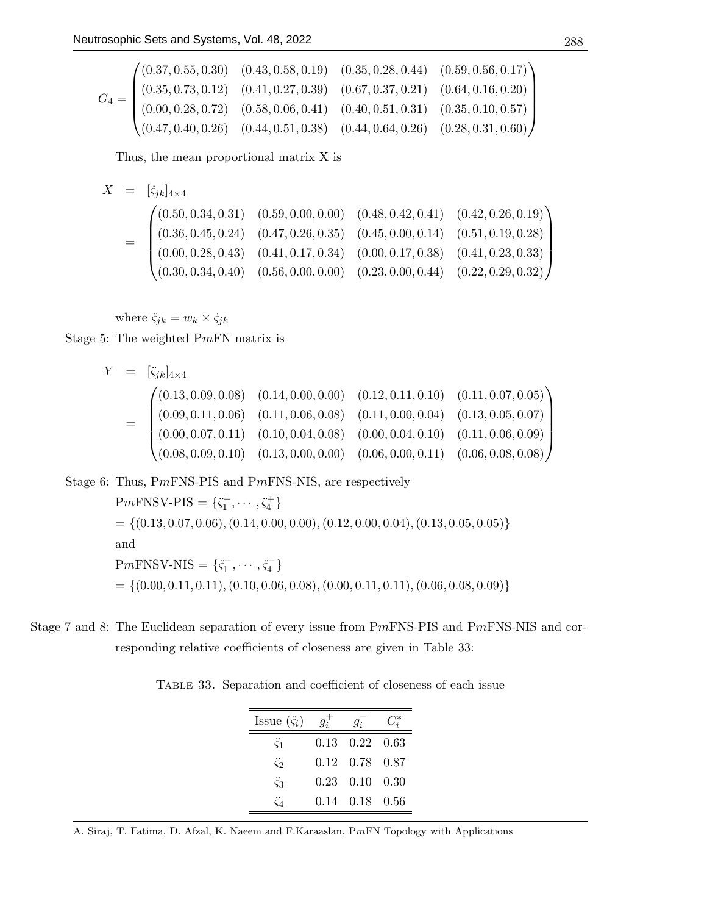$$G_4 = \begin{pmatrix} (0.37, 0.55, 0.30) & (0.43, 0.58, 0.19) & (0.35, 0.28, 0.44) & (0.59, 0.56, 0.17) \\ (0.35, 0.73, 0.12) & (0.41, 0.27, 0.39) & (0.67, 0.37, 0.21) & (0.64, 0.16, 0.20) \\ (0.00, 0.28, 0.72) & (0.58, 0.06, 0.41) & (0.40, 0.51, 0.31) & (0.35, 0.10, 0.57) \\ (0.47, 0.40, 0.26) & (0.44, 0.51, 0.38) & (0.44, 0.64, 0.26) & (0.28, 0.31, 0.60) \end{pmatrix}$$

Thus, the mean proportional matrix X is

$$\begin{aligned} X &= [\dot{\varsigma}_{jk}]_{4\times 4} \\ &= \begin{pmatrix} (0.50, 0.34, 0.31) & (0.59, 0.00, 0.00) & (0.48, 0.42, 0.41) & (0.42, 0.26, 0.19) \\ (0.36, 0.45, 0.24) & (0.47, 0.26, 0.35) & (0.45, 0.00, 0.14) & (0.51, 0.19, 0.28) \\ (0.00, 0.28, 0.43) & (0.41, 0.17, 0.34) & (0.00, 0.17, 0.38) & (0.41, 0.23, 0.33) \\ (0.30, 0.34, 0.40) & (0.56, 0.00, 0.00) & (0.23, 0.00, 0.44) & (0.22, 0.29, 0.32) \end{pmatrix} \end{aligned}$$

where $\ddot{\varsigma}_{jk} = w_k \times \dot{\varsigma}_{jk}$

Stage 5: The weighted P$m$FN matrix is

$$\begin{aligned} Y &= [\ddot{\varsigma}_{jk}]_{4\times 4} \\ &= \begin{pmatrix} (0.13, 0.09, 0.08) & (0.14, 0.00, 0.00) & (0.12, 0.11, 0.10) & (0.11, 0.07, 0.05) \\ (0.09, 0.11, 0.06) & (0.11, 0.06, 0.08) & (0.11, 0.00, 0.04) & (0.13, 0.05, 0.07) \\ (0.00, 0.07, 0.11) & (0.10, 0.04, 0.08) & (0.00, 0.04, 0.10) & (0.11, 0.06, 0.09) \\ (0.08, 0.09, 0.10) & (0.13, 0.00, 0.00) & (0.06, 0.00, 0.11) & (0.06, 0.08, 0.08) \end{pmatrix} \end{aligned}$$

Stage 6: Thus, P$m$FNS-PIS and P$m$FNS-NIS, are respectively

P$m$FNSV-PIS $= \{\ddot{\varsigma}_1^+, \cdots, \ddot{\varsigma}_4^+\}$

$= \{(0.13, 0.07, 0.06), (0.14, 0.00, 0.00), (0.12, 0.00, 0.04), (0.13, 0.05, 0.05)\}$

and

P$m$FNSV-NIS $= \{\ddot{\varsigma}_1^-, \cdots, \ddot{\varsigma}_4^-\}$

$= \{(0.00, 0.11, 0.11), (0.10, 0.06, 0.08), (0.00, 0.11, 0.11), (0.06, 0.08, 0.09)\}$

Stage 7 and 8: The Euclidean separation of every issue from P$m$FNS-PIS and P$m$FNS-NIS and corresponding relative coefficients of closeness are given in Table 33:

TABLE 33. Separation and coefficient of closeness of each issue

| Issue ($\ddot{\varsigma}_i$) | $g_i^+$ | $g_i^-$ | $C_i^*$ |
|---|---|---|---|
| $\ddot{\varsigma}_1$ | 0.13 | 0.22 | 0.63 |
| $\ddot{\varsigma}_2$ | 0.12 | 0.78 | 0.87 |
| $\ddot{\varsigma}_3$ | 0.23 | 0.10 | 0.30 |
| $\ddot{\varsigma}_4$ | 0.14 | 0.18 | 0.56 |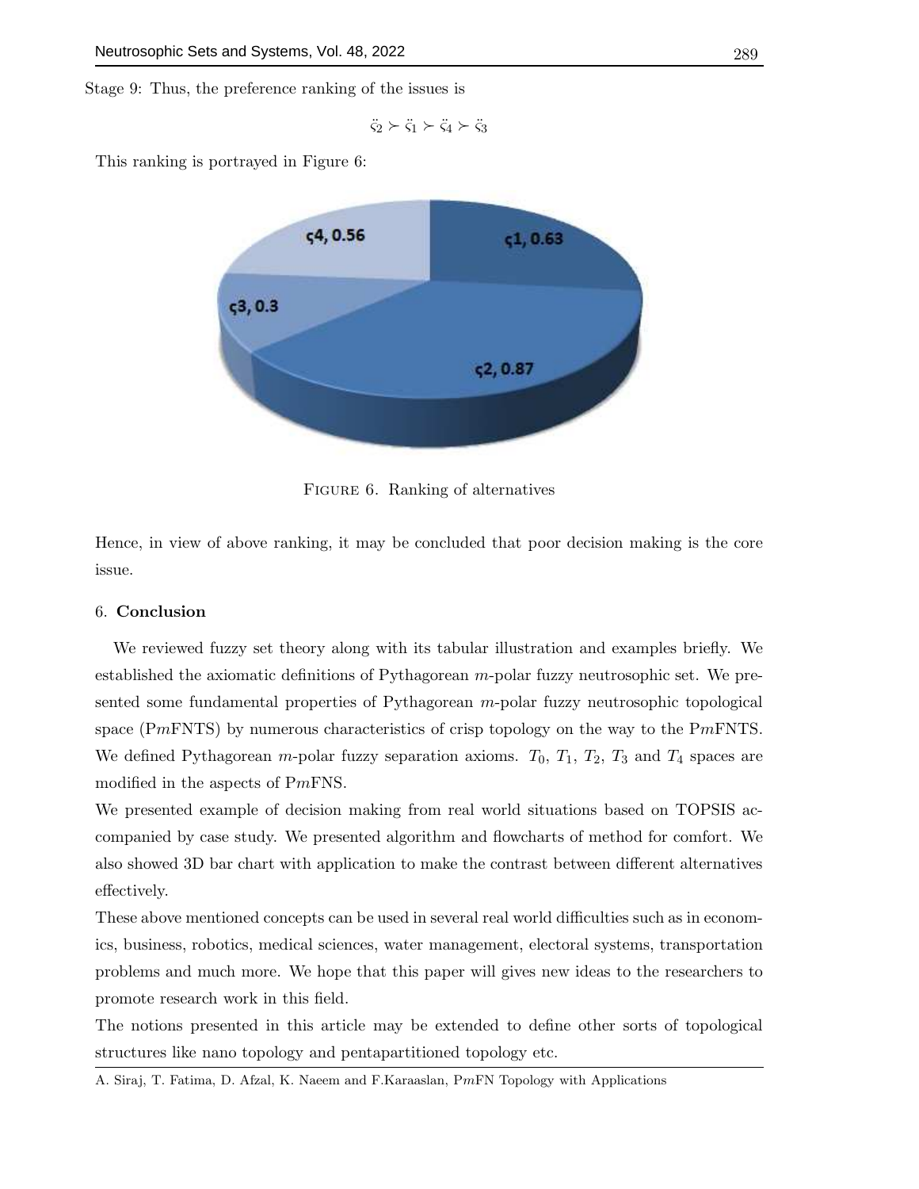Stage 9: Thus, the preference ranking of the issues is

$$\ddot{\varsigma}_2 \succ \ddot{\varsigma}_1 \succ \ddot{\varsigma}_4 \succ \ddot{\varsigma}_3$$

This ranking is portrayed in Figure 6:

FIGURE 6. Ranking of alternatives

Hence, in view of above ranking, it may be concluded that poor decision making is the core issue.

## 6. Conclusion

We reviewed fuzzy set theory along with its tabular illustration and examples briefly. We established the axiomatic definitions of Pythagorean $m$-polar fuzzy neutrosophic set. We presented some fundamental properties of Pythagorean $m$-polar fuzzy neutrosophic topological space (P$m$FNTS) by numerous characteristics of crisp topology on the way to the P$m$FNTS. We defined Pythagorean $m$-polar fuzzy separation axioms. $T_0$, $T_1$, $T_2$, $T_3$ and $T_4$ spaces are modified in the aspects of P$m$FNS.

We presented example of decision making from real world situations based on TOPSIS accompanied by case study. We presented algorithm and flowcharts of method for comfort. We also showed 3D bar chart with application to make the contrast between different alternatives effectively.

These above mentioned concepts can be used in several real world difficulties such as in economics, business, robotics, medical sciences, water management, electoral systems, transportation problems and much more. We hope that this paper will gives new ideas to the researchers to promote research work in this field.

The notions presented in this article may be extended to define other sorts of topological structures like nano topology and pentapartitioned topology etc.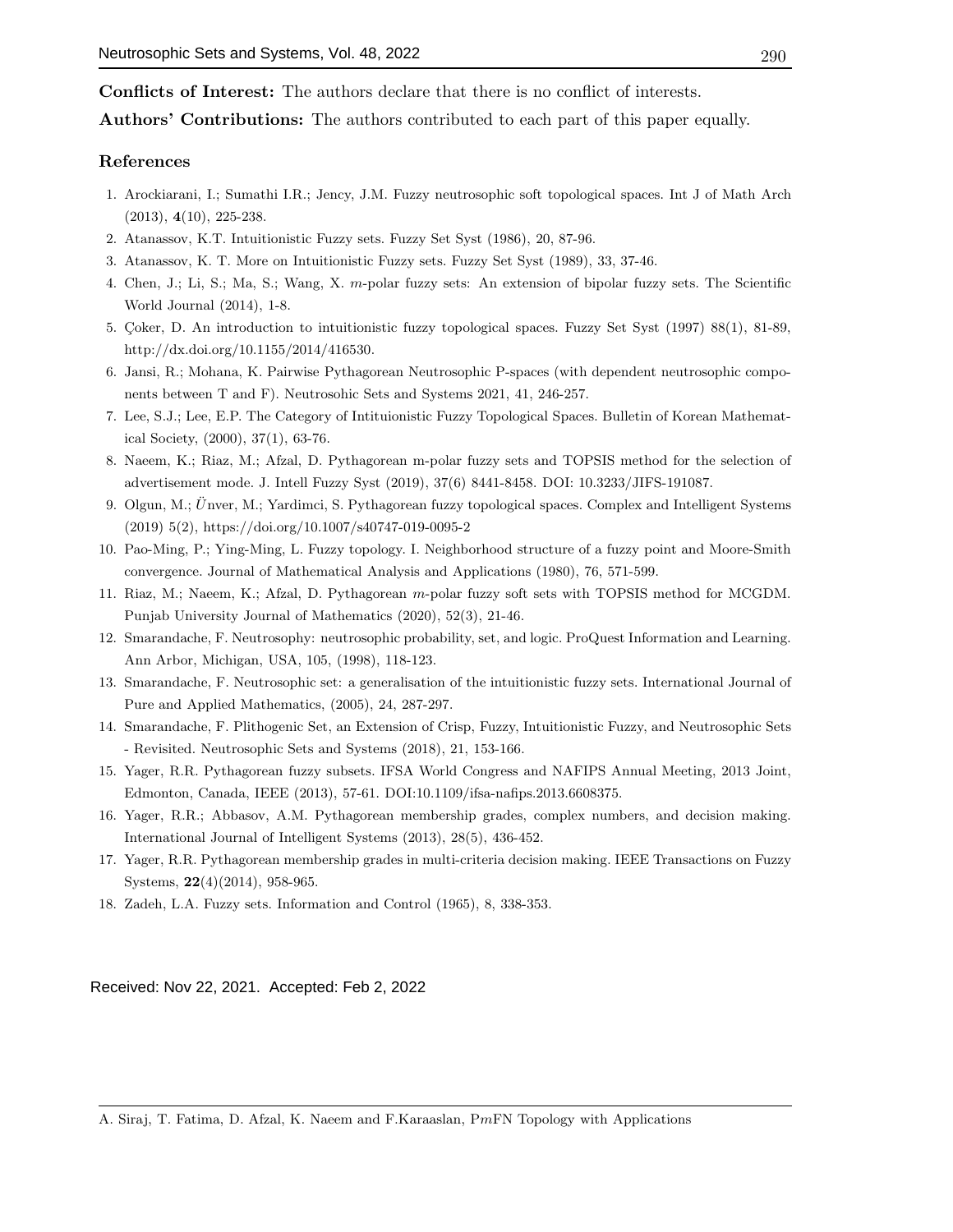**Conflicts of Interest:** The authors declare that there is no conflict of interests.

**Authors' Contributions:** The authors contributed to each part of this paper equally.

### References

1. Arockiarani, I.; Sumathi I.R.; Jency, J.M. Fuzzy neutrosophic soft topological spaces. Int J of Math Arch (2013), **4**(10), 225-238.
2. Atanassov, K.T. Intuitionistic Fuzzy sets. Fuzzy Set Syst (1986), 20, 87-96.
3. Atanassov, K. T. More on Intuitionistic Fuzzy sets. Fuzzy Set Syst (1989), 33, 37-46.
4. Chen, J.; Li, S.; Ma, S.; Wang, X. $m$-polar fuzzy sets: An extension of bipolar fuzzy sets. The Scientific World Journal (2014), 1-8.
5. Çoker, D. An introduction to intuitionistic fuzzy topological spaces. Fuzzy Set Syst (1997) 88(1), 81-89, http://dx.doi.org/10.1155/2014/416530.
6. Jansi, R.; Mohana, K. Pairwise Pythagorean Neutrosophic P-spaces (with dependent neutrosophic components between T and F). Neutrosohic Sets and Systems 2021, 41, 246-257.
7. Lee, S.J.; Lee, E.P. The Category of Intituionistic Fuzzy Topological Spaces. Bulletin of Korean Mathematical Society, (2000), 37(1), 63-76.
8. Naeem, K.; Riaz, M.; Afzal, D. Pythagorean m-polar fuzzy sets and TOPSIS method for the selection of advertisement mode. J. Intell Fuzzy Syst (2019), 37(6) 8441-8458. DOI: 10.3233/JIFS-191087.
9. Olgun, M.; Ünver, M.; Yardimci, S. Pythagorean fuzzy topological spaces. Complex and Intelligent Systems (2019) 5(2), https://doi.org/10.1007/s40747-019-0095-2
10. Pao-Ming, P.; Ying-Ming, L. Fuzzy topology. I. Neighborhood structure of a fuzzy point and Moore-Smith convergence. Journal of Mathematical Analysis and Applications (1980), 76, 571-599.
11. Riaz, M.; Naeem, K.; Afzal, D. Pythagorean $m$-polar fuzzy soft sets with TOPSIS method for MCGDM. Punjab University Journal of Mathematics (2020), 52(3), 21-46.
12. Smarandache, F. Neutrosophy: neutrosophic probability, set, and logic. ProQuest Information and Learning. Ann Arbor, Michigan, USA, 105, (1998), 118-123.
13. Smarandache, F. Neutrosophic set: a generalisation of the intuitionistic fuzzy sets. International Journal of Pure and Applied Mathematics, (2005), 24, 287-297.
14. Smarandache, F. Plithogenic Set, an Extension of Crisp, Fuzzy, Intuitionistic Fuzzy, and Neutrosophic Sets - Revisited. Neutrosophic Sets and Systems (2018), 21, 153-166.
15. Yager, R.R. Pythagorean fuzzy subsets. IFSA World Congress and NAFIPS Annual Meeting, 2013 Joint, Edmonton, Canada, IEEE (2013), 57-61. DOI:10.1109/ifsa-nafips.2013.6608375.
16. Yager, R.R.; Abbasov, A.M. Pythagorean membership grades, complex numbers, and decision making. International Journal of Intelligent Systems (2013), 28(5), 436-452.
17. Yager, R.R. Pythagorean membership grades in multi-criteria decision making. IEEE Transactions on Fuzzy Systems, **22**(4)(2014), 958-965.
18. Zadeh, L.A. Fuzzy sets. Information and Control (1965), 8, 338-353.

Received: Nov 22, 2021. Accepted: Feb 2, 2022